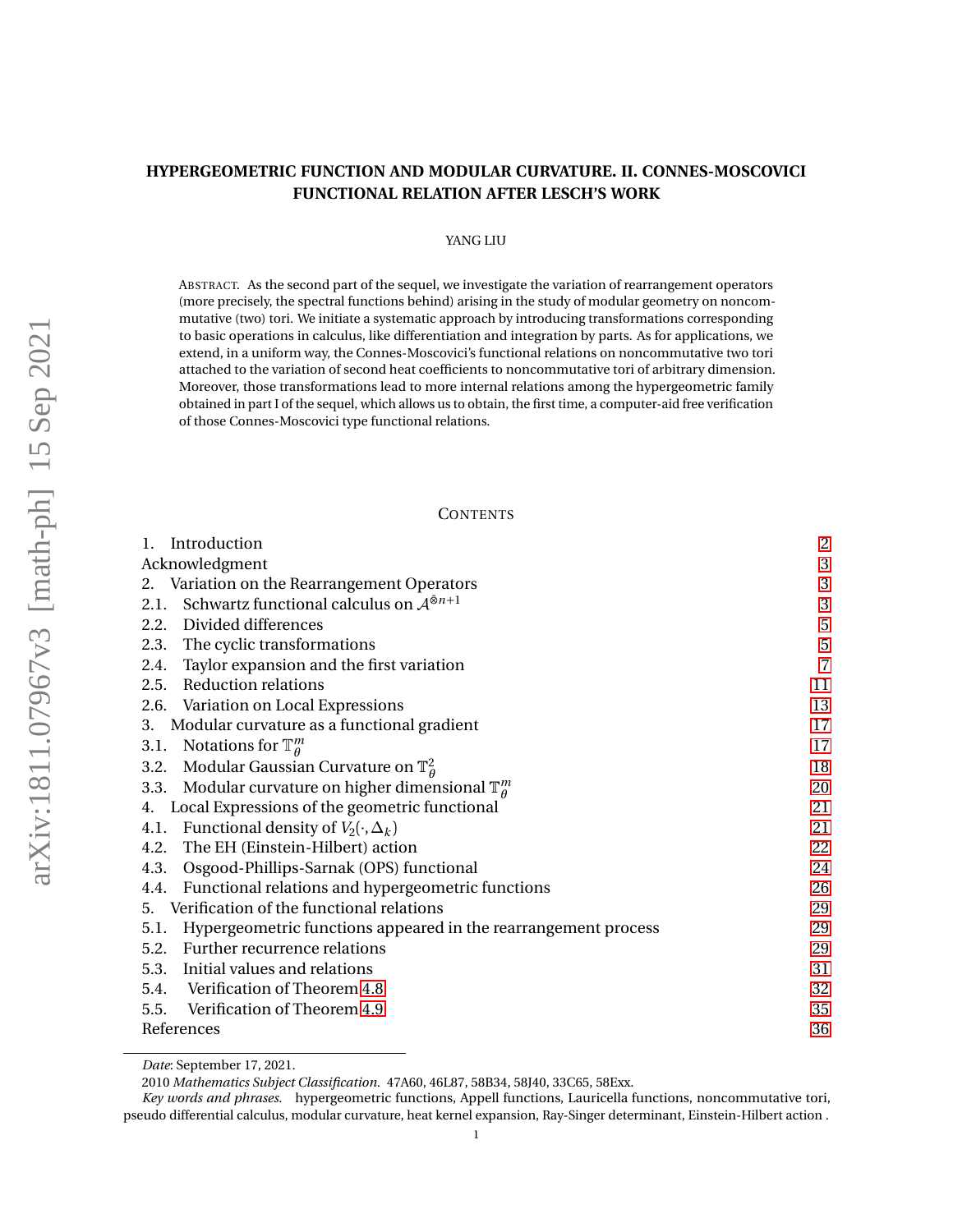# HYPERGEOMETRIC FUNCTION AND MODULAR CURVATURE. II. CONNES-MOSCOVICI FUNCTIONAL RELATION AFTER LESCH'S WORK

YANG LIU

ABSTRACT. As the second part of the sequel, we investigate the variation of rearrangement operators (more precisely, the spectral functions behind) arising in the study of modular geometry on noncommutative (two) tori. We initiate a systematic approach by introducing transformations corresponding to basic operations in calculus, like differentiation and integration by parts. As for applications, we extend, in a uniform way, the Connes-Moscovici's functional relations on noncommutative two tori attached to the variation of second heat coefficients to noncommutative tori of arbitrary dimension. Moreover, those transformations lead to more internal relations among the hypergeometric family obtained in part I of the sequel, which allows us to obtain, the first time, a computer-aid free verification of those Connes-Moscovici type functional relations.

CONTENTS

| | |
|---|---|
| 1. Introduction | 2 |
| Acknowledgment | 3 |
| 2. Variation on the Rearrangement Operators | 3 |
| 2.1. Schwartz functional calculus on $\mathcal{A}^{\bar{\otimes} n+1}$ | 3 |
| 2.2. Divided differences | 5 |
| 2.3. The cyclic transformations | 5 |
| 2.4. Taylor expansion and the first variation | 7 |
| 2.5. Reduction relations | 11 |
| 2.6. Variation on Local Expressions | 13 |
| 3. Modular curvature as a functional gradient | 17 |
| 3.1. Notations for $\mathbb{T}^m_\theta$ | 17 |
| 3.2. Modular Gaussian Curvature on $\mathbb{T}^2_\theta$ | 18 |
| 3.3. Modular curvature on higher dimensional $\mathbb{T}^m_\theta$ | 20 |
| 4. Local Expressions of the geometric functional | 21 |
| 4.1. Functional density of $V_2(\cdot, \Delta_k)$ | 21 |
| 4.2. The EH (Einstein-Hilbert) action | 22 |
| 4.3. Osgood-Phillips-Sarnak (OPS) functional | 24 |
| 4.4. Functional relations and hypergeometric functions | 26 |
| 5. Verification of the functional relations | 29 |
| 5.1. Hypergeometric functions appeared in the rearrangement process | 29 |
| 5.2. Further recurrence relations | 29 |
| 5.3. Initial values and relations | 31 |
| 5.4. Verification of Theorem 4.8 | 32 |
| 5.5. Verification of Theorem 4.9 | 35 |
| References | 36 |

*Date*: September 17, 2021.

2010 *Mathematics Subject Classification.* 47A60, 46L87, 58B34, 58J40, 33C65, 58Exx.

*Key words and phrases.* hypergeometric functions, Appell functions, Lauricella functions, noncommutative tori, pseudo differential calculus, modular curvature, heat kernel expansion, Ray-Singer determinant, Einstein-Hilbert action .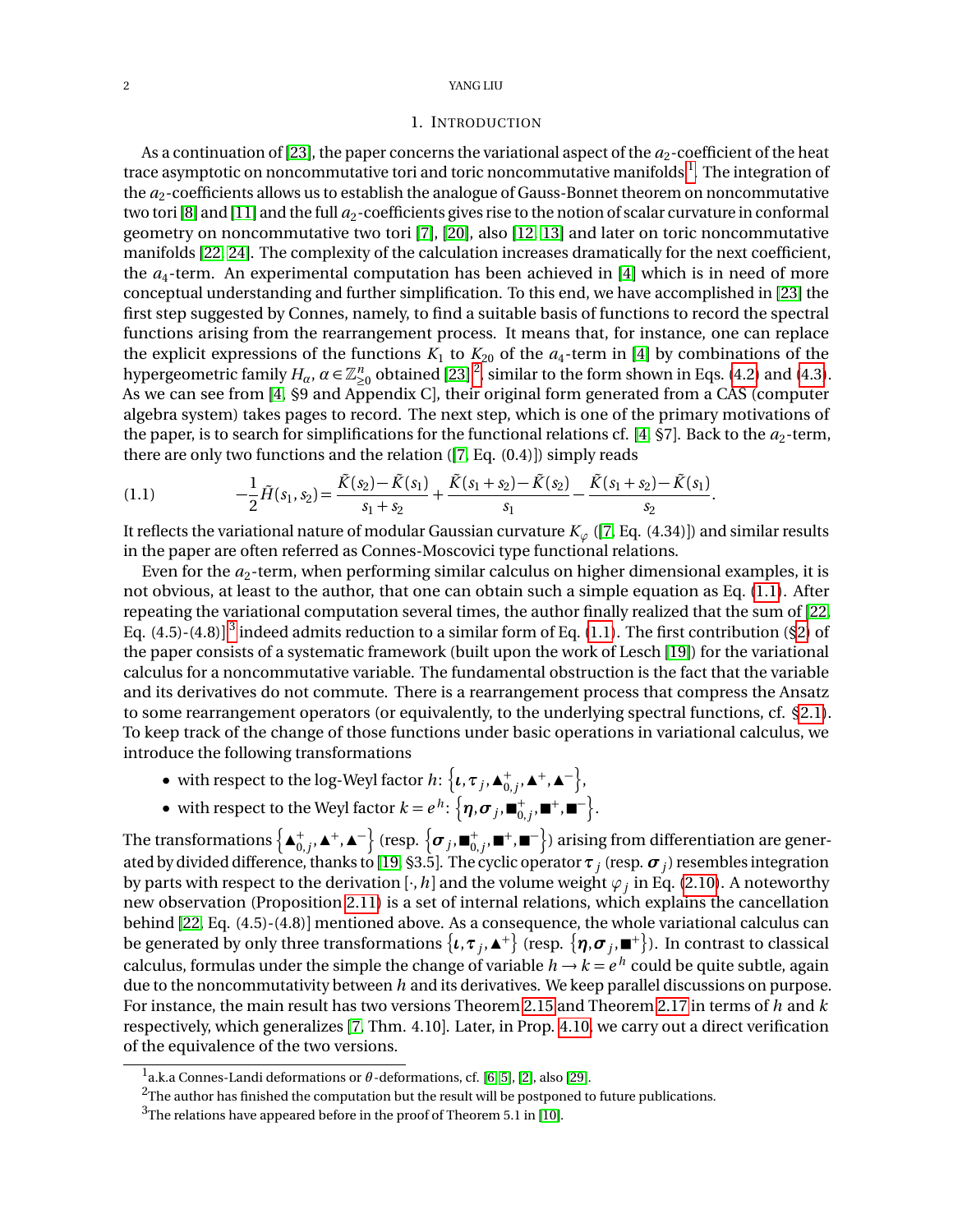## 1. Introduction

As a continuation of [23], the paper concerns the variational aspect of the $a_2$-coefficient of the heat trace asymptotic on noncommutative tori and toric noncommutative manifolds[1]. The integration of the $a_2$-coefficients allows us to establish the analogue of Gauss-Bonnet theorem on noncommutative two tori [8] and [11] and the full $a_2$-coefficients gives rise to the notion of scalar curvature in conformal geometry on noncommutative two tori [7], [20], also [12, 13] and later on toric noncommutative manifolds [22, 24]. The complexity of the calculation increases dramatically for the next coefficient, the $a_4$-term. An experimental computation has been achieved in [4] which is in need of more conceptual understanding and further simplification. To this end, we have accomplished in [23] the first step suggested by Connes, namely, to find a suitable basis of functions to record the spectral functions arising from the rearrangement process. It means that, for instance, one can replace the explicit expressions of the functions $K_1$ to $K_{20}$ of the $a_4$-term in [4] by combinations of the hypergeometric family $H_\alpha$, $\alpha \in \mathbb{Z}^n_{\geq 0}$ obtained [23][2], similar to the form shown in Eqs. (4.2) and (4.3). As we can see from [4, §9 and Appendix C], their original form generated from a CAS (computer algebra system) takes pages to record. The next step, which is one of the primary motivations of the paper, is to search for simplifications for the functional relations cf. [4, §7]. Back to the $a_2$-term, there are only two functions and the relation ([7, Eq. (0.4)]) simply reads

$$
-\frac{1}{2}\tilde{H}(s_1, s_2) = \frac{\tilde{K}(s_2) - \tilde{K}(s_1)}{s_1 + s_2} + \frac{\tilde{K}(s_1 + s_2) - \tilde{K}(s_2)}{s_1} - \frac{\tilde{K}(s_1 + s_2) - \tilde{K}(s_1)}{s_2}. \tag{1.1}
$$

It reflects the variational nature of modular Gaussian curvature $K_\varphi$ ([7, Eq. (4.34)]) and similar results in the paper are often referred as Connes-Moscovici type functional relations.

Even for the $a_2$-term, when performing similar calculus on higher dimensional examples, it is not obvious, at least to the author, that one can obtain such a simple equation as Eq. (1.1). After repeating the variational computation several times, the author finally realized that the sum of [22, Eq. (4.5)-(4.8)][3] indeed admits reduction to a similar form of Eq. (1.1). The first contribution (§2) of the paper consists of a systematic framework (built upon the work of Lesch [19]) for the variational calculus for a noncommutative variable. The fundamental obstruction is the fact that the variable and its derivatives do not commute. There is a rearrangement process that compress the Ansatz to some rearrangement operators (or equivalently, to the underlying spectral functions, cf. §2.1). To keep track of the change of those functions under basic operations in variational calculus, we introduce the following transformations

- with respect to the log-Weyl factor $h$: $\left\{\boldsymbol{\iota}, \boldsymbol{\tau}_j, \blacktriangle^+_{0,j}, \blacktriangle^+, \blacktriangle^-\right\}$,
- with respect to the Weyl factor $k = e^h$: $\left\{\boldsymbol{\eta}, \boldsymbol{\sigma}_j, \blacksquare^+_{0,j}, \blacksquare^+, \blacksquare^-\right\}$.

The transformations $\left\{\blacktriangle^+_{0,j}, \blacktriangle^+, \blacktriangle^-\right\}$ (resp. $\left\{\boldsymbol{\sigma}_j, \blacksquare^+_{0,j}, \blacksquare^+, \blacksquare^-\right\}$) arising from differentiation are generated by divided difference, thanks to [19, §3.5]. The cyclic operator $\boldsymbol{\tau}_j$ (resp. $\boldsymbol{\sigma}_j$) resembles integration by parts with respect to the derivation $[\cdot, h]$ and the volume weight $\varphi_j$ in Eq. (2.10). A noteworthy new observation (Proposition 2.11) is a set of internal relations, which explains the cancellation behind [22, Eq. (4.5)-(4.8)] mentioned above. As a consequence, the whole variational calculus can be generated by only three transformations $\left\{\boldsymbol{\iota}, \boldsymbol{\tau}_j, \blacktriangle^+\right\}$ (resp. $\left\{\boldsymbol{\eta}, \boldsymbol{\sigma}_j, \blacksquare^+\right\}$). In contrast to classical calculus, formulas under the simple the change of variable $h \to k = e^h$ could be quite subtle, again due to the noncommutativity between $h$ and its derivatives. We keep parallel discussions on purpose. For instance, the main result has two versions Theorem 2.15 and Theorem 2.17 in terms of $h$ and $k$ respectively, which generalizes [7, Thm. 4.10]. Later, in Prop. 4.10, we carry out a direct verification of the equivalence of the two versions.

---

[1] a.k.a Connes-Landi deformations or $\theta$-deformations, cf. [6, 5], [2], also [29].

[2] The author has finished the computation but the result will be postponed to future publications.

[3] The relations have appeared before in the proof of Theorem 5.1 in [10].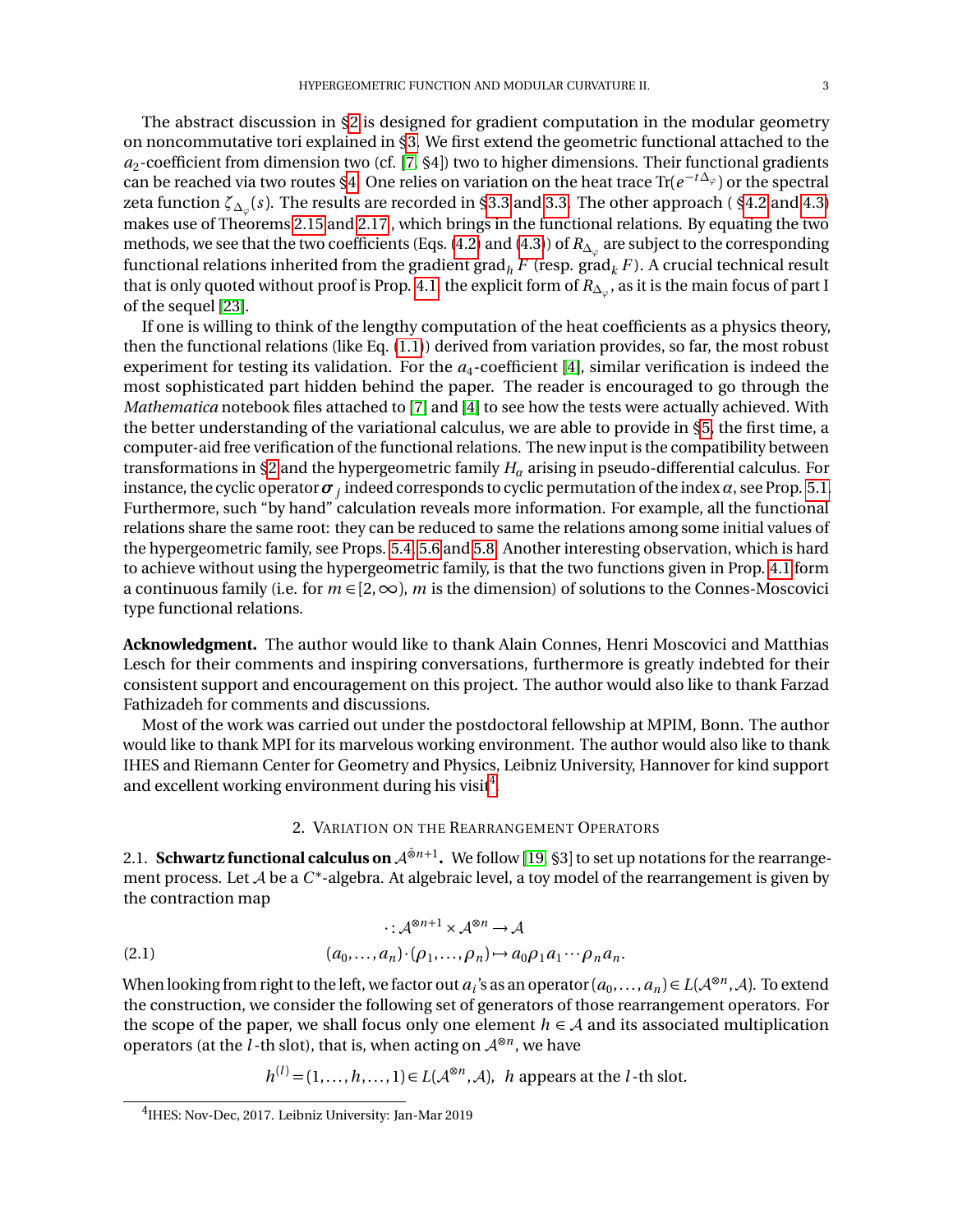The abstract discussion in §2 is designed for gradient computation in the modular geometry on noncommutative tori explained in §3. We first extend the geometric functional attached to the $a_2$-coefficient from dimension two (cf. [7, §4]) two to higher dimensions. Their functional gradients can be reached via two routes §4. One relies on variation on the heat trace $\mathrm{Tr}(e^{-t\Delta_\varphi})$ or the spectral zeta function $\zeta_{\Delta_\varphi}(s)$. The results are recorded in §3.3 and 3.3. The other approach ( §4.2 and 4.3) makes use of Theorems 2.15 and 2.17, which brings in the functional relations. By equating the two methods, we see that the two coefficients (Eqs. (4.2) and (4.3)) of $R_{\Delta_\varphi}$ are subject to the corresponding functional relations inherited from the gradient $\mathrm{grad}_h F$ (resp. $\mathrm{grad}_k F$). A crucial technical result that is only quoted without proof is Prop. 4.1, the explicit form of $R_{\Delta_\varphi}$, as it is the main focus of part I of the sequel [23].

If one is willing to think of the lengthy computation of the heat coefficients as a physics theory, then the functional relations (like Eq. (1.1)) derived from variation provides, so far, the most robust experiment for testing its validation. For the $a_4$-coefficient [4], similar verification is indeed the most sophisticated part hidden behind the paper. The reader is encouraged to go through the *Mathematica* notebook files attached to [7] and [4] to see how the tests were actually achieved. With the better understanding of the variational calculus, we are able to provide in §5, the first time, a computer-aid free verification of the functional relations. The new input is the compatibility between transformations in §2 and the hypergeometric family $H_\alpha$ arising in pseudo-differential calculus. For instance, the cyclic operator $\boldsymbol{\sigma}_j$ indeed corresponds to cyclic permutation of the index $\alpha$, see Prop. 5.1. Furthermore, such "by hand" calculation reveals more information. For example, all the functional relations share the same root: they can be reduced to same the relations among some initial values of the hypergeometric family, see Props. 5.4, 5.6 and 5.8. Another interesting observation, which is hard to achieve without using the hypergeometric family, is that the two functions given in Prop. 4.1 form a continuous family (i.e. for $m \in [2,\infty)$, $m$ is the dimension) of solutions to the Connes-Moscovici type functional relations.

**Acknowledgment.** The author would like to thank Alain Connes, Henri Moscovici and Matthias Lesch for their comments and inspiring conversations, furthermore is greatly indebted for their consistent support and encouragement on this project. The author would also like to thank Farzad Fathizadeh for comments and discussions.

Most of the work was carried out under the postdoctoral fellowship at MPIM, Bonn. The author would like to thank MPI for its marvelous working environment. The author would also like to thank IHES and Riemann Center for Geometry and Physics, Leibniz University, Hannover for kind support and excellent working environment during his visit[4].

## 2. Variation on the Rearrangement Operators

2.1. **Schwartz functional calculus on $\mathcal{A}^{\bar{\otimes} n+1}$.** We follow [19, §3] to set up notations for the rearrangement process. Let $\mathcal{A}$ be a $C^*$-algebra. At algebraic level, a toy model of the rearrangement is given by the contraction map

$$
\begin{aligned}
\cdot : \mathcal{A}^{\otimes n+1} \times \mathcal{A}^{\otimes n} &\to \mathcal{A} \\
(a_0,\dots,a_n)\cdot(\rho_1,\dots,\rho_n) &\mapsto a_0\rho_1 a_1\cdots\rho_n a_n. \qquad (2.1)
\end{aligned}
$$

When looking from right to the left, we factor out $a_i$'s as an operator $(a_0,\dots,a_n) \in L(\mathcal{A}^{\otimes n},\mathcal{A})$. To extend the construction, we consider the following set of generators of those rearrangement operators. For the scope of the paper, we shall focus only one element $h \in \mathcal{A}$ and its associated multiplication operators (at the $l$-th slot), that is, when acting on $\mathcal{A}^{\otimes n}$, we have

$$
h^{(l)} = (1,\dots,h,\dots,1) \in L(\mathcal{A}^{\otimes n},\mathcal{A}), \;\; h \text{ appears at the } l\text{-th slot.}
$$

[4] IHES: Nov-Dec, 2017. Leibniz University: Jan-Mar 2019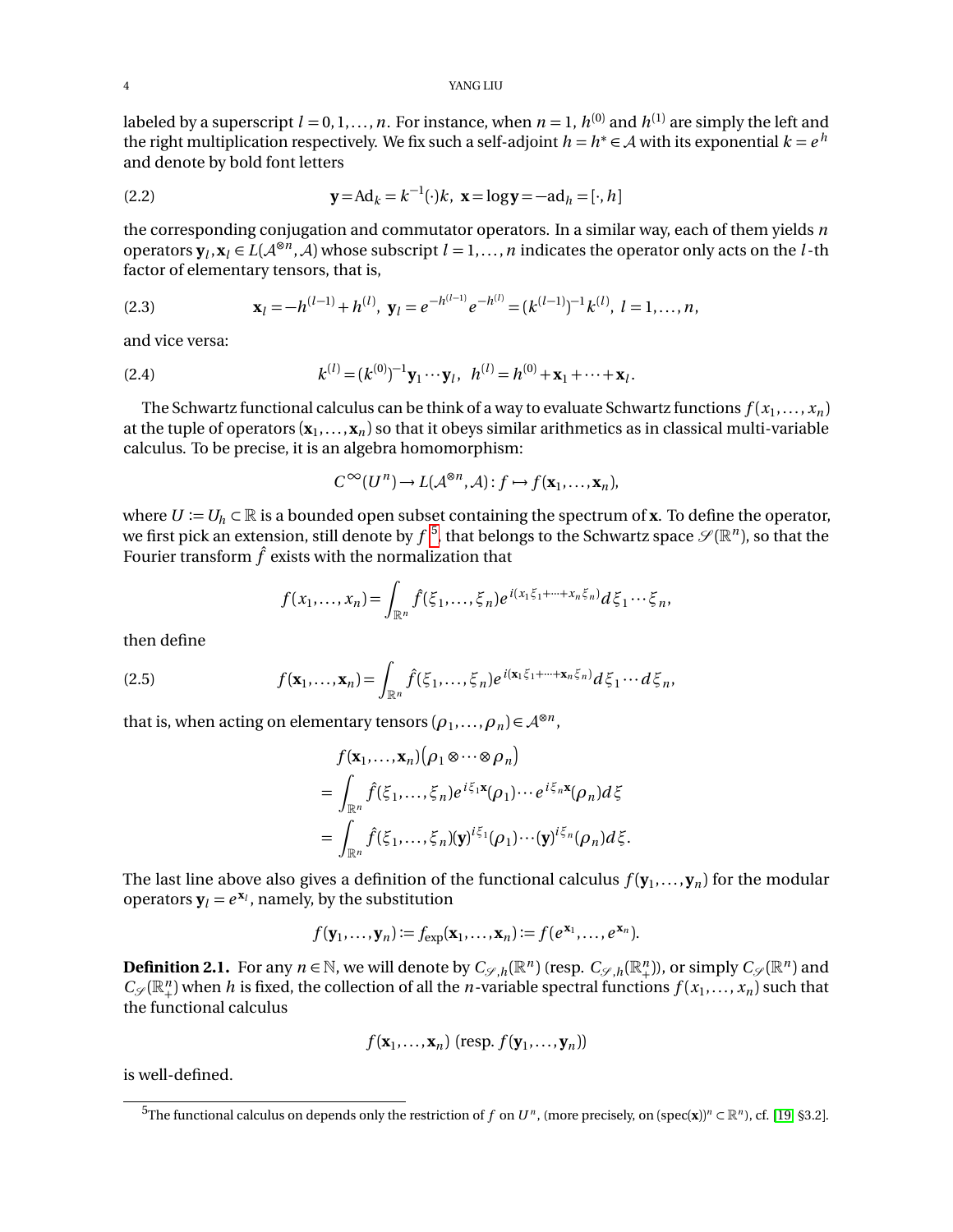labeled by a superscript $l = 0, 1, \ldots, n$. For instance, when $n = 1$, $h^{(0)}$ and $h^{(1)}$ are simply the left and the right multiplication respectively. We fix such a self-adjoint $h = h^* \in \mathcal{A}$ with its exponential $k = e^h$ and denote by bold font letters

$$
\mathbf{y} = \mathrm{Ad}_k = k^{-1}(\cdot)k, \ \mathbf{x} = \log \mathbf{y} = -\mathrm{ad}_h = [\cdot, h] \tag{2.2}
$$

the corresponding conjugation and commutator operators. In a similar way, each of them yields $n$ operators $\mathbf{y}_l, \mathbf{x}_l \in L(\mathcal{A}^{\otimes n}, \mathcal{A})$ whose subscript $l = 1, \ldots, n$ indicates the operator only acts on the $l$-th factor of elementary tensors, that is,

$$
\mathbf{x}_l = -h^{(l-1)} + h^{(l)}, \ \mathbf{y}_l = e^{-h^{(l-1)}} e^{-h^{(l)}} = (k^{(l-1)})^{-1} k^{(l)}, \ l = 1, \ldots, n, \tag{2.3}
$$

and vice versa:

$$
k^{(l)} = (k^{(0)})^{-1} \mathbf{y}_1 \cdots \mathbf{y}_l, \ \ h^{(l)} = h^{(0)} + \mathbf{x}_1 + \cdots + \mathbf{x}_l. \tag{2.4}
$$

The Schwartz functional calculus can be think of a way to evaluate Schwartz functions $f(x_1, \ldots, x_n)$ at the tuple of operators $(\mathbf{x}_1, \ldots, \mathbf{x}_n)$ so that it obeys similar arithmetics as in classical multi-variable calculus. To be precise, it is an algebra homomorphism:

$$
C^\infty(U^n) \to L(\mathcal{A}^{\otimes n}, \mathcal{A}) : f \mapsto f(\mathbf{x}_1, \ldots, \mathbf{x}_n),
$$

where $U := U_h \subset \mathbb{R}$ is a bounded open subset containing the spectrum of $\mathbf{x}$. To define the operator, we first pick an extension, still denote by $f$ [5], that belongs to the Schwartz space $\mathscr{S}(\mathbb{R}^n)$, so that the Fourier transform $\hat{f}$ exists with the normalization that

$$
f(x_1, \ldots, x_n) = \int_{\mathbb{R}^n} \hat{f}(\xi_1, \ldots, \xi_n) e^{i(x_1\xi_1 + \cdots + x_n\xi_n)} d\xi_1 \cdots \xi_n,
$$

then define

$$
f(\mathbf{x}_1, \ldots, \mathbf{x}_n) = \int_{\mathbb{R}^n} \hat{f}(\xi_1, \ldots, \xi_n) e^{i(\mathbf{x}_1\xi_1 + \cdots + \mathbf{x}_n\xi_n)} d\xi_1 \cdots d\xi_n, \tag{2.5}
$$

that is, when acting on elementary tensors $(\rho_1, \ldots, \rho_n) \in \mathcal{A}^{\otimes n}$,

$$
\begin{aligned}
& f(\mathbf{x}_1, \ldots, \mathbf{x}_n)\big(\rho_1 \otimes \cdots \otimes \rho_n\big) \\
= & \int_{\mathbb{R}^n} \hat{f}(\xi_1, \ldots, \xi_n) e^{i\xi_1 \mathbf{x}}(\rho_1) \cdots e^{i\xi_n \mathbf{x}}(\rho_n) d\xi \\
= & \int_{\mathbb{R}^n} \hat{f}(\xi_1, \ldots, \xi_n) (\mathbf{y})^{i\xi_1}(\rho_1) \cdots (\mathbf{y})^{i\xi_n}(\rho_n) d\xi.
\end{aligned}
$$

The last line above also gives a definition of the functional calculus $f(\mathbf{y}_1, \ldots, \mathbf{y}_n)$ for the modular operators $\mathbf{y}_l = e^{\mathbf{x}_l}$, namely, by the substitution

$$
f(\mathbf{y}_1, \ldots, \mathbf{y}_n) := f_{\exp}(\mathbf{x}_1, \ldots, \mathbf{x}_n) := f(e^{\mathbf{x}_1}, \ldots, e^{\mathbf{x}_n}).
$$

**Definition 2.1.** For any $n \in \mathbb{N}$, we will denote by $C_{\mathscr{S},h}(\mathbb{R}^n)$ (resp. $C_{\mathscr{S},h}(\mathbb{R}^n_+)$), or simply $C_{\mathscr{S}}(\mathbb{R}^n)$ and $C_{\mathscr{S}}(\mathbb{R}^n_+)$ when $h$ is fixed, the collection of all the $n$-variable spectral functions $f(x_1, \ldots, x_n)$ such that the functional calculus

$$
f(\mathbf{x}_1, \ldots, \mathbf{x}_n) \text{ (resp. } f(\mathbf{y}_1, \ldots, \mathbf{y}_n))
$$

is well-defined.

[5] The functional calculus on depends only the restriction of $f$ on $U^n$, (more precisely, on $(\mathrm{spec}(\mathbf{x}))^n \subset \mathbb{R}^n$), cf. [19] §3.2].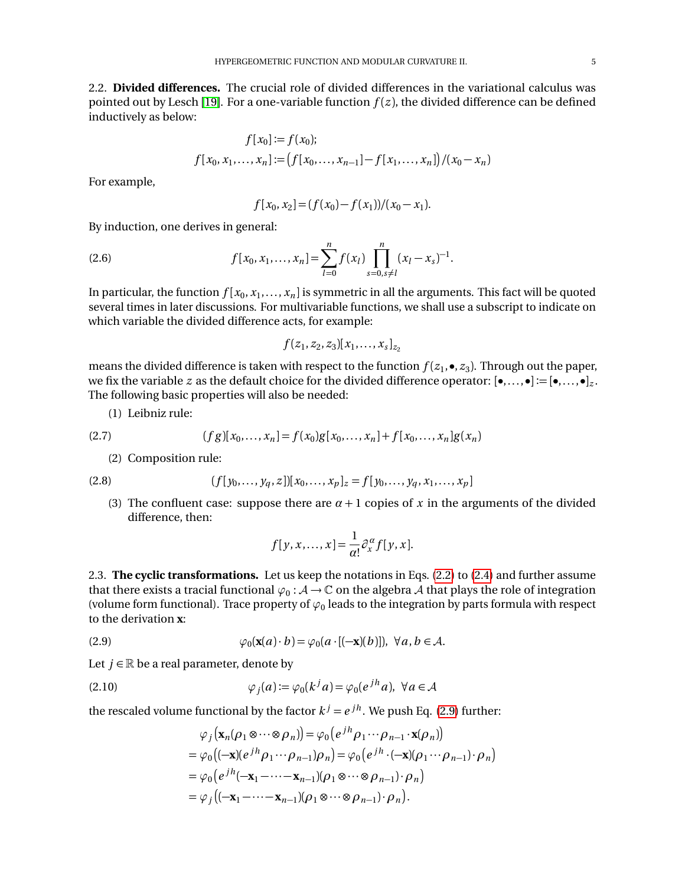2.2. **Divided differences.** The crucial role of divided differences in the variational calculus was pointed out by Lesch [19]. For a one-variable function $f(z)$, the divided difference can be defined inductively as below:

$$
\begin{aligned}
f[x_0] &:= f(x_0);\\
f[x_0, x_1, \dots, x_n] &:= \big(f[x_0, \dots, x_{n-1}] - f[x_1, \dots, x_n]\big)/(x_0 - x_n)
\end{aligned}
$$

For example,

$$
f[x_0, x_2] = (f(x_0) - f(x_1))/(x_0 - x_1).
$$

By induction, one derives in general:

$$
f[x_0, x_1, \dots, x_n] = \sum_{l=0}^{n} f(x_l) \prod_{s=0, s\neq l}^{n} (x_l - x_s)^{-1}. \tag{2.6}
$$

In particular, the function $f[x_0, x_1, \dots, x_n]$ is symmetric in all the arguments. This fact will be quoted several times in later discussions. For multivariable functions, we shall use a subscript to indicate on which variable the divided difference acts, for example:

$$
f(z_1, z_2, z_3)[x_1, \dots, x_s]_{z_2}
$$

means the divided difference is taken with respect to the function $f(z_1, \bullet, z_3)$. Through out the paper, we fix the variable $z$ as the default choice for the divided difference operator: $[\bullet, \dots, \bullet] := [\bullet, \dots, \bullet]_z$. The following basic properties will also be needed:

(1) Leibniz rule:

$$
(fg)[x_0, \dots, x_n] = f(x_0) g[x_0, \dots, x_n] + f[x_0, \dots, x_n] g(x_n) \tag{2.7}
$$

(2) Composition rule:

$$
(f[y_0, \dots, y_q, z])[x_0, \dots, x_p]_z = f[y_0, \dots, y_q, x_1, \dots, x_p] \tag{2.8}
$$

(3) The confluent case: suppose there are $\alpha + 1$ copies of $x$ in the arguments of the divided difference, then:

$$
f[y, x, \dots, x] = \frac{1}{\alpha!} \partial_x^{\alpha} f[y, x].
$$

2.3. **The cyclic transformations.** Let us keep the notations in Eqs. (2.2) to (2.4) and further assume that there exists a tracial functional $\varphi_0 : \mathcal{A} \to \mathbb{C}$ on the algebra $\mathcal{A}$ that plays the role of integration (volume form functional). Trace property of $\varphi_0$ leads to the integration by parts formula with respect to the derivation $\mathbf{x}$:

$$
\varphi_0(\mathbf{x}(a) \cdot b) = \varphi_0(a \cdot [(-\mathbf{x})(b)]), \ \forall a, b \in \mathcal{A}. \tag{2.9}
$$

Let $j \in \mathbb{R}$ be a real parameter, denote by

$$
\varphi_j(a) := \varphi_0(k^j a) = \varphi_0(e^{jh} a), \ \forall a \in \mathcal{A} \tag{2.10}
$$

the rescaled volume functional by the factor $k^j = e^{jh}$. We push Eq. (2.9) further:

$$
\begin{aligned}
&\varphi_j\big(\mathbf{x}_n(\rho_1 \otimes \cdots \otimes \rho_n)\big) = \varphi_0\big(e^{jh} \rho_1 \cdots \rho_{n-1} \cdot \mathbf{x}(\rho_n)\big)\\
=\,& \varphi_0\big((-\mathbf{x})(e^{jh} \rho_1 \cdots \rho_{n-1}) \rho_n\big) = \varphi_0\big(e^{jh} \cdot (-\mathbf{x})(\rho_1 \cdots \rho_{n-1}) \cdot \rho_n\big)\\
=\,& \varphi_0\big(e^{jh}(-\mathbf{x}_1 - \cdots - \mathbf{x}_{n-1})(\rho_1 \otimes \cdots \otimes \rho_{n-1}) \cdot \rho_n\big)\\
=\,& \varphi_j\big((-\mathbf{x}_1 - \cdots - \mathbf{x}_{n-1})(\rho_1 \otimes \cdots \otimes \rho_{n-1}) \cdot \rho_n\big).
\end{aligned}
$$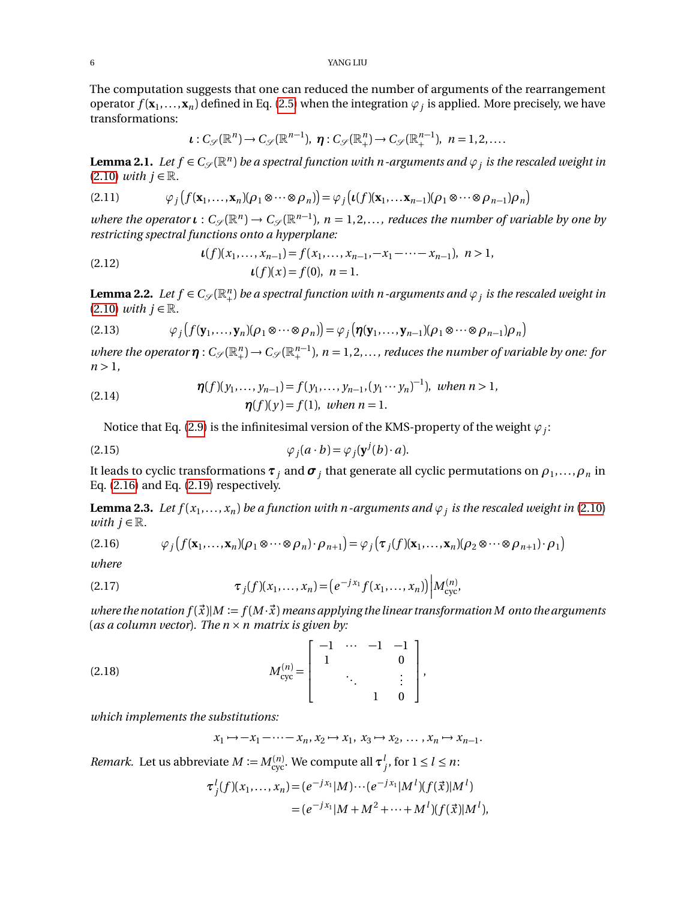The computation suggests that one can reduced the number of arguments of the rearrangement operator $f(\mathbf{x}_1,\dots,\mathbf{x}_n)$ defined in Eq. (2.5) when the integration $\varphi_j$ is applied. More precisely, we have transformations:

$$\boldsymbol{\iota}: C_{\mathscr{S}}(\mathbb{R}^n) \to C_{\mathscr{S}}(\mathbb{R}^{n-1}),\ \boldsymbol{\eta}: C_{\mathscr{S}}(\mathbb{R}^n_+) \to C_{\mathscr{S}}(\mathbb{R}^{n-1}_+),\ n = 1,2,\dots.$$

**Lemma 2.1.** *Let $f \in C_{\mathscr{S}}(\mathbb{R}^n)$ be a spectral function with $n$-arguments and $\varphi_j$ is the rescaled weight in (2.10) with $j \in \mathbb{R}$.*

$$\varphi_j\big(f(\mathbf{x}_1,\dots,\mathbf{x}_n)(\rho_1\otimes\cdots\otimes\rho_n)\big) = \varphi_j\big(\boldsymbol{\iota}(f)(\mathbf{x}_1,\dots\mathbf{x}_{n-1})(\rho_1\otimes\cdots\otimes\rho_{n-1})\rho_n\big) \tag{2.11}$$

*where the operator $\boldsymbol{\iota}: C_{\mathscr{S}}(\mathbb{R}^n)\to C_{\mathscr{S}}(\mathbb{R}^{n-1})$, $n = 1,2,\dots$, reduces the number of variable by one by restricting spectral functions onto a hyperplane:*

$$\begin{aligned} \boldsymbol{\iota}(f)(x_1,\dots,x_{n-1}) &= f(x_1,\dots,x_{n-1},-x_1-\cdots-x_{n-1}),\ n>1,\\ \boldsymbol{\iota}(f)(x) &= f(0),\ n=1. \end{aligned} \tag{2.12}$$

**Lemma 2.2.** *Let $f \in C_{\mathscr{S}}(\mathbb{R}^n_+)$ be a spectral function with $n$-arguments and $\varphi_j$ is the rescaled weight in (2.10) with $j \in \mathbb{R}$.*

$$\varphi_j\big(f(\mathbf{y}_1,\dots,\mathbf{y}_n)(\rho_1\otimes\cdots\otimes\rho_n)\big) = \varphi_j\big(\boldsymbol{\eta}(\mathbf{y}_1,\dots,\mathbf{y}_{n-1})(\rho_1\otimes\cdots\otimes\rho_{n-1})\rho_n\big) \tag{2.13}$$

*where the operator $\boldsymbol{\eta}: C_{\mathscr{S}}(\mathbb{R}^n_+)\to C_{\mathscr{S}}(\mathbb{R}^{n-1}_+)$, $n = 1,2,\dots$, reduces the number of variable by one: for $n>1$,*

$$\begin{aligned} \boldsymbol{\eta}(f)(y_1,\dots,y_{n-1}) &= f(y_1,\dots,y_{n-1},(y_1\cdots y_n)^{-1}),\ \text{when } n>1,\\ \boldsymbol{\eta}(f)(y) &= f(1),\ \text{when } n=1. \end{aligned} \tag{2.14}$$

Notice that Eq. (2.9) is the infinitesimal version of the KMS-property of the weight $\varphi_j$:

$$\varphi_j(a\cdot b) = \varphi_j(\mathbf{y}^j(b)\cdot a). \tag{2.15}$$

It leads to cyclic transformations $\boldsymbol{\tau}_j$ and $\boldsymbol{\sigma}_j$ that generate all cyclic permutations on $\rho_1,\dots,\rho_n$ in Eq. (2.16) and Eq. (2.19) respectively.

**Lemma 2.3.** *Let $f(x_1,\dots,x_n)$ be a function with $n$-arguments and $\varphi_j$ is the rescaled weight in (2.10) with $j\in\mathbb{R}$.*

$$\varphi_j\big(f(\mathbf{x}_1,\dots,\mathbf{x}_n)(\rho_1\otimes\cdots\otimes\rho_n)\cdot\rho_{n+1}\big) = \varphi_j\big(\boldsymbol{\tau}_j(f)(\mathbf{x}_1,\dots,\mathbf{x}_n)(\rho_2\otimes\cdots\otimes\rho_{n+1})\cdot\rho_1\big) \tag{2.16}$$

*where*

$$\boldsymbol{\tau}_j(f)(x_1,\dots,x_n) = \big(e^{-jx_1}f(x_1,\dots,x_n)\big)\Big|M^{(n)}_{\text{cyc}}, \tag{2.17}$$

*where the notation $f(\vec{x})|M := f(M\cdot\vec{x})$ means applying the linear transformation $M$ onto the arguments (as a column vector). The $n\times n$ matrix is given by:*

$$M^{(n)}_{\text{cyc}} = \begin{bmatrix} -1 & \cdots & -1 & -1 \\ 1 & & & 0 \\ & \ddots & & \vdots \\ & & 1 & 0 \end{bmatrix}, \tag{2.18}$$

*which implements the substitutions:*

$$x_1 \mapsto -x_1-\cdots-x_n,\ x_2\mapsto x_1,\ x_3\mapsto x_2,\ \dots,\ x_n\mapsto x_{n-1}.$$

*Remark.* Let us abbreviate $M := M^{(n)}_{\text{cyc}}$. We compute all $\boldsymbol{\tau}^l_j$, for $1\le l\le n$:

$$\begin{aligned} \boldsymbol{\tau}^l_j(f)(x_1,\dots,x_n) &= (e^{-jx_1}|M)\cdots(e^{-jx_1}|M^l)(f(\vec{x})|M^l)\\ &= (e^{-jx_1}|M+M^2+\cdots+M^l)(f(\vec{x})|M^l), \end{aligned}$$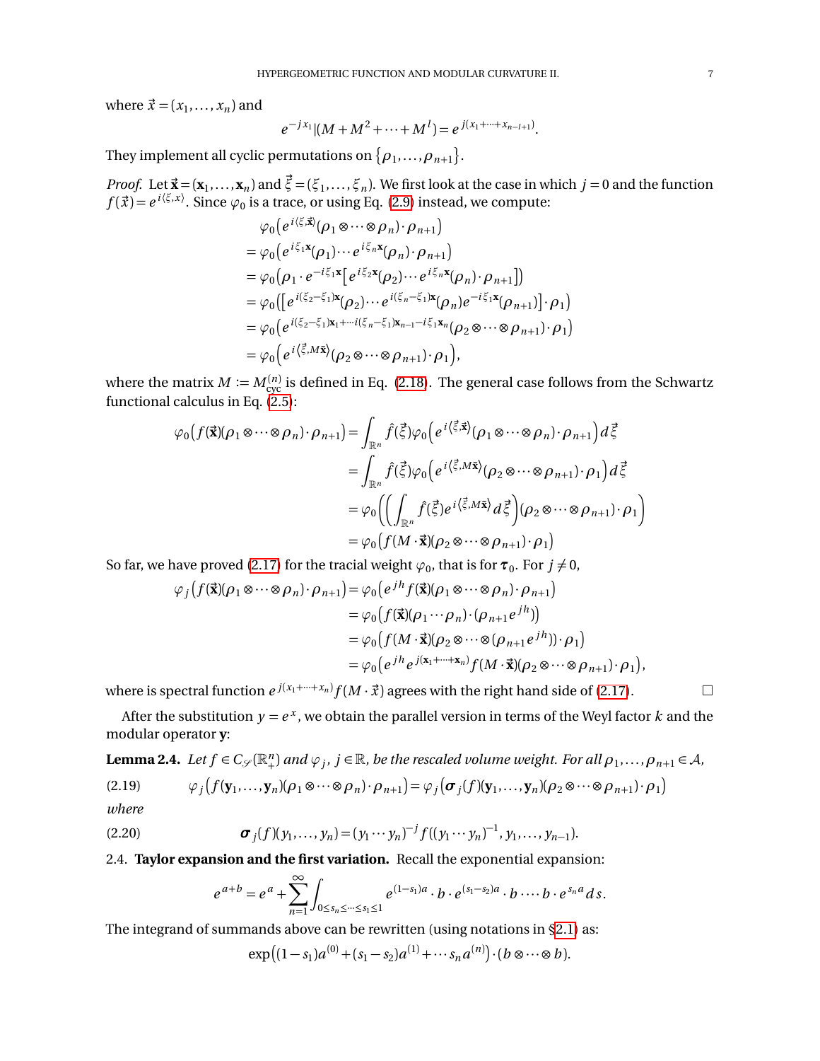where $\vec{x} = (x_1, \ldots, x_n)$ and

$$e^{-jx_1}|(M + M^2 + \cdots + M^l) = e^{j(x_1 + \cdots + x_{n-l+1})}.$$

They implement all cyclic permutations on $\{\rho_1, \ldots, \rho_{n+1}\}$.

*Proof.* Let $\vec{\mathbf{x}} = (\mathbf{x}_1, \ldots, \mathbf{x}_n)$ and $\vec{\xi} = (\xi_1, \ldots, \xi_n)$. We first look at the case in which $j = 0$ and the function $f(\vec{x}) = e^{i\langle \xi, x \rangle}$. Since $\varphi_0$ is a trace, or using Eq. (2.9) instead, we compute:

$$
\begin{aligned}
&\varphi_0\left(e^{i\langle \xi, \vec{\mathbf{x}}\rangle}(\rho_1 \otimes \cdots \otimes \rho_n) \cdot \rho_{n+1}\right) \\
&= \varphi_0\left(e^{i\xi_1 \mathbf{x}}(\rho_1) \cdots e^{i\xi_n \mathbf{x}}(\rho_n) \cdot \rho_{n+1}\right) \\
&= \varphi_0\left(\rho_1 \cdot e^{-i\xi_1 \mathbf{x}}\left[e^{i\xi_2 \mathbf{x}}(\rho_2) \cdots e^{i\xi_n \mathbf{x}}(\rho_n) \cdot \rho_{n+1}\right]\right) \\
&= \varphi_0\left(\left[e^{i(\xi_2 - \xi_1)\mathbf{x}}(\rho_2) \cdots e^{i(\xi_n - \xi_1)\mathbf{x}}(\rho_n) e^{-i\xi_1 \mathbf{x}}(\rho_{n+1})\right] \cdot \rho_1\right) \\
&= \varphi_0\left(e^{i(\xi_2 - \xi_1)\mathbf{x}_1 + \cdots i(\xi_n - \xi_1)\mathbf{x}_{n-1} - i\xi_1 \mathbf{x}_n}(\rho_2 \otimes \cdots \otimes \rho_{n+1}) \cdot \rho_1\right) \\
&= \varphi_0\left(e^{i\langle \vec{\xi}, M\vec{\mathbf{x}}\rangle}(\rho_2 \otimes \cdots \otimes \rho_{n+1}) \cdot \rho_1\right),
\end{aligned}
$$

where the matrix $M := M^{(n)}_{\mathrm{cyc}}$ is defined in Eq. (2.18). The general case follows from the Schwartz functional calculus in Eq. (2.5):

$$
\begin{aligned}
\varphi_0\left(f(\vec{\mathbf{x}})(\rho_1 \otimes \cdots \otimes \rho_n) \cdot \rho_{n+1}\right) &= \int_{\mathbb{R}^n} \hat{f}(\vec{\xi}) \varphi_0\left(e^{i\langle \vec{\xi}, \vec{\mathbf{x}}\rangle}(\rho_1 \otimes \cdots \otimes \rho_n) \cdot \rho_{n+1}\right) d\vec{\xi} \\
&= \int_{\mathbb{R}^n} \hat{f}(\vec{\xi}) \varphi_0\left(e^{i\langle \vec{\xi}, M\vec{\mathbf{x}}\rangle}(\rho_2 \otimes \cdots \otimes \rho_{n+1}) \cdot \rho_1\right) d\vec{\xi} \\
&= \varphi_0\left(\left(\int_{\mathbb{R}^n} \hat{f}(\vec{\xi}) e^{i\langle \vec{\xi}, M\vec{\mathbf{x}}\rangle} d\vec{\xi}\right)(\rho_2 \otimes \cdots \otimes \rho_{n+1}) \cdot \rho_1\right) \\
&= \varphi_0\left(f(M \cdot \vec{\mathbf{x}})(\rho_2 \otimes \cdots \otimes \rho_{n+1}) \cdot \rho_1\right)
\end{aligned}
$$

So far, we have proved (2.17) for the tracial weight $\varphi_0$, that is for $\boldsymbol{\tau}_0$. For $j \neq 0$,

$$
\begin{aligned}
\varphi_j\left(f(\vec{\mathbf{x}})(\rho_1 \otimes \cdots \otimes \rho_n) \cdot \rho_{n+1}\right) &= \varphi_0\left(e^{jh} f(\vec{\mathbf{x}})(\rho_1 \otimes \cdots \otimes \rho_n) \cdot \rho_{n+1}\right) \\
&= \varphi_0\left(f(\vec{\mathbf{x}})(\rho_1 \cdots \rho_n) \cdot (\rho_{n+1} e^{jh})\right) \\
&= \varphi_0\left(f(M \cdot \vec{\mathbf{x}})(\rho_2 \otimes \cdots \otimes (\rho_{n+1} e^{jh})) \cdot \rho_1\right) \\
&= \varphi_0\left(e^{jh} e^{j(\mathbf{x}_1 + \cdots + \mathbf{x}_n)} f(M \cdot \vec{\mathbf{x}})(\rho_2 \otimes \cdots \otimes \rho_{n+1}) \cdot \rho_1\right),
\end{aligned}
$$

where is spectral function $e^{j(x_1 + \cdots + x_n)} f(M \cdot \vec{x})$ agrees with the right hand side of (2.17). $\square$

After the substitution $y = e^x$, we obtain the parallel version in terms of the Weyl factor $k$ and the modular operator $\mathbf{y}$:

**Lemma 2.4.** *Let $f \in C_{\mathscr{S}}(\mathbb{R}^n_+)$ and $\varphi_j$, $j \in \mathbb{R}$, be the rescaled volume weight. For all $\rho_1, \ldots, \rho_{n+1} \in \mathcal{A}$,*

$$\varphi_j\left(f(\mathbf{y}_1, \ldots, \mathbf{y}_n)(\rho_1 \otimes \cdots \otimes \rho_n) \cdot \rho_{n+1}\right) = \varphi_j\left(\boldsymbol{\sigma}_j(f)(\mathbf{y}_1, \ldots, \mathbf{y}_n)(\rho_2 \otimes \cdots \otimes \rho_{n+1}) \cdot \rho_1\right) \tag{2.19}$$

*where*

$$\boldsymbol{\sigma}_j(f)(y_1, \ldots, y_n) = (y_1 \cdots y_n)^{-j} f((y_1 \cdots y_n)^{-1}, y_1, \ldots, y_{n-1}). \tag{2.20}$$

### 2.4. Taylor expansion and the first variation.

Recall the exponential expansion:

$$e^{a+b} = e^a + \sum_{n=1}^{\infty} \int_{0 \le s_n \le \cdots \le s_1 \le 1} e^{(1-s_1)a} \cdot b \cdot e^{(s_1 - s_2)a} \cdot b \cdots b \cdot e^{s_n a} ds.$$

The integrand of summands above can be rewritten (using notations in §2.1) as:

$$\exp\left((1-s_1)a^{(0)} + (s_1 - s_2)a^{(1)} + \cdots s_n a^{(n)}\right) \cdot (b \otimes \cdots \otimes b).$$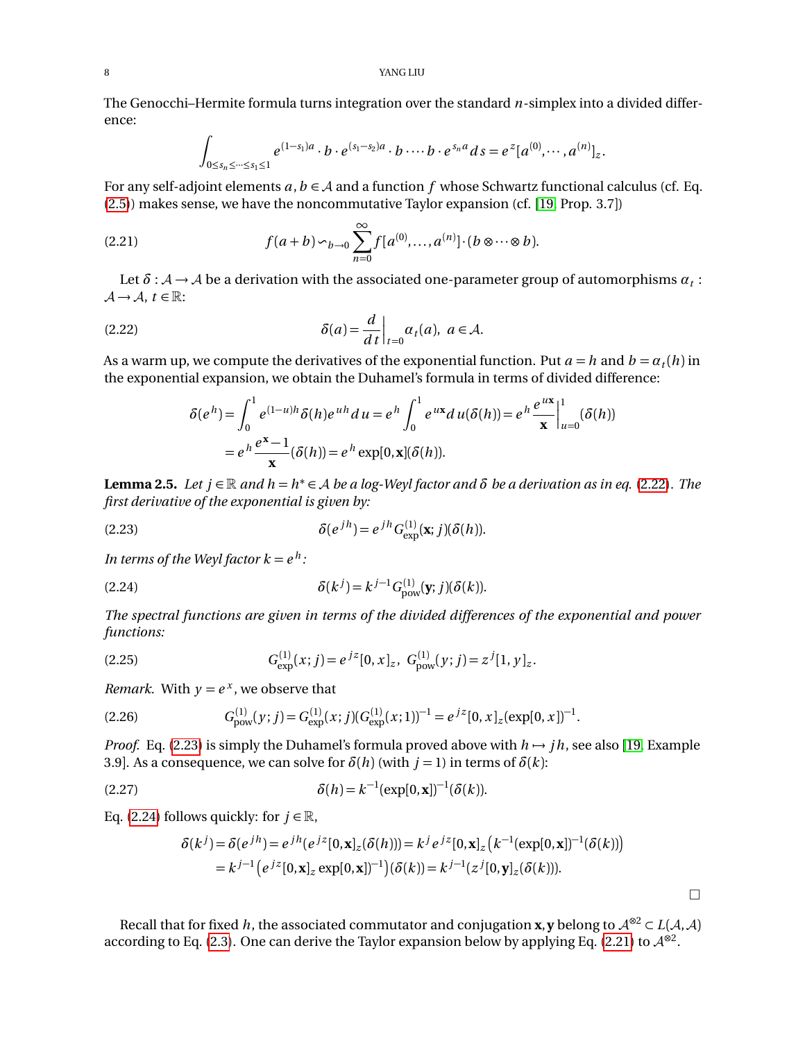The Genocchi–Hermite formula turns integration over the standard $n$-simplex into a divided difference:

$$\int_{0\le s_n\le\cdots\le s_1\le 1} e^{(1-s_1)a}\cdot b\cdot e^{(s_1-s_2)a}\cdot b\cdot\cdots\cdot b\cdot e^{s_n a}\,ds = e^z[a^{(0)},\cdots,a^{(n)}]_z.$$

For any self-adjoint elements $a, b\in\mathcal{A}$ and a function $f$ whose Schwartz functional calculus (cf. Eq. (2.5)) makes sense, we have the noncommutative Taylor expansion (cf. [19, Prop. 3.7])

$$f(a+b)\backsim_{b\to 0}\sum_{n=0}^{\infty} f[a^{(0)},\ldots,a^{(n)}]\cdot(b\otimes\cdots\otimes b). \tag{2.21}$$

Let $\delta:\mathcal{A}\to\mathcal{A}$ be a derivation with the associated one-parameter group of automorphisms $\alpha_t:\mathcal{A}\to\mathcal{A}$, $t\in\mathbb{R}$:

$$\delta(a)=\frac{d}{dt}\Big|_{t=0}\alpha_t(a),\ \ a\in\mathcal{A}. \tag{2.22}$$

As a warm up, we compute the derivatives of the exponential function. Put $a=h$ and $b=\alpha_t(h)$ in the exponential expansion, we obtain the Duhamel's formula in terms of divided difference:

$$\begin{aligned}\delta(e^h) &= \int_0^1 e^{(1-u)h}\delta(h)e^{uh}\,du = e^h\int_0^1 e^{u\mathbf{x}}\,du(\delta(h)) = e^h\frac{e^{u\mathbf{x}}}{\mathbf{x}}\Big|_{u=0}^{1}(\delta(h))\\ &= e^h\frac{e^{\mathbf{x}}-1}{\mathbf{x}}(\delta(h)) = e^h\exp[0,\mathbf{x}](\delta(h)).\end{aligned}$$

**Lemma 2.5.** *Let $j\in\mathbb{R}$ and $h=h^*\in\mathcal{A}$ be a log-Weyl factor and $\delta$ be a derivation as in eq. (2.22). The first derivative of the exponential is given by:*

$$\delta(e^{jh}) = e^{jh}G^{(1)}_{\exp}(\mathbf{x};j)(\delta(h)). \tag{2.23}$$

*In terms of the Weyl factor $k=e^h$:*

$$\delta(k^j) = k^{j-1}G^{(1)}_{\mathrm{pow}}(\mathbf{y};j)(\delta(k)). \tag{2.24}$$

*The spectral functions are given in terms of the divided differences of the exponential and power functions:*

$$G^{(1)}_{\exp}(x;j) = e^{jz}[0,x]_z,\ \ G^{(1)}_{\mathrm{pow}}(y;j) = z^j[1,y]_z. \tag{2.25}$$

*Remark.* With $y=e^x$, we observe that

$$G^{(1)}_{\mathrm{pow}}(y;j) = G^{(1)}_{\exp}(x;j)(G^{(1)}_{\exp}(x;1))^{-1} = e^{jz}[0,x]_z(\exp[0,x])^{-1}. \tag{2.26}$$

*Proof.* Eq. (2.23) is simply the Duhamel's formula proved above with $h\mapsto jh$, see also [19, Example 3.9]. As a consequence, we can solve for $\delta(h)$ (with $j=1$) in terms of $\delta(k)$:

$$\delta(h) = k^{-1}(\exp[0,\mathbf{x}])^{-1}(\delta(k)). \tag{2.27}$$

Eq. (2.24) follows quickly: for $j\in\mathbb{R}$,

$$\begin{aligned}\delta(k^j) = \delta(e^{jh}) &= e^{jh}(e^{jz}[0,\mathbf{x}]_z(\delta(h))) = k^j e^{jz}[0,\mathbf{x}]_z\left(k^{-1}(\exp[0,\mathbf{x}])^{-1}(\delta(k))\right)\\ &= k^{j-1}\left(e^{jz}[0,\mathbf{x}]_z\exp[0,\mathbf{x}])^{-1}\right)(\delta(k)) = k^{j-1}(z^j[0,\mathbf{y}]_z(\delta(k))).\end{aligned}$$

$\square$

Recall that for fixed $h$, the associated commutator and conjugation $\mathbf{x},\mathbf{y}$ belong to $\mathcal{A}^{\otimes 2}\subset L(\mathcal{A},\mathcal{A})$ according to Eq. (2.3). One can derive the Taylor expansion below by applying Eq. (2.21) to $\mathcal{A}^{\otimes 2}$.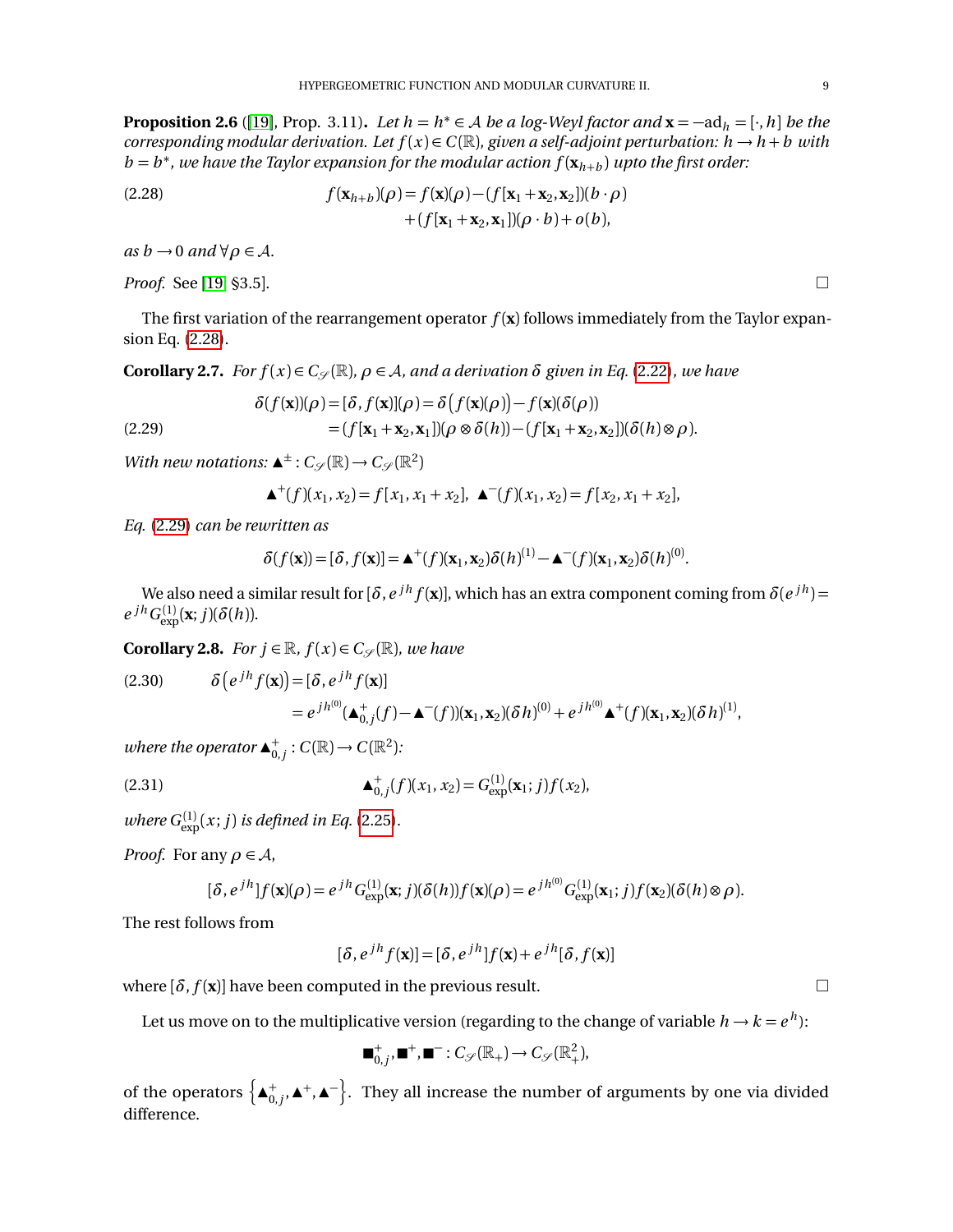**Proposition 2.6** ([19], Prop. 3.11)**.** *Let $h = h^* \in \mathcal{A}$ be a log-Weyl factor and $\mathbf{x} = -\mathrm{ad}_h = [\cdot, h]$ be the corresponding modular derivation. Let $f(x) \in C(\mathbb{R})$, given a self-adjoint perturbation: $h \to h + b$ with $b = b^*$, we have the Taylor expansion for the modular action $f(\mathbf{x}_{h+b})$ upto the first order:*

$$
\begin{aligned}
f(\mathbf{x}_{h+b})(\rho) = f(\mathbf{x})(\rho) &- (f[\mathbf{x}_1 + \mathbf{x}_2, \mathbf{x}_2])(b \cdot \rho) \\
&+ (f[\mathbf{x}_1 + \mathbf{x}_2, \mathbf{x}_1])(\rho \cdot b) + o(b),
\end{aligned}
\tag{2.28}
$$

*as $b \to 0$ and $\forall \rho \in \mathcal{A}$.*

*Proof.* See [19] §3.5]. □

The first variation of the rearrangement operator $f(\mathbf{x})$ follows immediately from the Taylor expansion Eq. (2.28).

**Corollary 2.7.** *For $f(x) \in C_{\mathscr{S}}(\mathbb{R})$, $\rho \in \mathcal{A}$, and a derivation $\delta$ given in Eq. (2.22), we have*

$$
\begin{aligned}
\delta(f(\mathbf{x}))(\rho) = [\delta, f(\mathbf{x})](\rho) &= \delta\big(f(\mathbf{x})(\rho)\big) - f(\mathbf{x})(\delta(\rho)) \\
&= (f[\mathbf{x}_1 + \mathbf{x}_2, \mathbf{x}_1])(\rho \otimes \delta(h)) - (f[\mathbf{x}_1 + \mathbf{x}_2, \mathbf{x}_2])(\delta(h) \otimes \rho).
\end{aligned}
\tag{2.29}
$$

*With new notations: $\blacktriangle^{\pm} : C_{\mathscr{S}}(\mathbb{R}) \to C_{\mathscr{S}}(\mathbb{R}^2)$*

$$
\blacktriangle^{+}(f)(x_1, x_2) = f[x_1, x_1 + x_2], \quad \blacktriangle^{-}(f)(x_1, x_2) = f[x_2, x_1 + x_2],
$$

*Eq. (2.29) can be rewritten as*

$$
\delta(f(\mathbf{x})) = [\delta, f(\mathbf{x})] = \blacktriangle^{+}(f)(\mathbf{x}_1, \mathbf{x}_2)\delta(h)^{(1)} - \blacktriangle^{-}(f)(\mathbf{x}_1, \mathbf{x}_2)\delta(h)^{(0)}.
$$

We also need a similar result for $[\delta, e^{jh} f(\mathbf{x})]$, which has an extra component coming from $\delta(e^{jh}) = e^{jh} G^{(1)}_{\exp}(\mathbf{x}; j)(\delta(h))$.

**Corollary 2.8.** *For $j \in \mathbb{R}$, $f(x) \in C_{\mathscr{S}}(\mathbb{R})$, we have*

$$
\begin{aligned}
\delta\big(e^{jh} f(\mathbf{x})\big) &= [\delta, e^{jh} f(\mathbf{x})] \\
&= e^{jh^{(0)}} (\blacktriangle^{+}_{0,j}(f) - \blacktriangle^{-}(f))(\mathbf{x}_1, \mathbf{x}_2)(\delta h)^{(0)} + e^{jh^{(0)}} \blacktriangle^{+}(f)(\mathbf{x}_1, \mathbf{x}_2)(\delta h)^{(1)},
\end{aligned}
\tag{2.30}
$$

*where the operator $\blacktriangle^{+}_{0,j} : C(\mathbb{R}) \to C(\mathbb{R}^2)$:*

$$
\blacktriangle^{+}_{0,j}(f)(x_1, x_2) = G^{(1)}_{\exp}(\mathbf{x}_1; j) f(x_2),
\tag{2.31}
$$

*where $G^{(1)}_{\exp}(x; j)$ is defined in Eq. (2.25).*

*Proof.* For any $\rho \in \mathcal{A}$,

$$
[\delta, e^{jh}] f(\mathbf{x})(\rho) = e^{jh} G^{(1)}_{\exp}(\mathbf{x}; j)(\delta(h)) f(\mathbf{x})(\rho) = e^{jh^{(0)}} G^{(1)}_{\exp}(\mathbf{x}_1; j) f(\mathbf{x}_2)(\delta(h) \otimes \rho).
$$

The rest follows from

$$
[\delta, e^{jh} f(\mathbf{x})] = [\delta, e^{jh}] f(\mathbf{x}) + e^{jh}[\delta, f(\mathbf{x})]
$$

where $[\delta, f(\mathbf{x})]$ have been computed in the previous result. □

Let us move on to the multiplicative version (regarding to the change of variable $h \to k = e^h$):

$$
\blacksquare^{+}_{0,j}, \blacksquare^{+}, \blacksquare^{-} : C_{\mathscr{S}}(\mathbb{R}_+) \to C_{\mathscr{S}}(\mathbb{R}^2_+),
$$

of the operators $\left\{\blacktriangle^{+}_{0,j}, \blacktriangle^{+}, \blacktriangle^{-}\right\}$. They all increase the number of arguments by one via divided difference.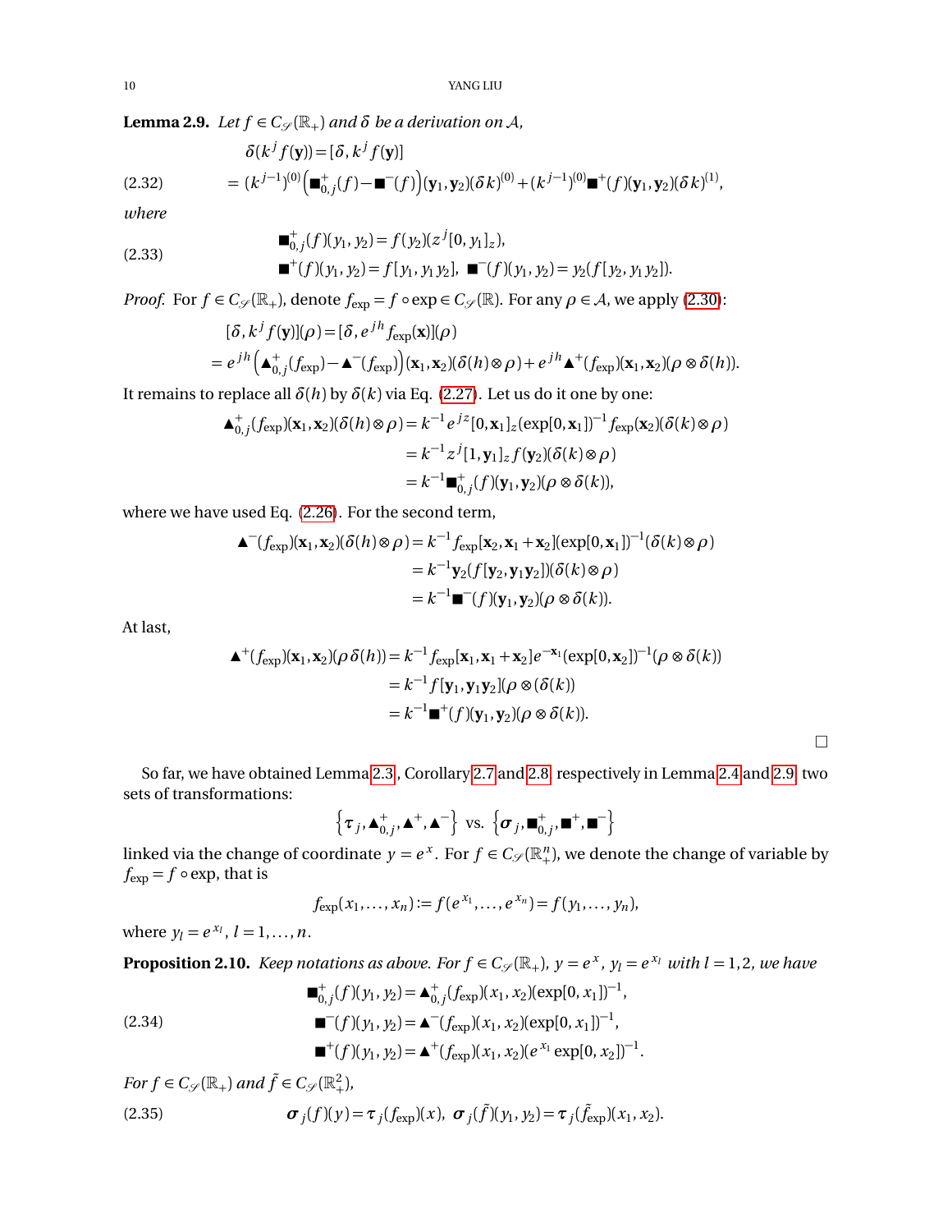**Lemma 2.9.** *Let $f \in C_{\mathscr{S}}(\mathbb{R}_+)$ and $\delta$ be a derivation on $\mathcal{A}$,*

$$
\begin{aligned}
&\delta(k^j f(\mathbf{y})) = [\delta, k^j f(\mathbf{y})] \\
&= (k^{j-1})^{(0)} \Big(\blacksquare^+_{0,j}(f) - \blacksquare^-(f)\Big)(\mathbf{y}_1, \mathbf{y}_2)(\delta k)^{(0)} + (k^{j-1})^{(0)} \blacksquare^+(f)(\mathbf{y}_1, \mathbf{y}_2)(\delta k)^{(1)},
\end{aligned} \tag{2.32}
$$

*where*

$$
\begin{aligned}
&\blacksquare^+_{0,j}(f)(y_1, y_2) = f(y_2)(z^j[0, y_1]_z), \\
&\blacksquare^+(f)(y_1, y_2) = f[y_1, y_1 y_2], \ \blacksquare^-(f)(y_1, y_2) = y_2(f[y_2, y_1 y_2]).
\end{aligned} \tag{2.33}
$$

*Proof.* For $f \in C_{\mathscr{S}}(\mathbb{R}_+)$, denote $f_{\exp} = f \circ \exp \in C_{\mathscr{S}}(\mathbb{R})$. For any $\rho \in \mathcal{A}$, we apply (2.30):

$$
\begin{aligned}
&[\delta, k^j f(\mathbf{y})](\rho) = [\delta, e^{jh} f_{\exp}(\mathbf{x})](\rho) \\
&= e^{jh} \Big(\blacktriangle^+_{0,j}(f_{\exp}) - \blacktriangle^-(f_{\exp})\Big)(\mathbf{x}_1, \mathbf{x}_2)(\delta(h) \otimes \rho) + e^{jh} \blacktriangle^+(f_{\exp})(\mathbf{x}_1, \mathbf{x}_2)(\rho \otimes \delta(h)).
\end{aligned}
$$

It remains to replace all $\delta(h)$ by $\delta(k)$ via Eq. (2.27). Let us do it one by one:

$$
\begin{aligned}
\blacktriangle^+_{0,j}(f_{\exp})(\mathbf{x}_1, \mathbf{x}_2)(\delta(h) \otimes \rho) &= k^{-1} e^{jz}[0, \mathbf{x}_1]_z (\exp[0, \mathbf{x}_1])^{-1} f_{\exp}(\mathbf{x}_2)(\delta(k) \otimes \rho) \\
&= k^{-1} z^j[1, \mathbf{y}_1]_z f(\mathbf{y}_2)(\delta(k) \otimes \rho) \\
&= k^{-1} \blacksquare^+_{0,j}(f)(\mathbf{y}_1, \mathbf{y}_2)(\rho \otimes \delta(k)),
\end{aligned}
$$

where we have used Eq. (2.26). For the second term,

$$
\begin{aligned}
\blacktriangle^-(f_{\exp})(\mathbf{x}_1, \mathbf{x}_2)(\delta(h) \otimes \rho) &= k^{-1} f_{\exp}[\mathbf{x}_2, \mathbf{x}_1 + \mathbf{x}_2](\exp[0, \mathbf{x}_1])^{-1}(\delta(k) \otimes \rho) \\
&= k^{-1} \mathbf{y}_2(f[\mathbf{y}_2, \mathbf{y}_1 \mathbf{y}_2])(\delta(k) \otimes \rho) \\
&= k^{-1} \blacksquare^-(f)(\mathbf{y}_1, \mathbf{y}_2)(\rho \otimes \delta(k)).
\end{aligned}
$$

At last,

$$
\begin{aligned}
\blacktriangle^+(f_{\exp})(\mathbf{x}_1, \mathbf{x}_2)(\rho \delta(h)) &= k^{-1} f_{\exp}[\mathbf{x}_1, \mathbf{x}_1 + \mathbf{x}_2] e^{-\mathbf{x}_1}(\exp[0, \mathbf{x}_2])^{-1}(\rho \otimes \delta(k)) \\
&= k^{-1} f[\mathbf{y}_1, \mathbf{y}_1 \mathbf{y}_2](\rho \otimes (\delta(k)) \\
&= k^{-1} \blacksquare^+(f)(\mathbf{y}_1, \mathbf{y}_2)(\rho \otimes \delta(k)).
\end{aligned}
$$

□

So far, we have obtained Lemma 2.3, Corollary 2.7 and 2.8 respectively in Lemma 2.4 and 2.9 two sets of transformations:

$$
\left\{\boldsymbol{\tau}_j, \blacktriangle^+_{0,j}, \blacktriangle^+, \blacktriangle^-\right\} \text{ vs. } \left\{\boldsymbol{\sigma}_j, \blacksquare^+_{0,j}, \blacksquare^+, \blacksquare^-\right\}
$$

linked via the change of coordinate $y = e^x$. For $f \in C_{\mathscr{S}}(\mathbb{R}^n_+)$, we denote the change of variable by $f_{\exp} = f \circ \exp$, that is

$$
f_{\exp}(x_1, \ldots, x_n) := f(e^{x_1}, \ldots, e^{x_n}) = f(y_1, \ldots, y_n),
$$

where $y_l = e^{x_l}$, $l = 1, \ldots, n$.

**Proposition 2.10.** *Keep notations as above. For $f \in C_{\mathscr{S}}(\mathbb{R}_+)$, $y = e^x$, $y_l = e^{x_l}$ with $l = 1, 2$, we have*

$$
\begin{aligned}
\blacksquare^+_{0,j}(f)(y_1, y_2) &= \blacktriangle^+_{0,j}(f_{\exp})(x_1, x_2)(\exp[0, x_1])^{-1}, \\
\blacksquare^-(f)(y_1, y_2) &= \blacktriangle^-(f_{\exp})(x_1, x_2)(\exp[0, x_1])^{-1}, \\
\blacksquare^+(f)(y_1, y_2) &= \blacktriangle^+(f_{\exp})(x_1, x_2)(e^{x_1} \exp[0, x_2])^{-1}.
\end{aligned} \tag{2.34}
$$

*For $f \in C_{\mathscr{S}}(\mathbb{R}_+)$ and $\tilde{f} \in C_{\mathscr{S}}(\mathbb{R}^2_+)$,*

$$
\boldsymbol{\sigma}_j(f)(y) = \boldsymbol{\tau}_j(f_{\exp})(x), \ \boldsymbol{\sigma}_j(\tilde{f})(y_1, y_2) = \boldsymbol{\tau}_j(\tilde{f}_{\exp})(x_1, x_2). \tag{2.35}
$$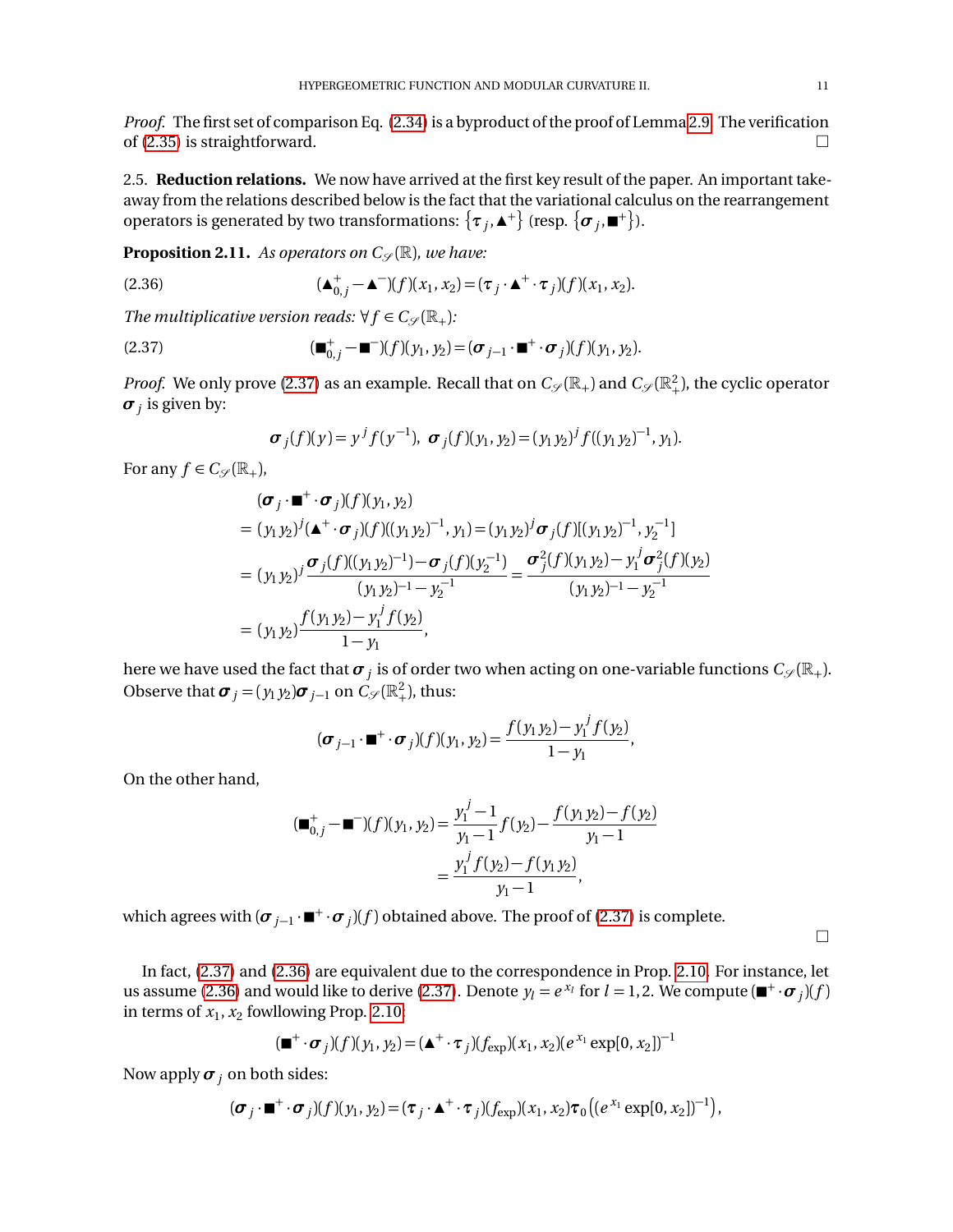*Proof.* The first set of comparison Eq. (2.34) is a byproduct of the proof of Lemma 2.9. The verification of (2.35) is straightforward. □

### 2.5. Reduction relations.

We now have arrived at the first key result of the paper. An important takeaway from the relations described below is the fact that the variational calculus on the rearrangement operators is generated by two transformations: $\{\boldsymbol{\tau}_j, \blacktriangle^+\}$ (resp. $\{\boldsymbol{\sigma}_j, \blacksquare^+\}$).

**Proposition 2.11.** *As operators on $C_{\mathscr{S}}(\mathbb{R})$, we have:*

$$(\blacktriangle^+_{0,j} - \blacktriangle^-)(f)(x_1, x_2) = (\boldsymbol{\tau}_j \cdot \blacktriangle^+ \cdot \boldsymbol{\tau}_j)(f)(x_1, x_2). \tag{2.36}$$

*The multiplicative version reads: $\forall f \in C_{\mathscr{S}}(\mathbb{R}_+)$:*

$$(\blacksquare^+_{0,j} - \blacksquare^-)(f)(y_1, y_2) = (\boldsymbol{\sigma}_{j-1} \cdot \blacksquare^+ \cdot \boldsymbol{\sigma}_j)(f)(y_1, y_2). \tag{2.37}$$

*Proof.* We only prove (2.37) as an example. Recall that on $C_{\mathscr{S}}(\mathbb{R}_+)$ and $C_{\mathscr{S}}(\mathbb{R}^2_+)$, the cyclic operator $\boldsymbol{\sigma}_j$ is given by:

$$\boldsymbol{\sigma}_j(f)(y) = y^j f(y^{-1}), \;\; \boldsymbol{\sigma}_j(f)(y_1, y_2) = (y_1 y_2)^j f((y_1 y_2)^{-1}, y_1).$$

For any $f \in C_{\mathscr{S}}(\mathbb{R}_+)$,

$$\begin{aligned}
&(\boldsymbol{\sigma}_j \cdot \blacksquare^+ \cdot \boldsymbol{\sigma}_j)(f)(y_1, y_2) \\
&= (y_1 y_2)^j (\blacktriangle^+ \cdot \boldsymbol{\sigma}_j)(f)((y_1 y_2)^{-1}, y_1) = (y_1 y_2)^j \boldsymbol{\sigma}_j(f)[(y_1 y_2)^{-1}, y_2^{-1}] \\
&= (y_1 y_2)^j \frac{\boldsymbol{\sigma}_j(f)((y_1 y_2)^{-1}) - \boldsymbol{\sigma}_j(f)(y_2^{-1})}{(y_1 y_2)^{-1} - y_2^{-1}} = \frac{\boldsymbol{\sigma}_j^2(f)(y_1 y_2) - y_1^j \boldsymbol{\sigma}_j^2(f)(y_2)}{(y_1 y_2)^{-1} - y_2^{-1}} \\
&= (y_1 y_2) \frac{f(y_1 y_2) - y_1^j f(y_2)}{1 - y_1},
\end{aligned}$$

here we have used the fact that $\boldsymbol{\sigma}_j$ is of order two when acting on one-variable functions $C_{\mathscr{S}}(\mathbb{R}_+)$. Observe that $\boldsymbol{\sigma}_j = (y_1 y_2)\boldsymbol{\sigma}_{j-1}$ on $C_{\mathscr{S}}(\mathbb{R}^2_+)$, thus:

$$(\boldsymbol{\sigma}_{j-1} \cdot \blacksquare^+ \cdot \boldsymbol{\sigma}_j)(f)(y_1, y_2) = \frac{f(y_1 y_2) - y_1^j f(y_2)}{1 - y_1},$$

On the other hand,

$$\begin{aligned}
(\blacksquare^+_{0,j} - \blacksquare^-)(f)(y_1, y_2) &= \frac{y_1^j - 1}{y_1 - 1} f(y_2) - \frac{f(y_1 y_2) - f(y_2)}{y_1 - 1} \\
&= \frac{y_1^j f(y_2) - f(y_1 y_2)}{y_1 - 1},
\end{aligned}$$

which agrees with $(\boldsymbol{\sigma}_{j-1} \cdot \blacksquare^+ \cdot \boldsymbol{\sigma}_j)(f)$ obtained above. The proof of (2.37) is complete. □

In fact, (2.37) and (2.36) are equivalent due to the correspondence in Prop. 2.10. For instance, let us assume (2.36) and would like to derive (2.37). Denote $y_l = e^{x_l}$ for $l = 1, 2$. We compute $(\blacksquare^+ \cdot \boldsymbol{\sigma}_j)(f)$ in terms of $x_1, x_2$ fowllowing Prop. 2.10:

$$(\blacksquare^+ \cdot \boldsymbol{\sigma}_j)(f)(y_1, y_2) = (\blacktriangle^+ \cdot \boldsymbol{\tau}_j)(f_{\exp})(x_1, x_2)(e^{x_1} \exp[0, x_2])^{-1}$$

Now apply $\boldsymbol{\sigma}_j$ on both sides:

$$(\boldsymbol{\sigma}_j \cdot \blacksquare^+ \cdot \boldsymbol{\sigma}_j)(f)(y_1, y_2) = (\boldsymbol{\tau}_j \cdot \blacktriangle^+ \cdot \boldsymbol{\tau}_j)(f_{\exp})(x_1, x_2)\boldsymbol{\tau}_0\left((e^{x_1} \exp[0, x_2])^{-1}\right),$$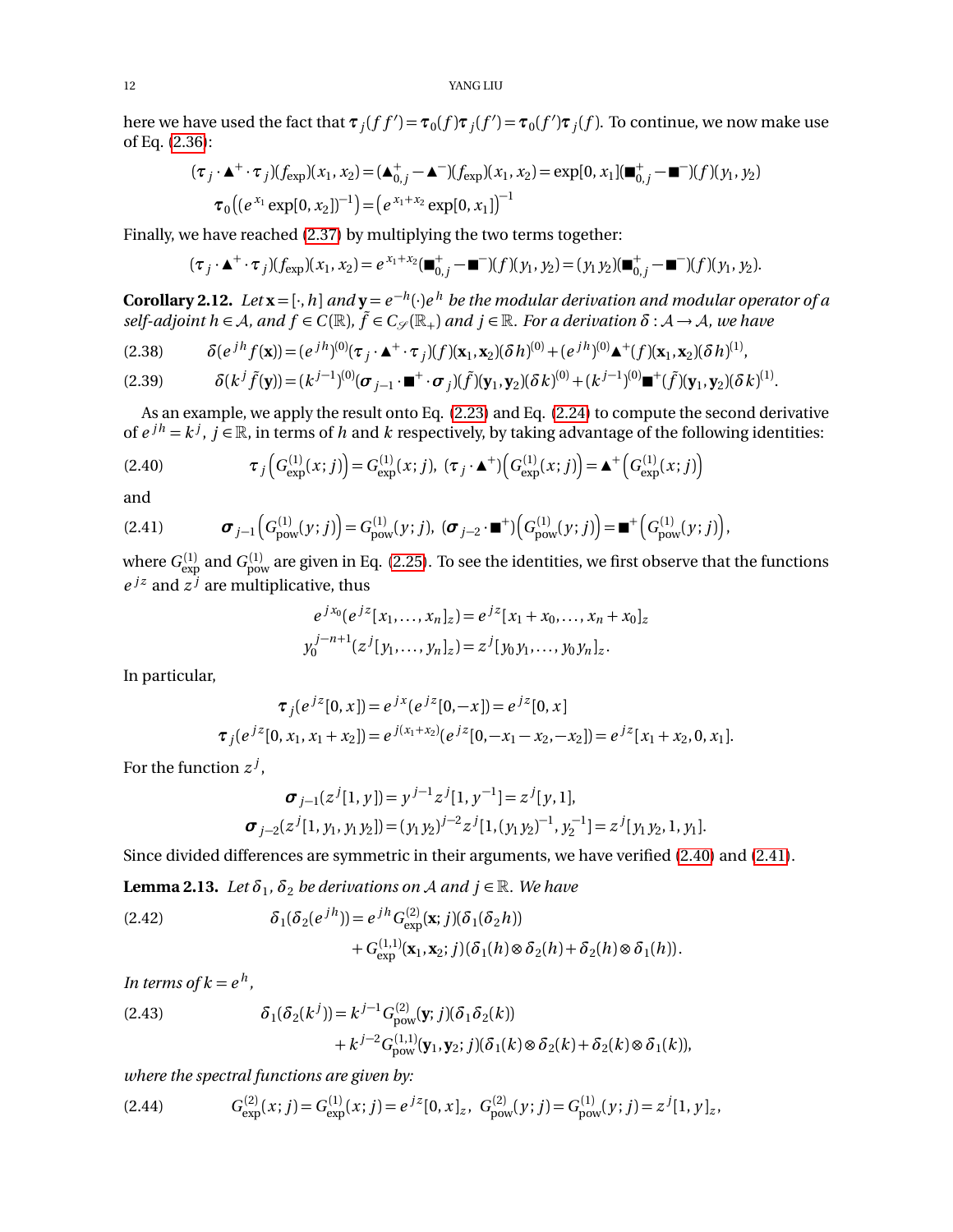here we have used the fact that $\boldsymbol{\tau}_j(ff') = \boldsymbol{\tau}_0(f)\boldsymbol{\tau}_j(f') = \boldsymbol{\tau}_0(f')\boldsymbol{\tau}_j(f)$. To continue, we now make use of Eq. (2.36):

$$(\boldsymbol{\tau}_j \cdot \blacktriangle^+ \cdot \boldsymbol{\tau}_j)(f_{\exp})(x_1, x_2) = (\blacktriangle^+_{0,j} - \blacktriangle^-)(f_{\exp})(x_1, x_2) = \exp[0, x_1](\blacksquare^+_{0,j} - \blacksquare^-)(f)(y_1, y_2)$$

$$\boldsymbol{\tau}_0\left((e^{x_1}\exp[0, x_2])^{-1}\right) = \left(e^{x_1+x_2}\exp[0, x_1]\right)^{-1}$$

Finally, we have reached (2.37) by multiplying the two terms together:

$$(\boldsymbol{\tau}_j \cdot \blacktriangle^+ \cdot \boldsymbol{\tau}_j)(f_{\exp})(x_1, x_2) = e^{x_1+x_2}(\blacksquare^+_{0,j} - \blacksquare^-)(f)(y_1, y_2) = (y_1 y_2)(\blacksquare^+_{0,j} - \blacksquare^-)(f)(y_1, y_2).$$

**Corollary 2.12.** *Let* $\mathbf{x} = [\cdot, h]$ *and* $\mathbf{y} = e^{-h}(\cdot)e^h$ *be the modular derivation and modular operator of a self-adjoint* $h \in \mathcal{A}$*, and* $f \in C(\mathbb{R})$*,* $\tilde{f} \in C_{\mathscr{S}}(\mathbb{R}_+)$ *and* $j \in \mathbb{R}$*. For a derivation* $\delta : \mathcal{A} \to \mathcal{A}$*, we have*

$$\delta(e^{jh} f(\mathbf{x})) = (e^{jh})^{(0)}(\boldsymbol{\tau}_j \cdot \blacktriangle^+ \cdot \boldsymbol{\tau}_j)(f)(\mathbf{x}_1, \mathbf{x}_2)(\delta h)^{(0)} + (e^{jh})^{(0)}\blacktriangle^+(f)(\mathbf{x}_1, \mathbf{x}_2)(\delta h)^{(1)}, \tag{2.38}$$

$$\delta(k^j \tilde{f}(\mathbf{y})) = (k^{j-1})^{(0)}(\boldsymbol{\sigma}_{j-1} \cdot \blacksquare^+ \cdot \boldsymbol{\sigma}_j)(\tilde{f})(\mathbf{y}_1, \mathbf{y}_2)(\delta k)^{(0)} + (k^{j-1})^{(0)}\blacksquare^+(\tilde{f})(\mathbf{y}_1, \mathbf{y}_2)(\delta k)^{(1)}. \tag{2.39}$$

As an example, we apply the result onto Eq. (2.23) and Eq. (2.24) to compute the second derivative of $e^{jh} = k^j$, $j \in \mathbb{R}$, in terms of $h$ and $k$ respectively, by taking advantage of the following identities:

$$\boldsymbol{\tau}_j\left(G^{(1)}_{\exp}(x; j)\right) = G^{(1)}_{\exp}(x; j), \; (\boldsymbol{\tau}_j \cdot \blacktriangle^+)\left(G^{(1)}_{\exp}(x; j)\right) = \blacktriangle^+\left(G^{(1)}_{\exp}(x; j)\right) \tag{2.40}$$

and

$$\boldsymbol{\sigma}_{j-1}\left(G^{(1)}_{\mathrm{pow}}(y; j)\right) = G^{(1)}_{\mathrm{pow}}(y; j), \; (\boldsymbol{\sigma}_{j-2} \cdot \blacksquare^+)\left(G^{(1)}_{\mathrm{pow}}(y; j)\right) = \blacksquare^+\left(G^{(1)}_{\mathrm{pow}}(y; j)\right), \tag{2.41}$$

where $G^{(1)}_{\exp}$ and $G^{(1)}_{\mathrm{pow}}$ are given in Eq. (2.25). To see the identities, we first observe that the functions $e^{jz}$ and $z^j$ are multiplicative, thus

$$e^{jx_0}(e^{jz}[x_1, \ldots, x_n]_z) = e^{jz}[x_1 + x_0, \ldots, x_n + x_0]_z$$

$$y_0^{j-n+1}(z^j[y_1, \ldots, y_n]_z) = z^j[y_0 y_1, \ldots, y_0 y_n]_z.$$

In particular,

$$\boldsymbol{\tau}_j(e^{jz}[0, x]) = e^{jx}(e^{jz}[0, -x]) = e^{jz}[0, x]$$

$$\boldsymbol{\tau}_j(e^{jz}[0, x_1, x_1 + x_2]) = e^{j(x_1+x_2)}(e^{jz}[0, -x_1 - x_2, -x_2]) = e^{jz}[x_1 + x_2, 0, x_1].$$

For the function $z^j$,

$$\boldsymbol{\sigma}_{j-1}(z^j[1, y]) = y^{j-1} z^j[1, y^{-1}] = z^j[y, 1],$$

$$\boldsymbol{\sigma}_{j-2}(z^j[1, y_1, y_1 y_2]) = (y_1 y_2)^{j-2} z^j[1, (y_1 y_2)^{-1}, y_2^{-1}] = z^j[y_1 y_2, 1, y_1].$$

Since divided differences are symmetric in their arguments, we have verified (2.40) and (2.41).

**Lemma 2.13.** *Let* $\delta_1$*,* $\delta_2$ *be derivations on* $\mathcal{A}$ *and* $j \in \mathbb{R}$*. We have*

$$\begin{aligned} \delta_1(\delta_2(e^{jh})) = {} & e^{jh} G^{(2)}_{\exp}(\mathbf{x}; j)(\delta_1(\delta_2 h)) \\ & + G^{(1,1)}_{\exp}(\mathbf{x}_1, \mathbf{x}_2; j)(\delta_1(h) \otimes \delta_2(h) + \delta_2(h) \otimes \delta_1(h)). \end{aligned} \tag{2.42}$$

*In terms of* $k = e^h$*,*

$$\begin{aligned} \delta_1(\delta_2(k^j)) = {} & k^{j-1} G^{(2)}_{\mathrm{pow}}(\mathbf{y}; j)(\delta_1 \delta_2(k)) \\ & + k^{j-2} G^{(1,1)}_{\mathrm{pow}}(\mathbf{y}_1, \mathbf{y}_2; j)(\delta_1(k) \otimes \delta_2(k) + \delta_2(k) \otimes \delta_1(k)), \end{aligned} \tag{2.43}$$

*where the spectral functions are given by:*

$$G^{(2)}_{\exp}(x; j) = G^{(1)}_{\exp}(x; j) = e^{jz}[0, x]_z, \; G^{(2)}_{\mathrm{pow}}(y; j) = G^{(1)}_{\mathrm{pow}}(y; j) = z^j[1, y]_z, \tag{2.44}$$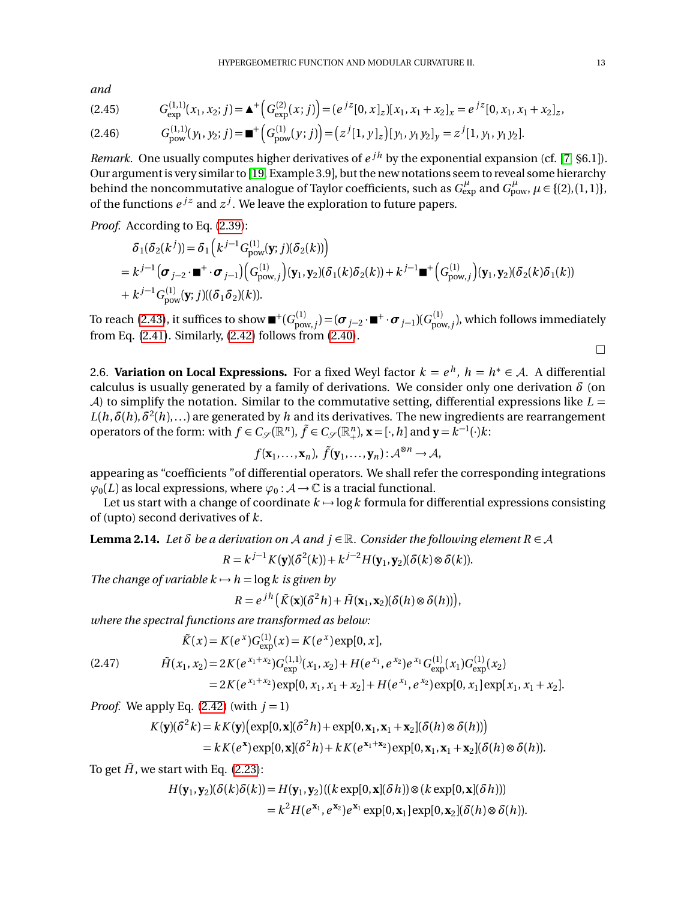and

$$G^{(1,1)}_{\exp}(x_1, x_2; j) = \blacktriangle^+\left(G^{(2)}_{\exp}(x; j)\right) = (e^{jz}[0,x]_z)[x_1, x_1+x_2]_x = e^{jz}[0, x_1, x_1+x_2]_z, \tag{2.45}$$

$$G^{(1,1)}_{\text{pow}}(y_1, y_2; j) = \blacksquare^+\left(G^{(1)}_{\text{pow}}(y; j)\right) = \left(z^j[1,y]_z\right)[y_1, y_1 y_2]_y = z^j[1, y_1, y_1 y_2]. \tag{2.46}$$

*Remark.* One usually computes higher derivatives of $e^{jh}$ by the exponential expansion (cf. [7, §6.1]). Our argument is very similar to [19, Example 3.9], but the new notations seem to reveal some hierarchy behind the noncommutative analogue of Taylor coefficients, such as $G^{\mu}_{\exp}$ and $G^{\mu}_{\text{pow}}$, $\mu \in \{(2),(1,1)\}$, of the functions $e^{jz}$ and $z^j$. We leave the exploration to future papers.

*Proof.* According to Eq. (2.39):

$$\begin{aligned}
&\delta_1(\delta_2(k^j)) = \delta_1\left(k^{j-1}G^{(1)}_{\text{pow}}(\mathbf{y}; j)(\delta_2(k))\right) \\
&= k^{j-1}\left(\boldsymbol{\sigma}_{j-2}\cdot\blacksquare^+\cdot\boldsymbol{\sigma}_{j-1}\right)\left(G^{(1)}_{\text{pow},j}\right)(\mathbf{y}_1,\mathbf{y}_2)(\delta_1(k)\delta_2(k)) + k^{j-1}\blacksquare^+\left(G^{(1)}_{\text{pow},j}\right)(\mathbf{y}_1,\mathbf{y}_2)(\delta_2(k)\delta_1(k)) \\
&+ k^{j-1}G^{(1)}_{\text{pow}}(\mathbf{y}; j)((\delta_1\delta_2)(k)).
\end{aligned}$$

To reach (2.43), it suffices to show $\blacksquare^+(G^{(1)}_{\text{pow},j}) = (\boldsymbol{\sigma}_{j-2}\cdot\blacksquare^+\cdot\boldsymbol{\sigma}_{j-1})(G^{(1)}_{\text{pow},j})$, which follows immediately from Eq. (2.41). Similarly, (2.42) follows from (2.40).

□

2.6. **Variation on Local Expressions.** For a fixed Weyl factor $k = e^h$, $h = h^* \in \mathcal{A}$. A differential calculus is usually generated by a family of derivations. We consider only one derivation $\delta$ (on $\mathcal{A}$) to simplify the notation. Similar to the commutative setting, differential expressions like $L = L(h, \delta(h), \delta^2(h), \ldots)$ are generated by $h$ and its derivatives. The new ingredients are rearrangement operators of the form: with $f \in C_{\mathscr{S}}(\mathbb{R}^n)$, $\tilde f \in C_{\mathscr{S}}(\mathbb{R}^n_+)$, $\mathbf{x} = [\cdot, h]$ and $\mathbf{y} = k^{-1}(\cdot)k$:

$$f(\mathbf{x}_1, \ldots, \mathbf{x}_n),\ \tilde f(\mathbf{y}_1, \ldots, \mathbf{y}_n) : \mathcal{A}^{\otimes n} \to \mathcal{A},$$

appearing as "coefficients "of differential operators. We shall refer the corresponding integrations $\varphi_0(L)$ as local expressions, where $\varphi_0 : \mathcal{A} \to \mathbb{C}$ is a tracial functional.

Let us start with a change of coordinate $k \mapsto \log k$ formula for differential expressions consisting of (upto) second derivatives of $k$.

**Lemma 2.14.** *Let $\delta$ be a derivation on $\mathcal{A}$ and $j \in \mathbb{R}$. Consider the following element $R \in \mathcal{A}$*

$$R = k^{j-1}K(\mathbf{y})(\delta^2(k)) + k^{j-2}H(\mathbf{y}_1, \mathbf{y}_2)(\delta(k)\otimes\delta(k)).$$

*The change of variable $k \mapsto h = \log k$ is given by*

$$R = e^{jh}\left(\tilde K(\mathbf{x})(\delta^2 h) + \tilde H(\mathbf{x}_1, \mathbf{x}_2)(\delta(h)\otimes\delta(h))\right),$$

*where the spectral functions are transformed as below:*

$$\begin{aligned}
&\tilde K(x) = K(e^x)G^{(1)}_{\exp}(x) = K(e^x)\exp[0,x], \\
&\tilde H(x_1,x_2) = 2K(e^{x_1+x_2})G^{(1,1)}_{\exp}(x_1,x_2) + H(e^{x_1},e^{x_2})e^{x_1}G^{(1)}_{\exp}(x_1)G^{(1)}_{\exp}(x_2) \\
&\qquad = 2K(e^{x_1+x_2})\exp[0,x_1,x_1+x_2] + H(e^{x_1},e^{x_2})\exp[0,x_1]\exp[x_1,x_1+x_2].
\end{aligned} \tag{2.47}$$

*Proof.* We apply Eq. (2.42) (with $j = 1$)

$$\begin{aligned}
K(\mathbf{y})(\delta^2 k) &= kK(\mathbf{y})\big(\exp[0,\mathbf{x}](\delta^2 h) + \exp[0,\mathbf{x}_1,\mathbf{x}_1+\mathbf{x}_2](\delta(h)\otimes\delta(h))\big) \\
&= kK(e^{\mathbf{x}})\exp[0,\mathbf{x}](\delta^2 h) + kK(e^{\mathbf{x}_1+\mathbf{x}_2})\exp[0,\mathbf{x}_1,\mathbf{x}_1+\mathbf{x}_2](\delta(h)\otimes\delta(h)).
\end{aligned}$$

To get $\tilde H$, we start with Eq. (2.23):

$$\begin{aligned}
H(\mathbf{y}_1,\mathbf{y}_2)(\delta(k)\delta(k)) &= H(\mathbf{y}_1,\mathbf{y}_2)((k\exp[0,\mathbf{x}](\delta h))\otimes(k\exp[0,\mathbf{x}](\delta h))) \\
&= k^2 H(e^{\mathbf{x}_1},e^{\mathbf{x}_2})e^{\mathbf{x}_1}\exp[0,\mathbf{x}_1]\exp[0,\mathbf{x}_2](\delta(h)\otimes\delta(h)).
\end{aligned}$$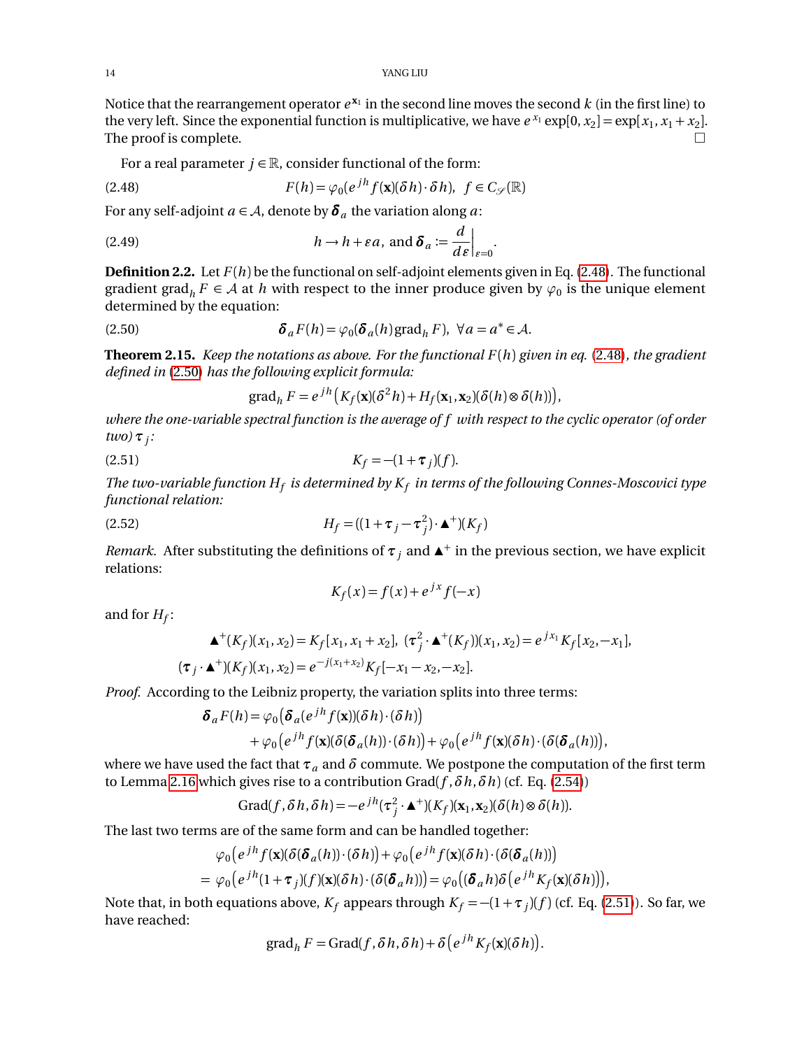Notice that the rearrangement operator $e^{\mathbf{x}_1}$ in the second line moves the second $k$ (in the first line) to the very left. Since the exponential function is multiplicative, we have $e^{x_1}\exp[0, x_2] = \exp[x_1, x_1 + x_2]$. The proof is complete. $\square$

For a real parameter $j \in \mathbb{R}$, consider functional of the form:

$$F(h) = \varphi_0(e^{jh} f(\mathbf{x})(\delta h) \cdot \delta h), \quad f \in C_{\mathscr{S}}(\mathbb{R}) \tag{2.48}$$

For any self-adjoint $a \in \mathcal{A}$, denote by $\boldsymbol{\delta}_a$ the variation along $a$:

$$h \to h + \varepsilon a, \text{ and } \boldsymbol{\delta}_a := \frac{d}{d\varepsilon}\Big|_{\varepsilon=0}. \tag{2.49}$$

**Definition 2.2.** Let $F(h)$ be the functional on self-adjoint elements given in Eq. (2.48). The functional gradient $\mathrm{grad}_h F \in \mathcal{A}$ at $h$ with respect to the inner produce given by $\varphi_0$ is the unique element determined by the equation:

$$\boldsymbol{\delta}_a F(h) = \varphi_0(\boldsymbol{\delta}_a(h)\,\mathrm{grad}_h F), \ \forall a = a^* \in \mathcal{A}. \tag{2.50}$$

**Theorem 2.15.** *Keep the notations as above. For the functional $F(h)$ given in eq. (2.48), the gradient defined in (2.50) has the following explicit formula:*

$$\mathrm{grad}_h F = e^{jh}\big(K_f(\mathbf{x})(\delta^2 h) + H_f(\mathbf{x}_1, \mathbf{x}_2)(\delta(h) \otimes \delta(h))\big),$$

*where the one-variable spectral function is the average of $f$ with respect to the cyclic operator (of order two) $\boldsymbol{\tau}_j$:*

$$K_f = -(1 + \boldsymbol{\tau}_j)(f). \tag{2.51}$$

*The two-variable function $H_f$ is determined by $K_f$ in terms of the following Connes-Moscovici type functional relation:*

$$H_f = ((1 + \boldsymbol{\tau}_j - \boldsymbol{\tau}_j^2) \cdot \blacktriangle^+)(K_f) \tag{2.52}$$

*Remark.* After substituting the definitions of $\boldsymbol{\tau}_j$ and $\blacktriangle^+$ in the previous section, we have explicit relations:

$$K_f(x) = f(x) + e^{jx} f(-x)$$

and for $H_f$:

$$\blacktriangle^+(K_f)(x_1, x_2) = K_f[x_1, x_1 + x_2], \ (\boldsymbol{\tau}_j^2 \cdot \blacktriangle^+(K_f))(x_1, x_2) = e^{jx_1} K_f[x_2, -x_1],$$
$$(\boldsymbol{\tau}_j \cdot \blacktriangle^+)(K_f)(x_1, x_2) = e^{-j(x_1+x_2)} K_f[-x_1 - x_2, -x_2].$$

*Proof.* According to the Leibniz property, the variation splits into three terms:

$$\begin{aligned}\boldsymbol{\delta}_a F(h) = &\ \varphi_0\big(\boldsymbol{\delta}_a(e^{jh} f(\mathbf{x}))(\delta h) \cdot (\delta h)\big) \\ &+ \varphi_0\big(e^{jh} f(\mathbf{x})(\delta(\boldsymbol{\delta}_a(h)) \cdot (\delta h)\big) + \varphi_0\big(e^{jh} f(\mathbf{x})(\delta h) \cdot (\delta(\boldsymbol{\delta}_a(h))\big),\end{aligned}$$

where we have used the fact that $\tau_a$ and $\delta$ commute. We postpone the computation of the first term to Lemma 2.16 which gives rise to a contribution $\mathrm{Grad}(f, \delta h, \delta h)$ (cf. Eq. (2.54))

$$\mathrm{Grad}(f, \delta h, \delta h) = -e^{jh}(\boldsymbol{\tau}_j^2 \cdot \blacktriangle^+)(K_f)(\mathbf{x}_1, \mathbf{x}_2)(\delta(h) \otimes \delta(h)).$$

The last two terms are of the same form and can be handled together:

$$\begin{aligned}&\varphi_0\big(e^{jh} f(\mathbf{x})(\delta(\boldsymbol{\delta}_a(h)) \cdot (\delta h)\big) + \varphi_0\big(e^{jh} f(\mathbf{x})(\delta h) \cdot (\delta(\boldsymbol{\delta}_a(h))\big) \\ = &\ \varphi_0\big(e^{jh}(1 + \boldsymbol{\tau}_j)(f)(\mathbf{x})(\delta h) \cdot (\delta(\boldsymbol{\delta}_a h))\big) = \varphi_0\big((\boldsymbol{\delta}_a h)\delta\big(e^{jh} K_f(\mathbf{x})(\delta h)\big)\big),\end{aligned}$$

Note that, in both equations above, $K_f$ appears through $K_f = -(1 + \boldsymbol{\tau}_j)(f)$ (cf. Eq. (2.51)). So far, we have reached:

$$\mathrm{grad}_h F = \mathrm{Grad}(f, \delta h, \delta h) + \delta\big(e^{jh} K_f(\mathbf{x})(\delta h)\big).$$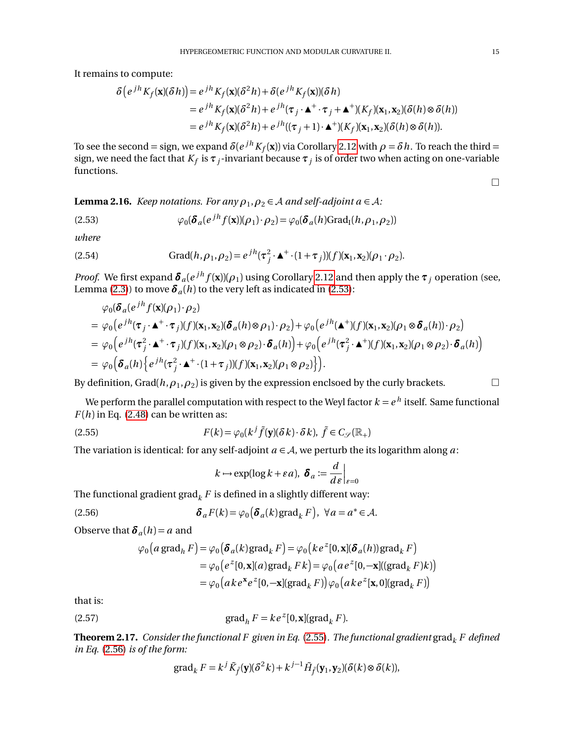It remains to compute:

$$
\begin{aligned}
\delta\left(e^{jh}K_f(\mathbf{x})(\delta h)\right) &= e^{jh}K_f(\mathbf{x})(\delta^2 h) + \delta(e^{jh}K_f(\mathbf{x}))(\delta h) \\
&= e^{jh}K_f(\mathbf{x})(\delta^2 h) + e^{jh}(\boldsymbol{\tau}_j\cdot\blacktriangle^+\cdot\boldsymbol{\tau}_j + \blacktriangle^+)(K_f)(\mathbf{x}_1,\mathbf{x}_2)(\delta(h)\otimes\delta(h)) \\
&= e^{jh}K_f(\mathbf{x})(\delta^2 h) + e^{jh}((\boldsymbol{\tau}_j+1)\cdot\blacktriangle^+)(K_f)(\mathbf{x}_1,\mathbf{x}_2)(\delta(h)\otimes\delta(h)).
\end{aligned}
$$

To see the second $=$ sign, we expand $\delta(e^{jh}K_f(\mathbf{x}))$ via Corollary 2.12 with $\rho = \delta h$. To reach the third $=$ sign, we need the fact that $K_f$ is $\boldsymbol{\tau}_j$-invariant because $\boldsymbol{\tau}_j$ is of order two when acting on one-variable functions.

□

**Lemma 2.16.** *Keep notations. For any $\rho_1,\rho_2\in\mathcal{A}$ and self-adjoint $a\in\mathcal{A}$:*

$$
\varphi_0(\boldsymbol{\delta}_a(e^{jh}f(\mathbf{x}))(\rho_1)\cdot\rho_2) = \varphi_0(\boldsymbol{\delta}_a(h)\mathrm{Grad_I}(h,\rho_1,\rho_2)) \tag{2.53}
$$

*where*

$$
\mathrm{Grad}(h,\rho_1,\rho_2) = e^{jh}(\boldsymbol{\tau}_j^2\cdot\blacktriangle^+\cdot(1+\boldsymbol{\tau}_j))(f)(\mathbf{x}_1,\mathbf{x}_2)(\rho_1\cdot\rho_2). \tag{2.54}
$$

*Proof.* We first expand $\boldsymbol{\delta}_a(e^{jh}f(\mathbf{x}))(\rho_1)$ using Corollary 2.12 and then apply the $\boldsymbol{\tau}_j$ operation (see, Lemma (2.3)) to move $\boldsymbol{\delta}_a(h)$ to the very left as indicated in (2.53):

$$
\begin{aligned}
&\varphi_0(\boldsymbol{\delta}_a(e^{jh}f(\mathbf{x})(\rho_1)\cdot\rho_2) \\
&= \varphi_0\left(e^{jh}(\boldsymbol{\tau}_j\cdot\blacktriangle^+\cdot\boldsymbol{\tau}_j)(f)(\mathbf{x}_1,\mathbf{x}_2)(\boldsymbol{\delta}_a(h)\otimes\rho_1)\cdot\rho_2\right) + \varphi_0\left(e^{jh}(\blacktriangle^+)(f)(\mathbf{x}_1,\mathbf{x}_2)(\rho_1\otimes\boldsymbol{\delta}_a(h))\cdot\rho_2\right) \\
&= \varphi_0\left(e^{jh}(\boldsymbol{\tau}_j^2\cdot\blacktriangle^+\cdot\boldsymbol{\tau}_j)(f)(\mathbf{x}_1,\mathbf{x}_2)(\rho_1\otimes\rho_2)\cdot\boldsymbol{\delta}_a(h)\right) + \varphi_0\left(e^{jh}(\boldsymbol{\tau}_j^2\cdot\blacktriangle^+)(f)(\mathbf{x}_1,\mathbf{x}_2)(\rho_1\otimes\rho_2)\cdot\boldsymbol{\delta}_a(h)\right) \\
&= \varphi_0\left(\boldsymbol{\delta}_a(h)\left\{e^{jh}(\boldsymbol{\tau}_j^2\cdot\blacktriangle^+\cdot(1+\boldsymbol{\tau}_j))(f)(\mathbf{x}_1,\mathbf{x}_2)(\rho_1\otimes\rho_2)\right\}\right).
\end{aligned}
$$

By definition, $\mathrm{Grad}(h,\rho_1,\rho_2)$ is given by the expression enclsoed by the curly brackets. □

We perform the parallel computation with respect to the Weyl factor $k = e^h$ itself. Same functional $F(h)$ in Eq. (2.48) can be written as:

$$
F(k) = \varphi_0(k^j\tilde{f}(\mathbf{y})(\delta k)\cdot\delta k),\ \tilde{f}\in C_{\mathscr{S}}(\mathbb{R}_+) \tag{2.55}
$$

The variation is identical: for any self-adjoint $a\in\mathcal{A}$, we perturb the its logarithm along $a$:

$$
k\mapsto\exp(\log k+\varepsilon a),\ \boldsymbol{\delta}_a := \left.\frac{d}{d\varepsilon}\right|_{\varepsilon=0}
$$

The functional gradient $\mathrm{grad}_k F$ is defined in a slightly different way:

$$
\boldsymbol{\delta}_a F(k) = \varphi_0\left(\boldsymbol{\delta}_a(k)\,\mathrm{grad}_k F\right),\ \forall a = a^*\in\mathcal{A}. \tag{2.56}
$$

Observe that $\boldsymbol{\delta}_a(h) = a$ and

$$
\begin{aligned}
\varphi_0\left(a\,\mathrm{grad}_h F\right) &= \varphi_0\left(\boldsymbol{\delta}_a(k)\,\mathrm{grad}_k F\right) = \varphi_0\left(k e^z[0,\mathbf{x}](\boldsymbol{\delta}_a(h))\,\mathrm{grad}_k F\right) \\
&= \varphi_0\left(e^z[0,\mathbf{x}](a)\,\mathrm{grad}_k F k\right) = \varphi_0\left(a e^z[0,-\mathbf{x}]((\mathrm{grad}_k F)k)\right) \\
&= \varphi_0\left(a k e^{\mathbf{x}} e^z[0,-\mathbf{x}](\mathrm{grad}_k F)\right)\varphi_0\left(a k e^z[\mathbf{x},0](\mathrm{grad}_k F)\right)
\end{aligned}
$$

that is:

$$
\mathrm{grad}_h F = k e^z[0,\mathbf{x}](\mathrm{grad}_k F). \tag{2.57}
$$

**Theorem 2.17.** *Consider the functional $F$ given in Eq. (2.55). The functional gradient $\mathrm{grad}_k F$ defined in Eq. (2.56) is of the form:*

$$
\mathrm{grad}_k F = k^j\tilde{K}_{\tilde{f}}(\mathbf{y})(\delta^2 k) + k^{j-1}\tilde{H}_{\tilde{f}}(\mathbf{y}_1,\mathbf{y}_2)(\delta(k)\otimes\delta(k)),
$$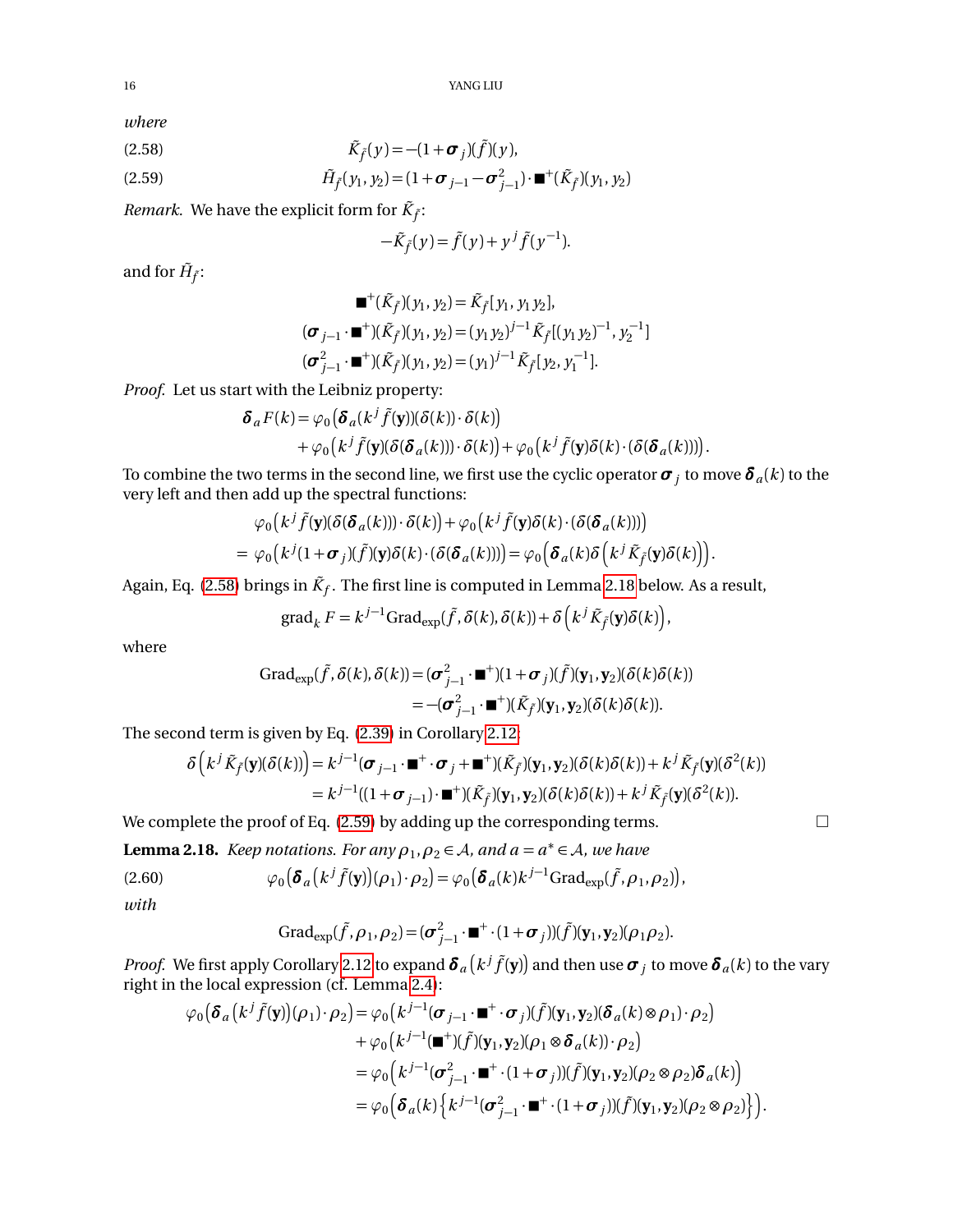*where*

$$\tilde{K}_{\tilde{f}}(y) = -(1+\boldsymbol{\sigma}_j)(\tilde{f})(y), \tag{2.58}$$

$$\tilde{H}_{\tilde{f}}(y_1, y_2) = (1+\boldsymbol{\sigma}_{j-1} - \boldsymbol{\sigma}_{j-1}^2)\cdot \blacksquare^+(\tilde{K}_{\tilde{f}})(y_1, y_2) \tag{2.59}$$

*Remark.* We have the explicit form for $\tilde{K}_{\tilde{f}}$:

$$-\tilde{K}_{\tilde{f}}(y) = \tilde{f}(y) + y^j \tilde{f}(y^{-1}).$$

and for $\tilde{H}_{\tilde{f}}$:

$$\blacksquare^+(\tilde{K}_{\tilde{f}})(y_1, y_2) = \tilde{K}_{\tilde{f}}[y_1, y_1 y_2],$$

$$(\boldsymbol{\sigma}_{j-1}\cdot \blacksquare^+)(\tilde{K}_{\tilde{f}})(y_1, y_2) = (y_1 y_2)^{j-1} \tilde{K}_{\tilde{f}}[(y_1 y_2)^{-1}, y_2^{-1}]$$

$$(\boldsymbol{\sigma}_{j-1}^2\cdot \blacksquare^+)(\tilde{K}_{\tilde{f}})(y_1, y_2) = (y_1)^{j-1} \tilde{K}_{\tilde{f}}[y_2, y_1^{-1}].$$

*Proof.* Let us start with the Leibniz property:

$$\begin{aligned}
\boldsymbol{\delta}_a F(k) = &\, \varphi_0\big(\boldsymbol{\delta}_a(k^j \tilde{f}(\mathbf{y}))(\delta(k))\cdot \delta(k)\big) \\
&+ \varphi_0\big(k^j \tilde{f}(\mathbf{y})(\delta(\boldsymbol{\delta}_a(k)))\cdot \delta(k)\big) + \varphi_0\big(k^j \tilde{f}(\mathbf{y})\delta(k)\cdot(\delta(\boldsymbol{\delta}_a(k)))\big).
\end{aligned}$$

To combine the two terms in the second line, we first use the cyclic operator $\boldsymbol{\sigma}_j$ to move $\boldsymbol{\delta}_a(k)$ to the very left and then add up the spectral functions:

$$\begin{aligned}
&\varphi_0\big(k^j \tilde{f}(\mathbf{y})(\delta(\boldsymbol{\delta}_a(k)))\cdot \delta(k)\big) + \varphi_0\big(k^j \tilde{f}(\mathbf{y})\delta(k)\cdot(\delta(\boldsymbol{\delta}_a(k)))\big) \\
=&\ \varphi_0\big(k^j(1+\boldsymbol{\sigma}_j)(\tilde{f})(\mathbf{y})\delta(k)\cdot(\delta(\boldsymbol{\delta}_a(k)))\big) = \varphi_0\Big(\boldsymbol{\delta}_a(k)\delta\Big(k^j \tilde{K}_{\tilde{f}}(\mathbf{y})\delta(k)\Big)\Big).
\end{aligned}$$

Again, Eq. (2.58) brings in $\tilde{K}_f$. The first line is computed in Lemma 2.18 below. As a result,

$$\operatorname{grad}_k F = k^{j-1}\operatorname{Grad}_{\exp}(\tilde{f}, \delta(k), \delta(k)) + \delta\Big(k^j \tilde{K}_{\tilde{f}}(\mathbf{y})\delta(k)\Big),$$

where

$$\begin{aligned}
\operatorname{Grad}_{\exp}(\tilde{f}, \delta(k), \delta(k)) &= (\boldsymbol{\sigma}_{j-1}^2\cdot \blacksquare^+)(1+\boldsymbol{\sigma}_j)(\tilde{f})(\mathbf{y}_1, \mathbf{y}_2)(\delta(k)\delta(k)) \\
&= -(\boldsymbol{\sigma}_{j-1}^2\cdot \blacksquare^+)(\tilde{K}_{\tilde{f}})(\mathbf{y}_1, \mathbf{y}_2)(\delta(k)\delta(k)).
\end{aligned}$$

The second term is given by Eq. (2.39) in Corollary 2.12:

$$\begin{aligned}
\delta\Big(k^j \tilde{K}_{\tilde{f}}(\mathbf{y})(\delta(k))\Big) &= k^{j-1}(\boldsymbol{\sigma}_{j-1}\cdot \blacksquare^+\cdot \boldsymbol{\sigma}_j + \blacksquare^+)(\tilde{K}_{\tilde{f}})(\mathbf{y}_1, \mathbf{y}_2)(\delta(k)\delta(k)) + k^j \tilde{K}_{\tilde{f}}(\mathbf{y})(\delta^2(k)) \\
&= k^{j-1}((1+\boldsymbol{\sigma}_{j-1})\cdot \blacksquare^+)(\tilde{K}_{\tilde{f}})(\mathbf{y}_1, \mathbf{y}_2)(\delta(k)\delta(k)) + k^j \tilde{K}_{\tilde{f}}(\mathbf{y})(\delta^2(k)).
\end{aligned}$$

We complete the proof of Eq. (2.59) by adding up the corresponding terms. $\square$

**Lemma 2.18.** *Keep notations. For any $\rho_1, \rho_2 \in \mathcal{A}$, and $a = a^* \in \mathcal{A}$, we have*

$$\varphi_0\big(\boldsymbol{\delta}_a\big(k^j \tilde{f}(\mathbf{y})\big)(\rho_1)\cdot \rho_2\big) = \varphi_0\big(\boldsymbol{\delta}_a(k)k^{j-1}\operatorname{Grad}_{\exp}(\tilde{f}, \rho_1, \rho_2)\big), \tag{2.60}$$

*with*

$$\operatorname{Grad}_{\exp}(\tilde{f}, \rho_1, \rho_2) = (\boldsymbol{\sigma}_{j-1}^2\cdot \blacksquare^+\cdot(1+\boldsymbol{\sigma}_j))(\tilde{f})(\mathbf{y}_1, \mathbf{y}_2)(\rho_1\rho_2).$$

*Proof.* We first apply Corollary 2.12 to expand $\boldsymbol{\delta}_a\big(k^j \tilde{f}(\mathbf{y})\big)$ and then use $\boldsymbol{\sigma}_j$ to move $\boldsymbol{\delta}_a(k)$ to the vary right in the local expression (cf. Lemma 2.4):

$$\begin{aligned}
\varphi_0\big(\boldsymbol{\delta}_a\big(k^j \tilde{f}(\mathbf{y})\big)(\rho_1)\cdot \rho_2\big) &= \varphi_0\big(k^{j-1}(\boldsymbol{\sigma}_{j-1}\cdot \blacksquare^+\cdot \boldsymbol{\sigma}_j)(\tilde{f})(\mathbf{y}_1, \mathbf{y}_2)(\boldsymbol{\delta}_a(k)\otimes \rho_1)\cdot \rho_2\big) \\
&\quad + \varphi_0\big(k^{j-1}(\blacksquare^+)(\tilde{f})(\mathbf{y}_1, \mathbf{y}_2)(\rho_1\otimes \boldsymbol{\delta}_a(k))\cdot \rho_2\big) \\
&= \varphi_0\Big(k^{j-1}(\boldsymbol{\sigma}_{j-1}^2\cdot \blacksquare^+\cdot(1+\boldsymbol{\sigma}_j))(\tilde{f})(\mathbf{y}_1, \mathbf{y}_2)(\rho_2\otimes \rho_2)\boldsymbol{\delta}_a(k)\Big) \\
&= \varphi_0\Big(\boldsymbol{\delta}_a(k)\Big\{k^{j-1}(\boldsymbol{\sigma}_{j-1}^2\cdot \blacksquare^+\cdot(1+\boldsymbol{\sigma}_j))(\tilde{f})(\mathbf{y}_1, \mathbf{y}_2)(\rho_2\otimes \rho_2)\Big\}\Big).
\end{aligned}$$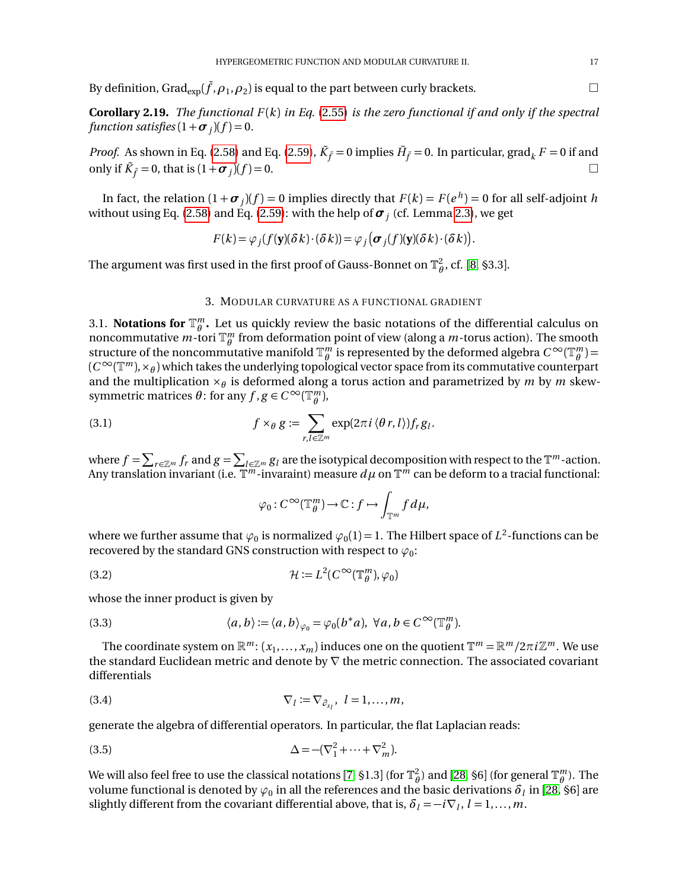By definition, $\mathrm{Grad}_{\exp}(\tilde{f}, \rho_1, \rho_2)$ is equal to the part between curly brackets. $\square$

**Corollary 2.19.** *The functional $F(k)$ in Eq. (2.55) is the zero functional if and only if the spectral function satisfies $(1+\boldsymbol{\sigma}_j)(f) = 0$.*

*Proof.* As shown in Eq. (2.58) and Eq. (2.59), $\tilde{K}_{\tilde{f}} = 0$ implies $\tilde{H}_{\tilde{f}} = 0$. In particular, $\mathrm{grad}_k F = 0$ if and only if $\tilde{K}_{\tilde{f}} = 0$, that is $(1+\boldsymbol{\sigma}_j)(f) = 0$. $\square$

In fact, the relation $(1+\boldsymbol{\sigma}_j)(f) = 0$ implies directly that $F(k) = F(e^h) = 0$ for all self-adjoint $h$ without using Eq. (2.58) and Eq. (2.59): with the help of $\boldsymbol{\sigma}_j$ (cf. Lemma 2.3), we get

$$F(k) = \varphi_j(f(\mathbf{y})(\delta k)\cdot(\delta k)) = \varphi_j\big(\boldsymbol{\sigma}_j(f)(\mathbf{y})(\delta k)\cdot(\delta k)\big).$$

The argument was first used in the first proof of Gauss-Bonnet on $\mathbb{T}^2_\theta$, cf. [8, §3.3].

## 3. Modular curvature as a functional gradient

### 3.1. Notations for $\mathbb{T}^m_\theta$.

Let us quickly review the basic notations of the differential calculus on noncommutative $m$-tori $\mathbb{T}^m_\theta$ from deformation point of view (along a $m$-torus action). The smooth structure of the noncommutative manifold $\mathbb{T}^m_\theta$ is represented by the deformed algebra $C^\infty(\mathbb{T}^m_\theta) = (C^\infty(\mathbb{T}^m), \times_\theta)$ which takes the underlying topological vector space from its commutative counterpart and the multiplication $\times_\theta$ is deformed along a torus action and parametrized by $m$ by $m$ skew-symmetric matrices $\theta$: for any $f, g \in C^\infty(\mathbb{T}^m_\theta)$,

$$f \times_\theta g := \sum_{r,l \in \mathbb{Z}^m} \exp(2\pi i \langle \theta r, l\rangle) f_r g_l. \tag{3.1}$$

where $f = \sum_{r\in\mathbb{Z}^m} f_r$ and $g = \sum_{l\in\mathbb{Z}^m} g_l$ are the isotypical decomposition with respect to the $\mathbb{T}^m$-action. Any translation invariant (i.e. $\mathbb{T}^m$-invaraint) measure $d\mu$ on $\mathbb{T}^m$ can be deform to a tracial functional:

$$\varphi_0 : C^\infty(\mathbb{T}^m_\theta) \to \mathbb{C} : f \mapsto \int_{\mathbb{T}^m} f\, d\mu,$$

where we further assume that $\varphi_0$ is normalized $\varphi_0(1) = 1$. The Hilbert space of $L^2$-functions can be recovered by the standard GNS construction with respect to $\varphi_0$:

$$\mathcal{H} := L^2(C^\infty(\mathbb{T}^m_\theta), \varphi_0) \tag{3.2}$$

whose the inner product is given by

$$\langle a, b\rangle := \langle a, b\rangle_{\varphi_0} = \varphi_0(b^* a), \ \forall a, b \in C^\infty(\mathbb{T}^m_\theta). \tag{3.3}$$

The coordinate system on $\mathbb{R}^m$: $(x_1, \dots, x_m)$ induces one on the quotient $\mathbb{T}^m = \mathbb{R}^m / 2\pi i \mathbb{Z}^m$. We use the standard Euclidean metric and denote by $\nabla$ the metric connection. The associated covariant differentials

$$\nabla_l := \nabla_{\partial_{x_l}}, \ l = 1, \dots, m, \tag{3.4}$$

generate the algebra of differential operators. In particular, the flat Laplacian reads:

$$\Delta = -(\nabla_1^2 + \cdots + \nabla_m^2). \tag{3.5}$$

We will also feel free to use the classical notations [7, §1.3] (for $\mathbb{T}^2_\theta$) and [28, §6] (for general $\mathbb{T}^m_\theta$). The volume functional is denoted by $\varphi_0$ in all the references and the basic derivations $\delta_l$ in [28, §6] are slightly different from the covariant differential above, that is, $\delta_l = -i\nabla_l$, $l = 1, \dots, m$.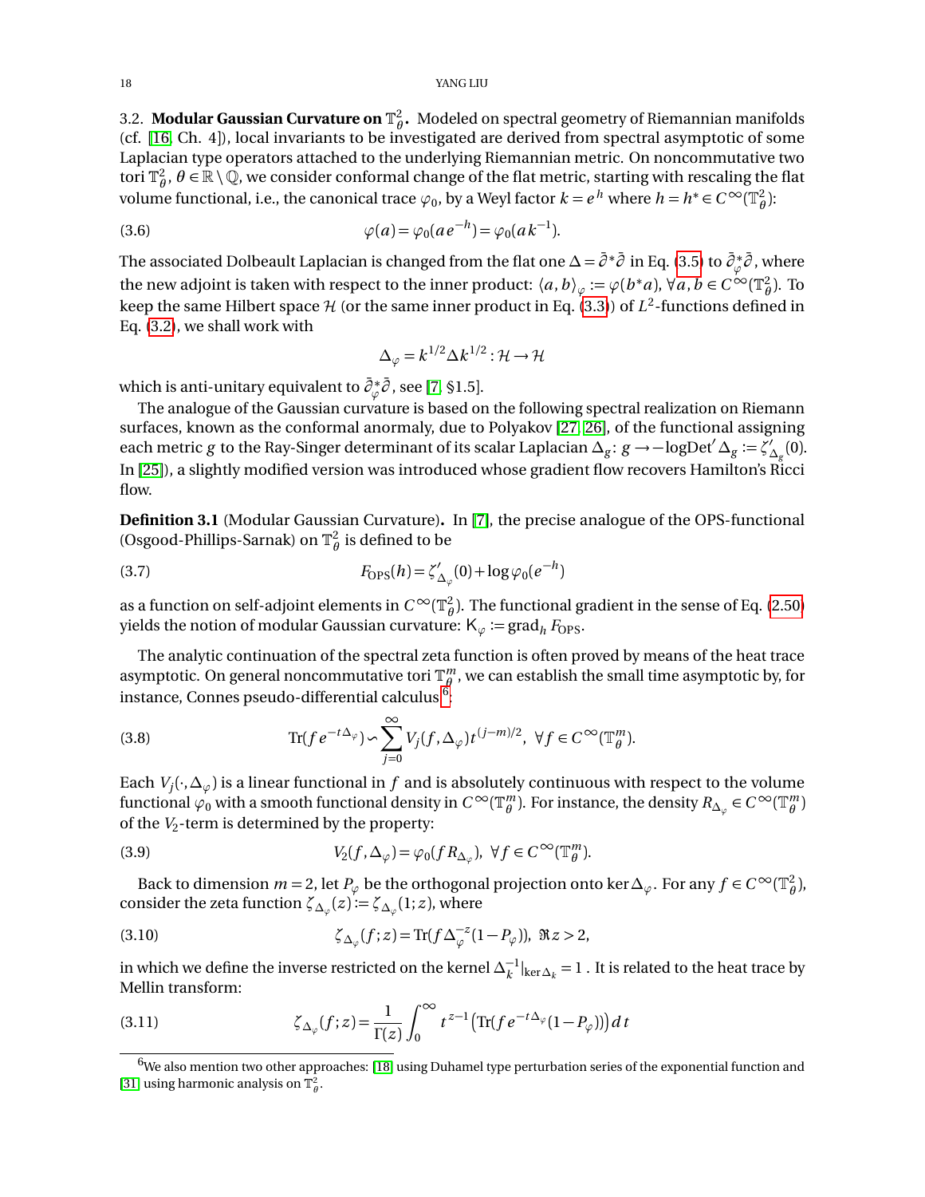3.2. **Modular Gaussian Curvature on $\mathbb{T}^2_\theta$.** Modeled on spectral geometry of Riemannian manifolds (cf. [16, Ch. 4]), local invariants to be investigated are derived from spectral asymptotic of some Laplacian type operators attached to the underlying Riemannian metric. On noncommutative two tori $\mathbb{T}^2_\theta$, $\theta \in \mathbb{R}\setminus\mathbb{Q}$, we consider conformal change of the flat metric, starting with rescaling the flat volume functional, i.e., the canonical trace $\varphi_0$, by a Weyl factor $k = e^h$ where $h = h^* \in C^\infty(\mathbb{T}^2_\theta)$:

$$\varphi(a) = \varphi_0(ae^{-h}) = \varphi_0(ak^{-1}). \tag{3.6}$$

The associated Dolbeault Laplacian is changed from the flat one $\Delta = \bar\partial^*\bar\partial$ in Eq. (3.5) to $\bar\partial^*_\varphi\bar\partial$, where the new adjoint is taken with respect to the inner product: $\langle a, b\rangle_\varphi := \varphi(b^*a)$, $\forall a, b \in C^\infty(\mathbb{T}^2_\theta)$. To keep the same Hilbert space $\mathcal{H}$ (or the same inner product in Eq. (3.3)) of $L^2$-functions defined in Eq. (3.2), we shall work with

$$\Delta_\varphi = k^{1/2}\Delta k^{1/2} : \mathcal{H} \to \mathcal{H}$$

which is anti-unitary equivalent to $\bar\partial^*_\varphi\bar\partial$, see [7, §1.5].

The analogue of the Gaussian curvature is based on the following spectral realization on Riemann surfaces, known as the conformal anormaly, due to Polyakov [27, 26], of the functional assigning each metric $g$ to the Ray-Singer determinant of its scalar Laplacian $\Delta_g$: $g \to -\log\mathrm{Det}'\Delta_g := \zeta'_{\Delta_g}(0)$. In [25]), a slightly modified version was introduced whose gradient flow recovers Hamilton's Ricci flow.

**Definition 3.1** (Modular Gaussian Curvature)**.** In [7], the precise analogue of the OPS-functional (Osgood-Phillips-Sarnak) on $\mathbb{T}^2_\theta$ is defined to be

$$F_{\mathrm{OPS}}(h) = \zeta'_{\Delta_\varphi}(0) + \log\varphi_0(e^{-h}) \tag{3.7}$$

as a function on self-adjoint elements in $C^\infty(\mathbb{T}^2_\theta)$. The functional gradient in the sense of Eq. (2.50) yields the notion of modular Gaussian curvature: $\mathsf{K}_\varphi := \mathrm{grad}_h F_{\mathrm{OPS}}$.

The analytic continuation of the spectral zeta function is often proved by means of the heat trace asymptotic. On general noncommutative tori $\mathbb{T}^m_\theta$, we can establish the small time asymptotic by, for instance, Connes pseudo-differential calculus[6]:

$$\mathrm{Tr}(fe^{-t\Delta_\varphi}) \backsim \sum_{j=0}^{\infty} V_j(f, \Delta_\varphi)t^{(j-m)/2}, \ \forall f \in C^\infty(\mathbb{T}^m_\theta). \tag{3.8}$$

Each $V_j(\cdot, \Delta_\varphi)$ is a linear functional in $f$ and is absolutely continuous with respect to the volume functional $\varphi_0$ with a smooth functional density in $C^\infty(\mathbb{T}^m_\theta)$. For instance, the density $R_{\Delta_\varphi} \in C^\infty(\mathbb{T}^m_\theta)$ of the $V_2$-term is determined by the property:

$$V_2(f, \Delta_\varphi) = \varphi_0(fR_{\Delta_\varphi}), \ \forall f \in C^\infty(\mathbb{T}^m_\theta). \tag{3.9}$$

Back to dimension $m = 2$, let $P_\varphi$ be the orthogonal projection onto $\ker\Delta_\varphi$. For any $f \in C^\infty(\mathbb{T}^2_\theta)$, consider the zeta function $\zeta_{\Delta_\varphi}(z) := \zeta_{\Delta_\varphi}(1; z)$, where

$$\zeta_{\Delta_\varphi}(f; z) = \mathrm{Tr}(f\Delta_\varphi^{-z}(1 - P_\varphi)), \ \Re z > 2, \tag{3.10}$$

in which we define the inverse restricted on the kernel $\Delta_k^{-1}|_{\ker\Delta_k} = 1$ . It is related to the heat trace by Mellin transform:

$$\zeta_{\Delta_\varphi}(f; z) = \frac{1}{\Gamma(z)}\int_0^\infty t^{z-1}\left(\mathrm{Tr}(fe^{-t\Delta_\varphi}(1 - P_\varphi))\right)dt \tag{3.11}$$

[6] We also mention two other approaches: [18] using Duhamel type perturbation series of the exponential function and [31] using harmonic analysis on $\mathbb{T}^2_\theta$.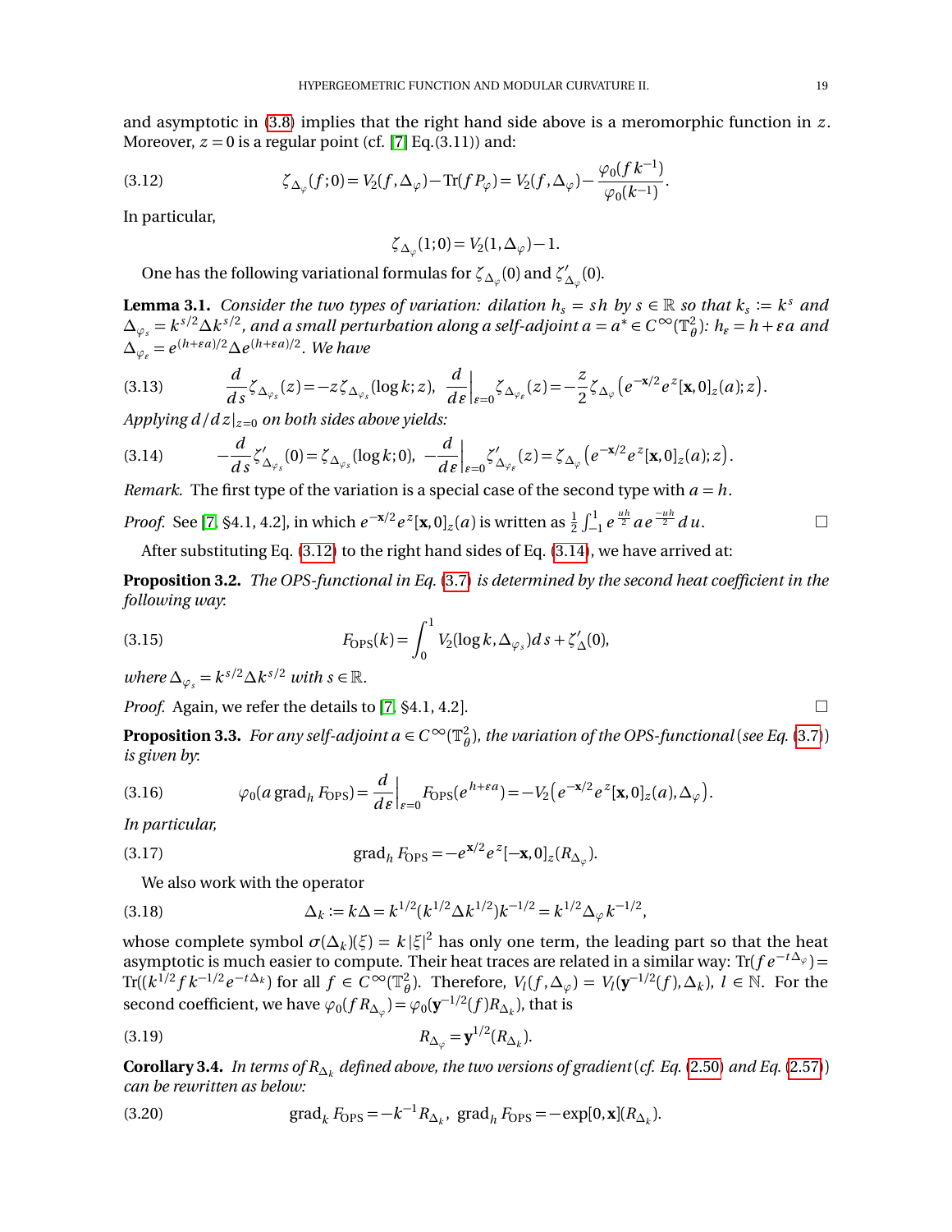and asymptotic in (3.8) implies that the right hand side above is a meromorphic function in $z$. Moreover, $z = 0$ is a regular point (cf. [7] Eq.(3.11)) and:

$$\zeta_{\Delta_\varphi}(f;0) = V_2(f,\Delta_\varphi) - \operatorname{Tr}(fP_\varphi) = V_2(f,\Delta_\varphi) - \frac{\varphi_0(fk^{-1})}{\varphi_0(k^{-1})}. \tag{3.12}$$

In particular,

$$\zeta_{\Delta_\varphi}(1;0) = V_2(1,\Delta_\varphi) - 1.$$

One has the following variational formulas for $\zeta_{\Delta_\varphi}(0)$ and $\zeta'_{\Delta_\varphi}(0)$.

**Lemma 3.1.** *Consider the two types of variation: dilation $h_s = sh$ by $s \in \mathbb{R}$ so that $k_s := k^s$ and $\Delta_{\varphi_s} = k^{s/2}\Delta k^{s/2}$, and a small perturbation along a self-adjoint $a = a^* \in C^\infty(\mathbb{T}^2_\theta)$: $h_\varepsilon = h + \varepsilon a$ and $\Delta_{\varphi_\varepsilon} = e^{(h+\varepsilon a)/2}\Delta e^{(h+\varepsilon a)/2}$. We have*

$$\frac{d}{ds}\zeta_{\Delta_{\varphi_s}}(z) = -z\zeta_{\Delta_{\varphi_s}}(\log k; z), \quad \frac{d}{d\varepsilon}\Big|_{\varepsilon=0}\zeta_{\Delta_{\varphi_\varepsilon}}(z) = -\frac{z}{2}\zeta_{\Delta_\varphi}\left(e^{-\mathbf{x}/2}e^z[\mathbf{x},0]_z(a); z\right). \tag{3.13}$$

*Applying $d/dz|_{z=0}$ on both sides above yields:*

$$-\frac{d}{ds}\zeta'_{\Delta_{\varphi_s}}(0) = \zeta_{\Delta_{\varphi_s}}(\log k; 0), \quad -\frac{d}{d\varepsilon}\Big|_{\varepsilon=0}\zeta'_{\Delta_{\varphi_\varepsilon}}(z) = \zeta_{\Delta_\varphi}\left(e^{-\mathbf{x}/2}e^z[\mathbf{x},0]_z(a); z\right). \tag{3.14}$$

*Remark.* The first type of the variation is a special case of the second type with $a = h$.

*Proof.* See [7, §4.1, 4.2], in which $e^{-\mathbf{x}/2}e^z[\mathbf{x},0]_z(a)$ is written as $\frac{1}{2}\int_{-1}^{1} e^{\frac{uh}{2}} a e^{\frac{-uh}{2}} du$. □

After substituting Eq. (3.12) to the right hand sides of Eq. (3.14), we have arrived at:

**Proposition 3.2.** *The OPS-functional in Eq. (3.7) is determined by the second heat coefficient in the following way*:

$$F_{\mathrm{OPS}}(k) = \int_0^1 V_2(\log k, \Delta_{\varphi_s})ds + \zeta'_\Delta(0), \tag{3.15}$$

*where $\Delta_{\varphi_s} = k^{s/2}\Delta k^{s/2}$ with $s \in \mathbb{R}$.*

*Proof.* Again, we refer the details to [7, §4.1, 4.2]. □

**Proposition 3.3.** *For any self-adjoint $a \in C^\infty(\mathbb{T}^2_\theta)$, the variation of the OPS-functional (see Eq. (3.7)) is given by*:

$$\varphi_0(a \operatorname{grad}_h F_{\mathrm{OPS}}) = \frac{d}{d\varepsilon}\Big|_{\varepsilon=0} F_{\mathrm{OPS}}(e^{h+\varepsilon a}) = -V_2\left(e^{-\mathbf{x}/2}e^z[\mathbf{x},0]_z(a), \Delta_\varphi\right). \tag{3.16}$$

*In particular,*

$$\operatorname{grad}_h F_{\mathrm{OPS}} = -e^{\mathbf{x}/2}e^z[-\mathbf{x},0]_z(R_{\Delta_\varphi}). \tag{3.17}$$

We also work with the operator

$$\Delta_k := k\Delta = k^{1/2}(k^{1/2}\Delta k^{1/2})k^{-1/2} = k^{1/2}\Delta_\varphi k^{-1/2}, \tag{3.18}$$

whose complete symbol $\sigma(\Delta_k)(\xi) = k|\xi|^2$ has only one term, the leading part so that the heat asymptotic is much easier to compute. Their heat traces are related in a similar way: $\operatorname{Tr}(fe^{-t\Delta_\varphi}) = \operatorname{Tr}((k^{1/2}fk^{-1/2}e^{-t\Delta_k})$ for all $f \in C^\infty(\mathbb{T}^2_\theta)$. Therefore, $V_l(f,\Delta_\varphi) = V_l(\mathbf{y}^{-1/2}(f),\Delta_k)$, $l \in \mathbb{N}$. For the second coefficient, we have $\varphi_0(fR_{\Delta_\varphi}) = \varphi_0(\mathbf{y}^{-1/2}(f)R_{\Delta_k})$, that is

$$R_{\Delta_\varphi} = \mathbf{y}^{1/2}(R_{\Delta_k}). \tag{3.19}$$

**Corollary 3.4.** *In terms of $R_{\Delta_k}$ defined above, the two versions of gradient (cf. Eq. (2.50) and Eq. (2.57)) can be rewritten as below:*

$$\operatorname{grad}_k F_{\mathrm{OPS}} = -k^{-1}R_{\Delta_k}, \quad \operatorname{grad}_h F_{\mathrm{OPS}} = -\exp[0,\mathbf{x}](R_{\Delta_k}). \tag{3.20}$$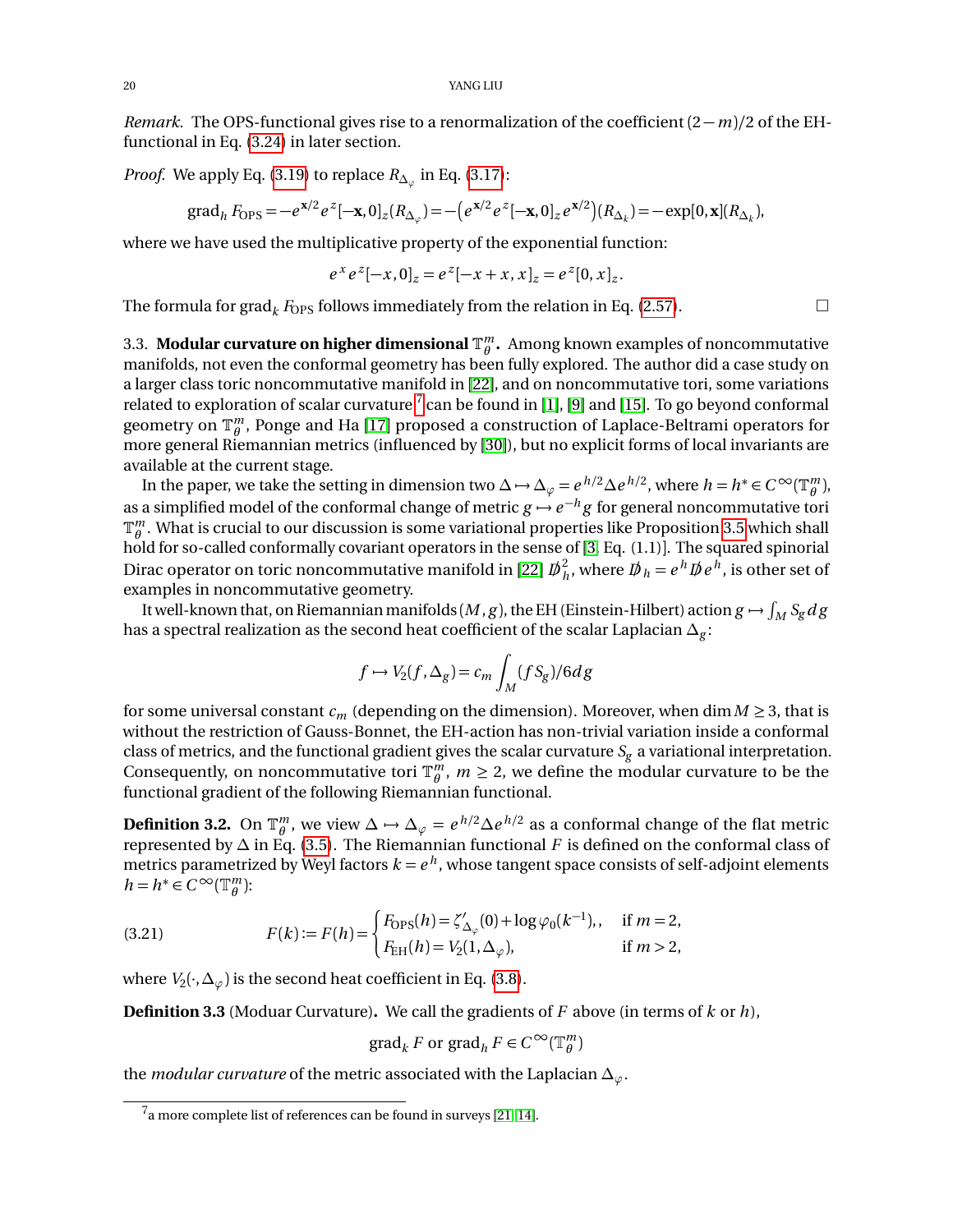*Remark.* The OPS-functional gives rise to a renormalization of the coefficient $(2-m)/2$ of the EH-functional in Eq. (3.24) in later section.

*Proof.* We apply Eq. (3.19) to replace $R_{\Delta_\varphi}$ in Eq. (3.17):

$$\operatorname{grad}_h F_{\mathrm{OPS}} = -e^{\mathbf{x}/2} e^z[-\mathbf{x},0]_z(R_{\Delta_\varphi}) = -\left(e^{\mathbf{x}/2} e^z[-\mathbf{x},0]_z e^{\mathbf{x}/2}\right)(R_{\Delta_k}) = -\exp[0,\mathbf{x}](R_{\Delta_k}),$$

where we have used the multiplicative property of the exponential function:

$$e^x e^z[-x,0]_z = e^z[-x+x,x]_z = e^z[0,x]_z.$$

The formula for $\operatorname{grad}_k F_{\mathrm{OPS}}$ follows immediately from the relation in Eq. (2.57). □

3.3. **Modular curvature on higher dimensional $\mathbb{T}^m_\theta$.** Among known examples of noncommutative manifolds, not even the conformal geometry has been fully explored. The author did a case study on a larger class toric noncommutative manifold in [22], and on noncommutative tori, some variations related to exploration of scalar curvature[7] can be found in [1], [9] and [15]. To go beyond conformal geometry on $\mathbb{T}^m_\theta$, Ponge and Ha [17] proposed a construction of Laplace-Beltrami operators for more general Riemannian metrics (influenced by [30]), but no explicit forms of local invariants are available at the current stage.

In the paper, we take the setting in dimension two $\Delta \mapsto \Delta_\varphi = e^{h/2}\Delta e^{h/2}$, where $h = h^* \in C^\infty(\mathbb{T}^m_\theta)$, as a simplified model of the conformal change of metric $g \mapsto e^{-h} g$ for general noncommutative tori $\mathbb{T}^m_\theta$. What is crucial to our discussion is some variational properties like Proposition 3.5 which shall hold for so-called conformally covariant operators in the sense of [3, Eq. (1.1)]. The squared spinorial Dirac operator on toric noncommutative manifold in [22] $\not{D}_h^2$, where $\not{D}_h = e^h \not{D} e^h$, is other set of examples in noncommutative geometry.

It well-known that, on Riemannian manifolds $(M,g)$, the EH (Einstein-Hilbert) action $g \mapsto \int_M S_g\, dg$ has a spectral realization as the second heat coefficient of the scalar Laplacian $\Delta_g$:

$$f \mapsto V_2(f, \Delta_g) = c_m \int_M (f S_g)/6\, dg$$

for some universal constant $c_m$ (depending on the dimension). Moreover, when $\dim M \geq 3$, that is without the restriction of Gauss-Bonnet, the EH-action has non-trivial variation inside a conformal class of metrics, and the functional gradient gives the scalar curvature $S_g$ a variational interpretation. Consequently, on noncommutative tori $\mathbb{T}^m_\theta$, $m \geq 2$, we define the modular curvature to be the functional gradient of the following Riemannian functional.

**Definition 3.2.** On $\mathbb{T}^m_\theta$, we view $\Delta \mapsto \Delta_\varphi = e^{h/2}\Delta e^{h/2}$ as a conformal change of the flat metric represented by $\Delta$ in Eq. (3.5). The Riemannian functional $F$ is defined on the conformal class of metrics parametrized by Weyl factors $k = e^h$, whose tangent space consists of self-adjoint elements $h = h^* \in C^\infty(\mathbb{T}^m_\theta)$:

$$F(k) := F(h) = \begin{cases} F_{\mathrm{OPS}}(h) = \zeta'_{\Delta_\varphi}(0) + \log \varphi_0(k^{-1}),, & \text{if } m = 2, \\ F_{\mathrm{EH}}(h) = V_2(1, \Delta_\varphi), & \text{if } m > 2, \end{cases} \tag{3.21}$$

where $V_2(\cdot, \Delta_\varphi)$ is the second heat coefficient in Eq. (3.8).

**Definition 3.3** (Moduar Curvature)**.** We call the gradients of $F$ above (in terms of $k$ or $h$),

$$\operatorname{grad}_k F \text{ or } \operatorname{grad}_h F \in C^\infty(\mathbb{T}^m_\theta)$$

the *modular curvature* of the metric associated with the Laplacian $\Delta_\varphi$.

[7] a more complete list of references can be found in surveys [21, 14].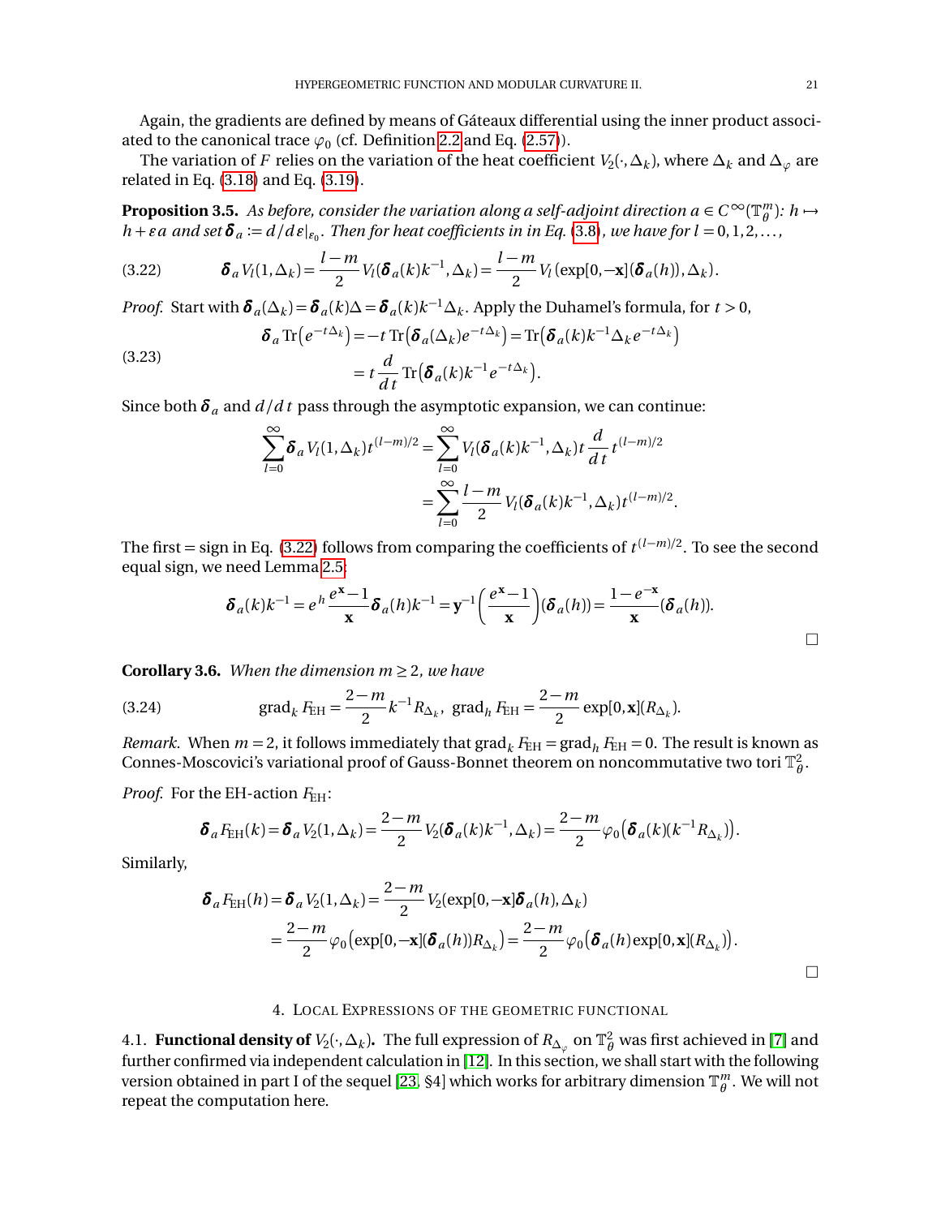Again, the gradients are defined by means of Gáteaux differential using the inner product associated to the canonical trace $\varphi_0$ (cf. Definition 2.2 and Eq. (2.57)).

The variation of $F$ relies on the variation of the heat coefficient $V_2(\cdot,\Delta_k)$, where $\Delta_k$ and $\Delta_\varphi$ are related in Eq. (3.18) and Eq. (3.19).

**Proposition 3.5.** *As before, consider the variation along a self-adjoint direction $a \in C^\infty(\mathbb{T}^m_\theta)$: $h \mapsto h+\varepsilon a$ and set $\boldsymbol{\delta}_a := d/d\varepsilon|_{\varepsilon_0}$. Then for heat coefficients in in Eq. (3.8), we have for $l = 0,1,2,\dots$,*

$$\boldsymbol{\delta}_a V_l(1,\Delta_k) = \frac{l-m}{2} V_l(\boldsymbol{\delta}_a(k)k^{-1},\Delta_k) = \frac{l-m}{2} V_l\left(\exp[0,-\mathbf{x}](\boldsymbol{\delta}_a(h)),\Delta_k\right). \tag{3.22}$$

*Proof.* Start with $\boldsymbol{\delta}_a(\Delta_k) = \boldsymbol{\delta}_a(k)\Delta = \boldsymbol{\delta}_a(k)k^{-1}\Delta_k$. Apply the Duhamel's formula, for $t>0$,

$$\begin{aligned}\boldsymbol{\delta}_a \operatorname{Tr}\left(e^{-t\Delta_k}\right) &= -t \operatorname{Tr}\left(\boldsymbol{\delta}_a(\Delta_k)e^{-t\Delta_k}\right) = \operatorname{Tr}\left(\boldsymbol{\delta}_a(k)k^{-1}\Delta_k e^{-t\Delta_k}\right) \\ &= t\frac{d}{dt}\operatorname{Tr}\left(\boldsymbol{\delta}_a(k)k^{-1}e^{-t\Delta_k}\right).\end{aligned} \tag{3.23}$$

Since both $\boldsymbol{\delta}_a$ and $d/dt$ pass through the asymptotic expansion, we can continue:

$$\begin{aligned}\sum_{l=0}^{\infty}\boldsymbol{\delta}_a V_l(1,\Delta_k)t^{(l-m)/2} &= \sum_{l=0}^{\infty} V_l(\boldsymbol{\delta}_a(k)k^{-1},\Delta_k)t\frac{d}{dt}t^{(l-m)/2} \\ &= \sum_{l=0}^{\infty}\frac{l-m}{2}V_l(\boldsymbol{\delta}_a(k)k^{-1},\Delta_k)t^{(l-m)/2}.\end{aligned}$$

The first $=$ sign in Eq. (3.22) follows from comparing the coefficients of $t^{(l-m)/2}$. To see the second equal sign, we need Lemma 2.5:

$$\boldsymbol{\delta}_a(k)k^{-1} = e^h\frac{e^{\mathbf{x}}-1}{\mathbf{x}}\boldsymbol{\delta}_a(h)k^{-1} = \mathbf{y}^{-1}\left(\frac{e^{\mathbf{x}}-1}{\mathbf{x}}\right)(\boldsymbol{\delta}_a(h)) = \frac{1-e^{-\mathbf{x}}}{\mathbf{x}}(\boldsymbol{\delta}_a(h)).$$

□

**Corollary 3.6.** *When the dimension $m \geq 2$, we have*

$$\operatorname{grad}_k F_{\mathrm{EH}} = \frac{2-m}{2}k^{-1}R_{\Delta_k},\ \ \operatorname{grad}_h F_{\mathrm{EH}} = \frac{2-m}{2}\exp[0,\mathbf{x}](R_{\Delta_k}). \tag{3.24}$$

*Remark.* When $m=2$, it follows immediately that $\operatorname{grad}_k F_{\mathrm{EH}} = \operatorname{grad}_h F_{\mathrm{EH}} = 0$. The result is known as Connes-Moscovici's variational proof of Gauss-Bonnet theorem on noncommutative two tori $\mathbb{T}^2_\theta$.

*Proof.* For the EH-action $F_{\mathrm{EH}}$:

$$\boldsymbol{\delta}_a F_{\mathrm{EH}}(k) = \boldsymbol{\delta}_a V_2(1,\Delta_k) = \frac{2-m}{2}V_2(\boldsymbol{\delta}_a(k)k^{-1},\Delta_k) = \frac{2-m}{2}\varphi_0\left(\boldsymbol{\delta}_a(k)(k^{-1}R_{\Delta_k})\right).$$

Similarly,

$$\begin{aligned}\boldsymbol{\delta}_a F_{\mathrm{EH}}(h) &= \boldsymbol{\delta}_a V_2(1,\Delta_k) = \frac{2-m}{2}V_2(\exp[0,-\mathbf{x}]\boldsymbol{\delta}_a(h),\Delta_k) \\ &= \frac{2-m}{2}\varphi_0\left(\exp[0,-\mathbf{x}](\boldsymbol{\delta}_a(h))R_{\Delta_k}\right) = \frac{2-m}{2}\varphi_0\left(\boldsymbol{\delta}_a(h)\exp[0,\mathbf{x}](R_{\Delta_k})\right).\end{aligned}$$

□

## 4. Local Expressions of the geometric functional

4.1. **Functional density of $V_2(\cdot,\Delta_k)$.** The full expression of $R_{\Delta_\varphi}$ on $\mathbb{T}^2_\theta$ was first achieved in [7] and further confirmed via independent calculation in [12]. In this section, we shall start with the following version obtained in part I of the sequel [23, §4] which works for arbitrary dimension $\mathbb{T}^m_\theta$. We will not repeat the computation here.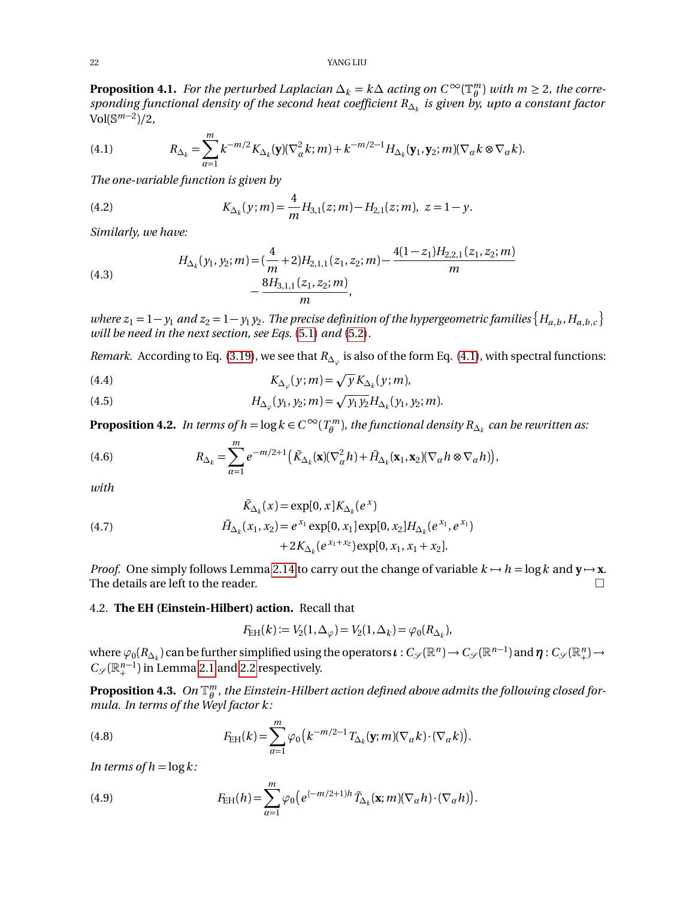**Proposition 4.1.** *For the perturbed Laplacian $\Delta_k = k\Delta$ acting on $C^\infty(\mathbb{T}^m_\theta)$ with $m \geq 2$, the corresponding functional density of the second heat coefficient $R_{\Delta_k}$ is given by, upto a constant factor $\mathrm{Vol}(\mathbb{S}^{m-2})/2$,*

$$R_{\Delta_k} = \sum_{\alpha=1}^{m} k^{-m/2} K_{\Delta_k}(\mathbf{y})(\nabla_\alpha^2 k; m) + k^{-m/2-1} H_{\Delta_k}(\mathbf{y}_1, \mathbf{y}_2; m)(\nabla_\alpha k \otimes \nabla_\alpha k). \tag{4.1}$$

*The one-variable function is given by*

$$K_{\Delta_k}(y; m) = \frac{4}{m} H_{3,1}(z; m) - H_{2,1}(z; m), \ z = 1 - y. \tag{4.2}$$

*Similarly, we have:*

$$\begin{aligned} H_{\Delta_k}(y_1, y_2; m) = &(\frac{4}{m} + 2) H_{2,1,1}(z_1, z_2; m) - \frac{4(1-z_1) H_{2,2,1}(z_1, z_2; m)}{m} \\ &- \frac{8 H_{3,1,1}(z_1, z_2; m)}{m}, \end{aligned} \tag{4.3}$$

*where $z_1 = 1 - y_1$ and $z_2 = 1 - y_1 y_2$. The precise definition of the hypergeometric families $\{H_{a,b}, H_{a,b,c}\}$ will be need in the next section, see Eqs. (5.1) and (5.2).*

*Remark.* According to Eq. (3.19), we see that $R_{\Delta_\varphi}$ is also of the form Eq. (4.1), with spectral functions:

$$K_{\Delta_\varphi}(y; m) = \sqrt{y} K_{\Delta_k}(y; m), \tag{4.4}$$

$$H_{\Delta_\varphi}(y_1, y_2; m) = \sqrt{y_1 y_2} H_{\Delta_k}(y_1, y_2; m). \tag{4.5}$$

**Proposition 4.2.** *In terms of $h = \log k \in C^\infty(T^m_\theta)$, the functional density $R_{\Delta_k}$ can be rewritten as:*

$$R_{\Delta_k} = \sum_{\alpha=1}^{m} e^{-m/2+1} \big( \tilde{K}_{\Delta_k}(\mathbf{x})(\nabla_\alpha^2 h) + \tilde{H}_{\Delta_k}(\mathbf{x}_1, \mathbf{x}_2)(\nabla_\alpha h \otimes \nabla_\alpha h) \big), \tag{4.6}$$

*with*

$$\begin{aligned} \tilde{K}_{\Delta_k}(x) &= \exp[0, x] K_{\Delta_k}(e^x) \\ \tilde{H}_{\Delta_k}(x_1, x_2) &= e^{x_1} \exp[0, x_1] \exp[0, x_2] H_{\Delta_k}(e^{x_1}, e^{x_1}) \\ &\quad + 2 K_{\Delta_k}(e^{x_1 + x_2}) \exp[0, x_1, x_1 + x_2]. \end{aligned} \tag{4.7}$$

*Proof.* One simply follows Lemma 2.14 to carry out the change of variable $k \mapsto h = \log k$ and $\mathbf{y} \mapsto \mathbf{x}$. The details are left to the reader. ∎

## 4.2. The EH (Einstein-Hilbert) action.

Recall that

$$F_{\mathrm{EH}}(k) := V_2(1, \Delta_\varphi) = V_2(1, \Delta_k) = \varphi_0(R_{\Delta_k}),$$

where $\varphi_0(R_{\Delta_k})$ can be further simplified using the operators $\boldsymbol{\iota} : C_{\mathscr{S}}(\mathbb{R}^n) \to C_{\mathscr{S}}(\mathbb{R}^{n-1})$ and $\boldsymbol{\eta} : C_{\mathscr{S}}(\mathbb{R}^n_+) \to C_{\mathscr{S}}(\mathbb{R}^{n-1}_+)$ in Lemma 2.1 and 2.2 respectively.

**Proposition 4.3.** *On $\mathbb{T}^m_\theta$, the Einstein-Hilbert action defined above admits the following closed formula. In terms of the Weyl factor $k$:*

$$F_{\mathrm{EH}}(k) = \sum_{\alpha=1}^{m} \varphi_0 \big( k^{-m/2-1} T_{\Delta_k}(\mathbf{y}; m)(\nabla_\alpha k) \cdot (\nabla_\alpha k) \big). \tag{4.8}$$

*In terms of $h = \log k$:*

$$F_{\mathrm{EH}}(h) = \sum_{\alpha=1}^{m} \varphi_0 \big( e^{(-m/2+1)h} \tilde{T}_{\Delta_k}(\mathbf{x}; m)(\nabla_\alpha h) \cdot (\nabla_\alpha h) \big). \tag{4.9}$$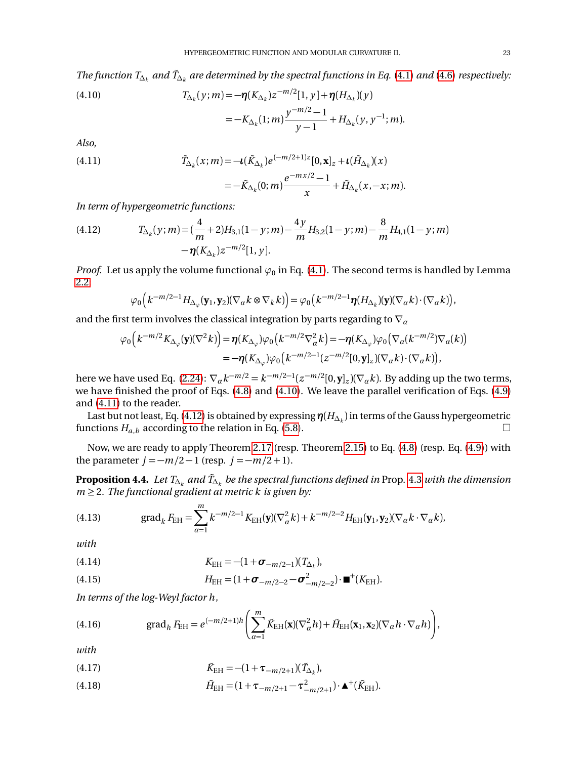*The function $T_{\Delta_k}$ and $\tilde{T}_{\Delta_k}$ are determined by the spectral functions in Eq.* (4.1) *and* (4.6) *respectively:*

$$
\begin{aligned}
T_{\Delta_k}(y;m) &= -\boldsymbol{\eta}(K_{\Delta_k}) z^{-m/2}[1,y] + \boldsymbol{\eta}(H_{\Delta_k})(y) \\
&= -K_{\Delta_k}(1;m)\frac{y^{-m/2}-1}{y-1} + H_{\Delta_k}(y,y^{-1};m).
\end{aligned}
\tag{4.10}
$$

*Also,*

$$
\begin{aligned}
\tilde{T}_{\Delta_k}(x;m) &= -\boldsymbol{\iota}(\tilde{K}_{\Delta_k}) e^{(-m/2+1)z}[0,\mathbf{x}]_z + \boldsymbol{\iota}(\tilde{H}_{\Delta_k})(x) \\
&= -\tilde{K}_{\Delta_k}(0;m)\frac{e^{-mx/2}-1}{x} + \tilde{H}_{\Delta_k}(x,-x;m).
\end{aligned}
\tag{4.11}
$$

*In term of hypergeometric functions:*

$$
\begin{aligned}
T_{\Delta_k}(y;m) = &\left(\frac{4}{m}+2\right)H_{3,1}(1-y;m) - \frac{4y}{m}H_{3,2}(1-y;m) - \frac{8}{m}H_{4,1}(1-y;m) \\
&- \boldsymbol{\eta}(K_{\Delta_k})z^{-m/2}[1,y].
\end{aligned}
\tag{4.12}
$$

*Proof.* Let us apply the volume functional $\varphi_0$ in Eq. (4.1). The second terms is handled by Lemma 2.2

$$
\varphi_0\left(k^{-m/2-1}H_{\Delta_\varphi}(\mathbf{y}_1,\mathbf{y}_2)(\nabla_\alpha k\otimes\nabla_k k)\right) = \varphi_0\left(k^{-m/2-1}\boldsymbol{\eta}(H_{\Delta_k})(\mathbf{y})(\nabla_\alpha k)\cdot(\nabla_\alpha k)\right),
$$

and the first term involves the classical integration by parts regarding to $\nabla_\alpha$

$$
\begin{aligned}
\varphi_0\left(k^{-m/2}K_{\Delta_\varphi}(\mathbf{y})(\nabla^2 k)\right) &= \boldsymbol{\eta}(K_{\Delta_\varphi})\varphi_0\left(k^{-m/2}\nabla_\alpha^2 k\right) = -\boldsymbol{\eta}(K_{\Delta_\varphi})\varphi_0\left(\nabla_\alpha(k^{-m/2})\nabla_\alpha(k)\right) \\
&= -\boldsymbol{\eta}(K_{\Delta_\varphi})\varphi_0\left(k^{-m/2-1}(z^{-m/2}[0,\mathbf{y}]_z)(\nabla_\alpha k)\cdot(\nabla_\alpha k)\right),
\end{aligned}
$$

here we have used Eq. (2.24): $\nabla_\alpha k^{-m/2} = k^{-m/2-1}(z^{-m/2}[0,\mathbf{y}]_z)(\nabla_\alpha k)$. By adding up the two terms, we have finished the proof of Eqs. (4.8) and (4.10). We leave the parallel verification of Eqs. (4.9) and (4.11) to the reader.

Last but not least, Eq. (4.12) is obtained by expressing $\boldsymbol{\eta}(H_{\Delta_k})$ in terms of the Gauss hypergeometric functions $H_{a,b}$ according to the relation in Eq. (5.8). □

Now, we are ready to apply Theorem 2.17 (resp. Theorem 2.15) to Eq. (4.8) (resp. Eq. (4.9)) with the parameter $j=-m/2-1$ (resp. $j=-m/2+1$).

**Proposition 4.4.** *Let $T_{\Delta_k}$ and $\tilde{T}_{\Delta_k}$ be the spectral functions defined in* Prop. 4.3 *with the dimension $m\geq 2$. The functional gradient at metric $k$ is given by:*

$$
\operatorname{grad}_k F_{\mathrm{EH}} = \sum_{\alpha=1}^m k^{-m/2-1}K_{\mathrm{EH}}(\mathbf{y})(\nabla_\alpha^2 k) + k^{-m/2-2}H_{\mathrm{EH}}(\mathbf{y}_1,\mathbf{y}_2)(\nabla_\alpha k\cdot\nabla_\alpha k),
\tag{4.13}
$$

*with*

$$
K_{\mathrm{EH}} = -(1+\boldsymbol{\sigma}_{-m/2-1})(T_{\Delta_k}),
\tag{4.14}
$$

$$
H_{\mathrm{EH}} = (1+\boldsymbol{\sigma}_{-m/2-2}-\boldsymbol{\sigma}^2_{-m/2-2})\cdot\blacksquare^+(K_{\mathrm{EH}}).
\tag{4.15}
$$

*In terms of the log-Weyl factor $h$,*

$$
\operatorname{grad}_h F_{\mathrm{EH}} = e^{(-m/2+1)h}\left(\sum_{\alpha=1}^m \tilde{K}_{\mathrm{EH}}(\mathbf{x})(\nabla_\alpha^2 h) + \tilde{H}_{\mathrm{EH}}(\mathbf{x}_1,\mathbf{x}_2)(\nabla_\alpha h\cdot\nabla_\alpha h)\right),
\tag{4.16}
$$

*with*

$$
\tilde{K}_{\mathrm{EH}} = -(1+\boldsymbol{\tau}_{-m/2+1})(\tilde{T}_{\Delta_k}),
\tag{4.17}
$$

$$
\tilde{H}_{\mathrm{EH}} = (1+\boldsymbol{\tau}_{-m/2+1}-\boldsymbol{\tau}^2_{-m/2+1})\cdot\blacktriangle^+(\tilde{K}_{\mathrm{EH}}).
\tag{4.18}
$$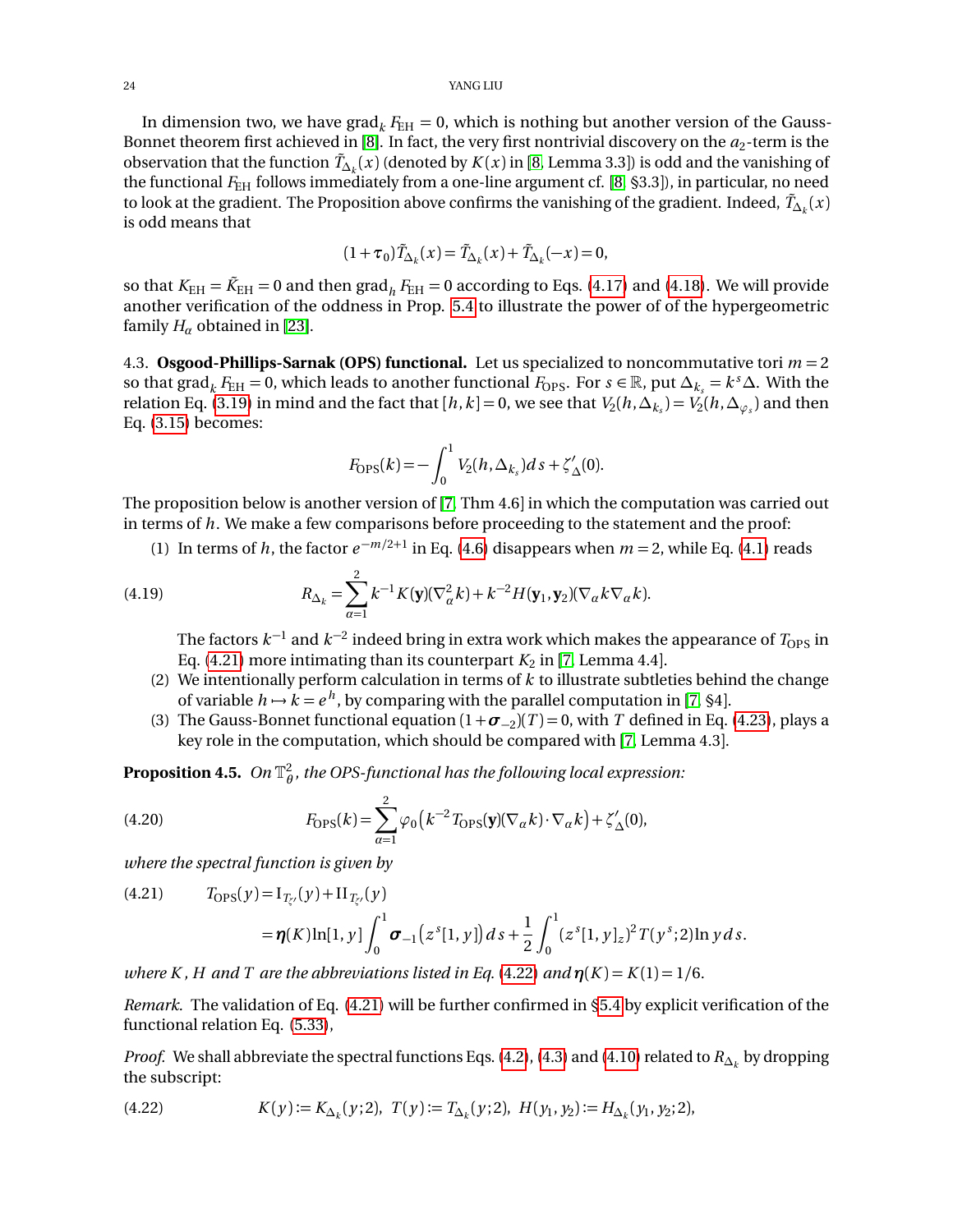In dimension two, we have $\operatorname{grad}_k F_{\text{EH}} = 0$, which is nothing but another version of the Gauss-Bonnet theorem first achieved in [8]. In fact, the very first nontrivial discovery on the $a_2$-term is the observation that the function $\tilde{T}_{\Delta_k}(x)$ (denoted by $K(x)$ in [8, Lemma 3.3]) is odd and the vanishing of the functional $F_{\text{EH}}$ follows immediately from a one-line argument cf. [8, §3.3]), in particular, no need to look at the gradient. The Proposition above confirms the vanishing of the gradient. Indeed, $\tilde{T}_{\Delta_k}(x)$ is odd means that

$$(1+\tau_0)\tilde{T}_{\Delta_k}(x) = \tilde{T}_{\Delta_k}(x) + \tilde{T}_{\Delta_k}(-x) = 0,$$

so that $K_{\text{EH}} = \tilde{K}_{\text{EH}} = 0$ and then $\operatorname{grad}_h F_{\text{EH}} = 0$ according to Eqs. (4.17) and (4.18). We will provide another verification of the oddness in Prop. 5.4 to illustrate the power of of the hypergeometric family $H_\alpha$ obtained in [23].

### 4.3. Osgood-Phillips-Sarnak (OPS) functional.

Let us specialized to noncommutative tori $m = 2$ so that $\operatorname{grad}_k F_{\text{EH}} = 0$, which leads to another functional $F_{\text{OPS}}$. For $s \in \mathbb{R}$, put $\Delta_{k_s} = k^s \Delta$. With the relation Eq. (3.19) in mind and the fact that $[h,k] = 0$, we see that $V_2(h, \Delta_{k_s}) = V_2(h, \Delta_{\varphi_s})$ and then Eq. (3.15) becomes:

$$F_{\text{OPS}}(k) = -\int_0^1 V_2(h, \Delta_{k_s})\, ds + \zeta'_\Delta(0).$$

The proposition below is another version of [7, Thm 4.6] in which the computation was carried out in terms of $h$. We make a few comparisons before proceeding to the statement and the proof:

1. In terms of $h$, the factor $e^{-m/2+1}$ in Eq. (4.6) disappears when $m = 2$, while Eq. (4.1) reads

$$R_{\Delta_k} = \sum_{\alpha=1}^{2} k^{-1} K(\mathbf{y})(\nabla_\alpha^2 k) + k^{-2} H(\mathbf{y}_1, \mathbf{y}_2)(\nabla_\alpha k \nabla_\alpha k). \tag{4.19}$$

   The factors $k^{-1}$ and $k^{-2}$ indeed bring in extra work which makes the appearance of $T_{\text{OPS}}$ in Eq. (4.21) more intimating than its counterpart $K_2$ in [7, Lemma 4.4].
2. We intentionally perform calculation in terms of $k$ to illustrate subtleties behind the change of variable $h \mapsto k = e^h$, by comparing with the parallel computation in [7, §4].
3. The Gauss-Bonnet functional equation $(1 + \boldsymbol{\sigma}_{-2})(T) = 0$, with $T$ defined in Eq. (4.23), plays a key role in the computation, which should be compared with [7, Lemma 4.3].

**Proposition 4.5.** *On $\mathbb{T}^2_\theta$, the OPS-functional has the following local expression:*

$$F_{\text{OPS}}(k) = \sum_{\alpha=1}^{2} \varphi_0\big(k^{-2} T_{\text{OPS}}(\mathbf{y})(\nabla_\alpha k) \cdot \nabla_\alpha k\big) + \zeta'_\Delta(0), \tag{4.20}$$

*where the spectral function is given by*

$$\begin{aligned} T_{\text{OPS}}(y) &= \mathrm{I}_{T_{\zeta'}}(y) + \mathrm{II}_{T_{\zeta'}}(y) \\ &= \boldsymbol{\eta}(K) \ln[1,y] \int_0^1 \boldsymbol{\sigma}_{-1}\big(z^s[1,y]\big)\, ds + \frac{1}{2}\int_0^1 (z^s[1,y]_z)^2 T(y^s;2) \ln y\, ds. \end{aligned} \tag{4.21}$$

*where $K$, $H$ and $T$ are the abbreviations listed in Eq. (4.22) and $\boldsymbol{\eta}(K) = K(1) = 1/6$.*

*Remark.* The validation of Eq. (4.21) will be further confirmed in §5.4 by explicit verification of the functional relation Eq. (5.33),

*Proof.* We shall abbreviate the spectral functions Eqs. (4.2), (4.3) and (4.10) related to $R_{\Delta_k}$ by dropping the subscript:

$$K(y) := K_{\Delta_k}(y;2),\ \ T(y) := T_{\Delta_k}(y;2),\ \ H(y_1,y_2) := H_{\Delta_k}(y_1,y_2;2), \tag{4.22}$$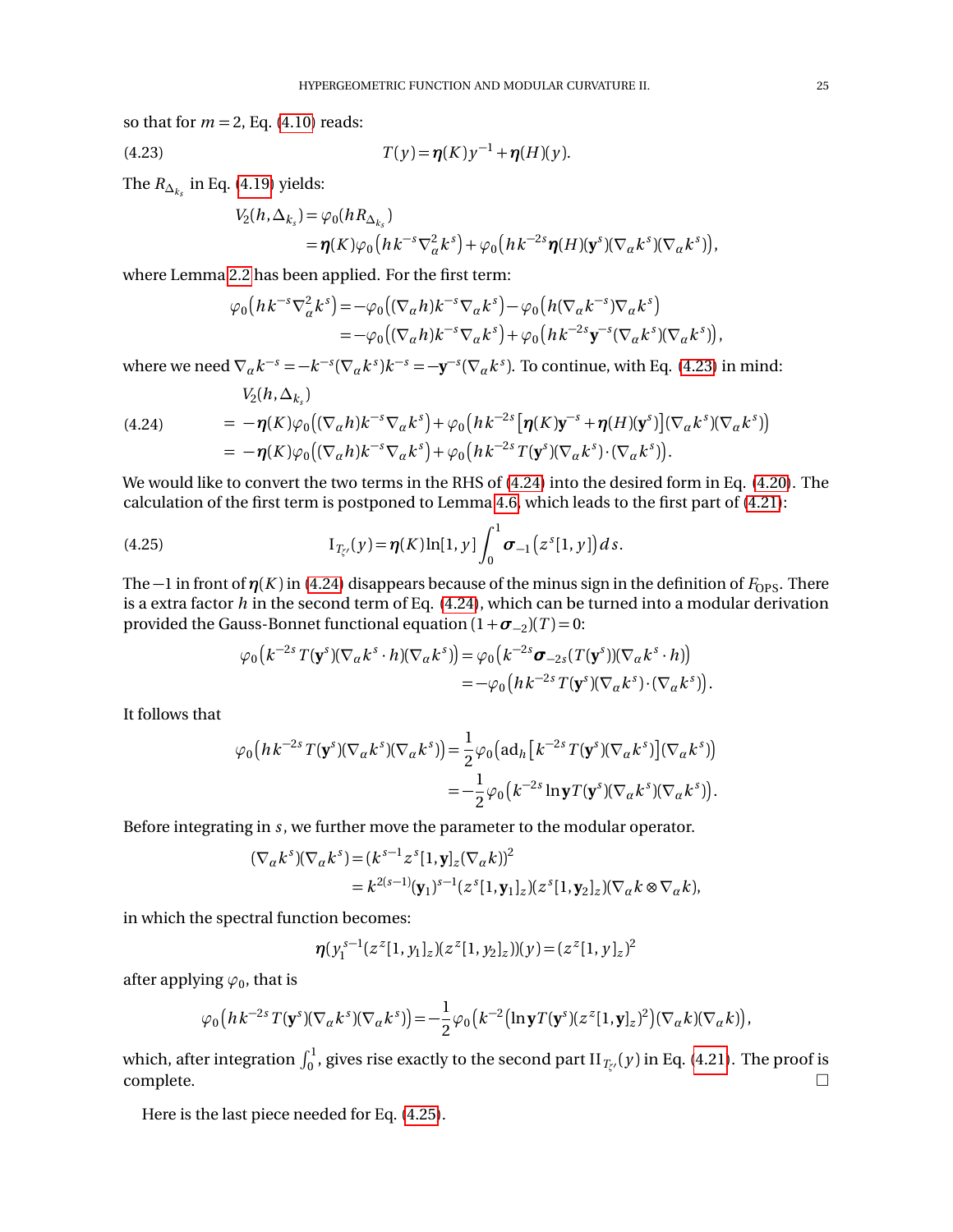so that for $m = 2$, Eq. (4.10) reads:

$$T(y) = \boldsymbol{\eta}(K) y^{-1} + \boldsymbol{\eta}(H)(y). \tag{4.23}$$

The $R_{\Delta_{k_s}}$ in Eq. (4.19) yields:

$$\begin{aligned} V_2(h, \Delta_{k_s}) &= \varphi_0(h R_{\Delta_{k_s}}) \\ &= \boldsymbol{\eta}(K) \varphi_0\left(h k^{-s} \nabla_\alpha^2 k^s\right) + \varphi_0\left(h k^{-2s} \boldsymbol{\eta}(H)(\mathbf{y}^s)(\nabla_\alpha k^s)(\nabla_\alpha k^s)\right), \end{aligned}$$

where Lemma 2.2 has been applied. For the first term:

$$\begin{aligned} \varphi_0\left(h k^{-s} \nabla_\alpha^2 k^s\right) &= -\varphi_0\left((\nabla_\alpha h) k^{-s} \nabla_\alpha k^s\right) - \varphi_0\left(h (\nabla_\alpha k^{-s}) \nabla_\alpha k^s\right) \\ &= -\varphi_0\left((\nabla_\alpha h) k^{-s} \nabla_\alpha k^s\right) + \varphi_0\left(h k^{-2s} \mathbf{y}^{-s} (\nabla_\alpha k^s)(\nabla_\alpha k^s)\right), \end{aligned}$$

where we need $\nabla_\alpha k^{-s} = -k^{-s}(\nabla_\alpha k^s) k^{-s} = -\mathbf{y}^{-s}(\nabla_\alpha k^s)$. To continue, with Eq. (4.23) in mind:

$$\begin{aligned} & V_2(h, \Delta_{k_s}) \\ &= -\boldsymbol{\eta}(K) \varphi_0\left((\nabla_\alpha h) k^{-s} \nabla_\alpha k^s\right) + \varphi_0\left(h k^{-2s} \left[\boldsymbol{\eta}(K) \mathbf{y}^{-s} + \boldsymbol{\eta}(H)(\mathbf{y}^s)\right](\nabla_\alpha k^s)(\nabla_\alpha k^s)\right) \\ &= -\boldsymbol{\eta}(K) \varphi_0\left((\nabla_\alpha h) k^{-s} \nabla_\alpha k^s\right) + \varphi_0\left(h k^{-2s} T(\mathbf{y}^s)(\nabla_\alpha k^s) \cdot (\nabla_\alpha k^s)\right). \end{aligned} \tag{4.24}$$

We would like to convert the two terms in the RHS of (4.24) into the desired form in Eq. (4.20). The calculation of the first term is postponed to Lemma 4.6, which leads to the first part of (4.21):

$$\mathrm{I}_{T_{\varsigma'}}(y) = \boldsymbol{\eta}(K) \ln[1, y] \int_0^1 \boldsymbol{\sigma}_{-1}\left(z^s[1, y]\right) ds. \tag{4.25}$$

The $-1$ in front of $\boldsymbol{\eta}(K)$ in (4.24) disappears because of the minus sign in the definition of $F_{\mathrm{OPS}}$. There is a extra factor $h$ in the second term of Eq. (4.24), which can be turned into a modular derivation provided the Gauss-Bonnet functional equation $(1 + \boldsymbol{\sigma}_{-2})(T) = 0$:

$$\begin{aligned} \varphi_0\left(k^{-2s} T(\mathbf{y}^s)(\nabla_\alpha k^s \cdot h)(\nabla_\alpha k^s)\right) &= \varphi_0\left(k^{-2s} \boldsymbol{\sigma}_{-2s}(T(\mathbf{y}^s))(\nabla_\alpha k^s \cdot h)\right) \\ &= -\varphi_0\left(h k^{-2s} T(\mathbf{y}^s)(\nabla_\alpha k^s) \cdot (\nabla_\alpha k^s)\right). \end{aligned}$$

It follows that

$$\begin{aligned} \varphi_0\left(h k^{-2s} T(\mathbf{y}^s)(\nabla_\alpha k^s)(\nabla_\alpha k^s)\right) &= \frac{1}{2} \varphi_0\left(\mathrm{ad}_h\left[k^{-2s} T(\mathbf{y}^s)(\nabla_\alpha k^s)\right](\nabla_\alpha k^s)\right) \\ &= -\frac{1}{2} \varphi_0\left(k^{-2s} \ln \mathbf{y}\, T(\mathbf{y}^s)(\nabla_\alpha k^s)(\nabla_\alpha k^s)\right). \end{aligned}$$

Before integrating in $s$, we further move the parameter to the modular operator.

$$\begin{aligned} (\nabla_\alpha k^s)(\nabla_\alpha k^s) &= (k^{s-1} z^s[1, \mathbf{y}]_z (\nabla_\alpha k))^2 \\ &= k^{2(s-1)} (\mathbf{y}_1)^{s-1} (z^s[1, \mathbf{y}_1]_z)(z^s[1, \mathbf{y}_2]_z)(\nabla_\alpha k \otimes \nabla_\alpha k), \end{aligned}$$

in which the spectral function becomes:

$$\boldsymbol{\eta}(y_1^{s-1}(z^z[1, y_1]_z)(z^z[1, y_2]_z))(y) = (z^z[1, y]_z)^2$$

after applying $\varphi_0$, that is

$$\varphi_0\left(h k^{-2s} T(\mathbf{y}^s)(\nabla_\alpha k^s)(\nabla_\alpha k^s)\right) = -\frac{1}{2} \varphi_0\left(k^{-2}\left(\ln \mathbf{y}\, T(\mathbf{y}^s)(z^z[1, \mathbf{y}]_z)^2\right)(\nabla_\alpha k)(\nabla_\alpha k)\right),$$

which, after integration $\int_0^1$, gives rise exactly to the second part $\mathrm{II}_{T_{\varsigma'}}(y)$ in Eq. (4.21). The proof is complete. □

Here is the last piece needed for Eq. (4.25).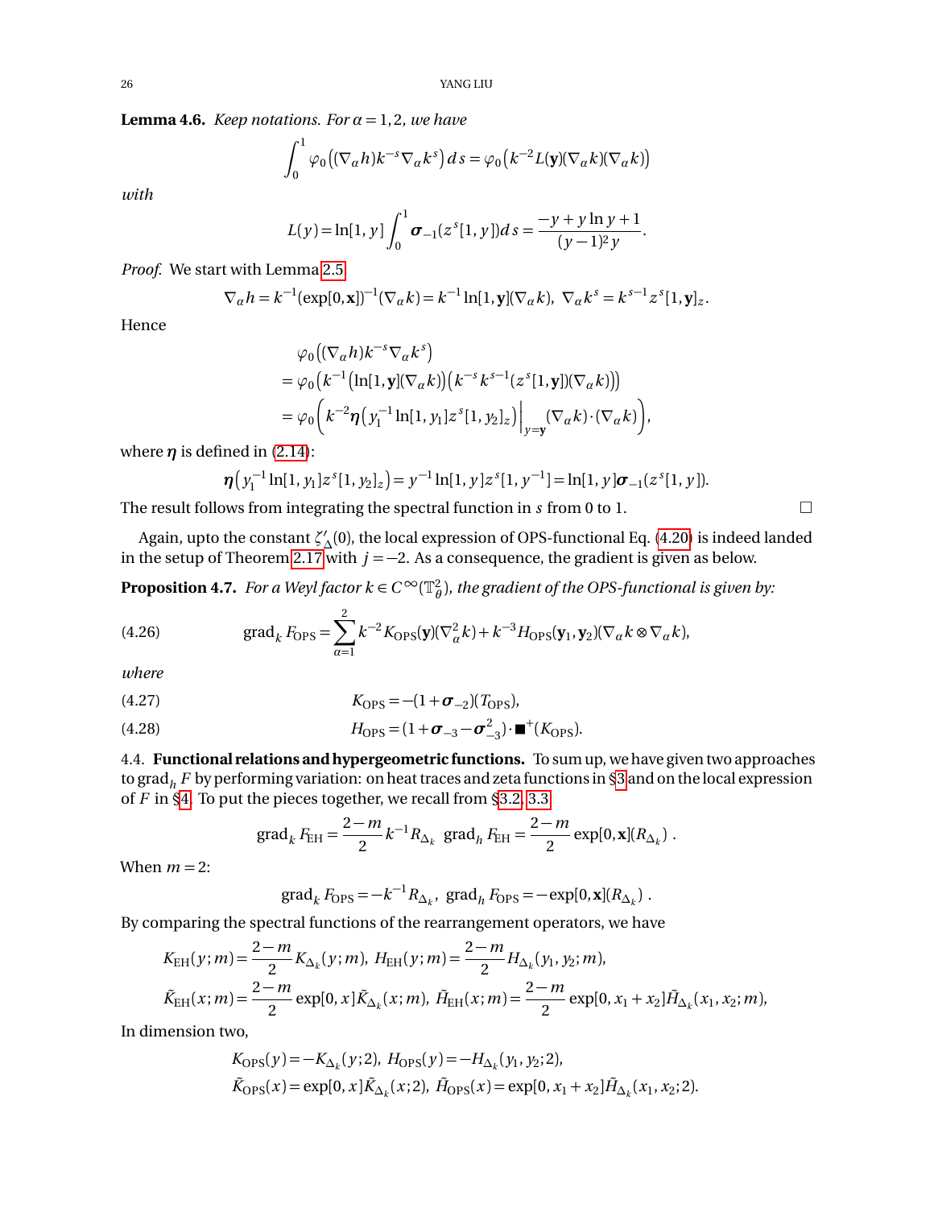**Lemma 4.6.** *Keep notations. For $\alpha = 1, 2$, we have*

$$\int_0^1 \varphi_0\big((\nabla_\alpha h) k^{-s} \nabla_\alpha k^s\big)\, ds = \varphi_0\big(k^{-2} L(\mathbf{y})(\nabla_\alpha k)(\nabla_\alpha k)\big)$$

*with*

$$L(y) = \ln[1, y] \int_0^1 \boldsymbol{\sigma}_{-1}(z^s[1, y]) ds = \frac{-y + y \ln y + 1}{(y-1)^2 y}.$$

*Proof.* We start with Lemma 2.5

$$\nabla_\alpha h = k^{-1} (\exp[0, \mathbf{x}])^{-1} (\nabla_\alpha k) = k^{-1} \ln[1, \mathbf{y}](\nabla_\alpha k), \;\; \nabla_\alpha k^s = k^{s-1} z^s[1, \mathbf{y}]_z.$$

Hence

$$\begin{aligned}
&\varphi_0\big((\nabla_\alpha h) k^{-s} \nabla_\alpha k^s\big) \\
&= \varphi_0\Big(k^{-1}\big(\ln[1, \mathbf{y}](\nabla_\alpha k)\big)\big(k^{-s} k^{s-1} (z^s[1, \mathbf{y}])(\nabla_\alpha k)\big)\Big) \\
&= \varphi_0\bigg(k^{-2} \boldsymbol{\eta}\big(y_1^{-1} \ln[1, y_1] z^s[1, y_2]_z\big)\Big|_{y = \mathbf{y}} (\nabla_\alpha k) \cdot (\nabla_\alpha k)\bigg),
\end{aligned}$$

where $\boldsymbol{\eta}$ is defined in (2.14):

$$\boldsymbol{\eta}\big(y_1^{-1} \ln[1, y_1] z^s[1, y_2]_z\big) = y^{-1} \ln[1, y] z^s[1, y^{-1}] = \ln[1, y] \boldsymbol{\sigma}_{-1}(z^s[1, y]).$$

The result follows from integrating the spectral function in $s$ from 0 to 1. $\square$

Again, upto the constant $\zeta'_\Delta(0)$, the local expression of OPS-functional Eq. (4.20) is indeed landed in the setup of Theorem 2.17 with $j = -2$. As a consequence, the gradient is given as below.

**Proposition 4.7.** *For a Weyl factor $k \in C^\infty(\mathbb{T}^2_\theta)$, the gradient of the OPS-functional is given by:*

$$\operatorname{grad}_k F_{\text{OPS}} = \sum_{\alpha=1}^{2} k^{-2} K_{\text{OPS}}(\mathbf{y})(\nabla_\alpha^2 k) + k^{-3} H_{\text{OPS}}(\mathbf{y}_1, \mathbf{y}_2)(\nabla_\alpha k \otimes \nabla_\alpha k), \tag{4.26}$$

*where*

$$K_{\text{OPS}} = -(1 + \boldsymbol{\sigma}_{-2})(T_{\text{OPS}}), \tag{4.27}$$

$$H_{\text{OPS}} = (1 + \boldsymbol{\sigma}_{-3} - \boldsymbol{\sigma}_{-3}^2) \cdot \blacksquare^+(K_{\text{OPS}}). \tag{4.28}$$

4.4. **Functional relations and hypergeometric functions.** To sum up, we have given two approaches to $\operatorname{grad}_h F$ by performing variation: on heat traces and zeta functions in §3 and on the local expression of $F$ in §4. To put the pieces together, we recall from §3.2, 3.3

$$\operatorname{grad}_k F_{\text{EH}} = \frac{2-m}{2} k^{-1} R_{\Delta_k} \;\; \operatorname{grad}_h F_{\text{EH}} = \frac{2-m}{2} \exp[0, \mathbf{x}](R_{\Delta_k}) \;.$$

When $m = 2$:

$$\operatorname{grad}_k F_{\text{OPS}} = -k^{-1} R_{\Delta_k}, \;\; \operatorname{grad}_h F_{\text{OPS}} = -\exp[0, \mathbf{x}](R_{\Delta_k}) \;.$$

By comparing the spectral functions of the rearrangement operators, we have

$$\begin{aligned}
&K_{\text{EH}}(y; m) = \frac{2-m}{2} K_{\Delta_k}(y; m), \; H_{\text{EH}}(y; m) = \frac{2-m}{2} H_{\Delta_k}(y_1, y_2; m), \\
&\tilde{K}_{\text{EH}}(x; m) = \frac{2-m}{2} \exp[0, x] \tilde{K}_{\Delta_k}(x; m), \; \tilde{H}_{\text{EH}}(x; m) = \frac{2-m}{2} \exp[0, x_1 + x_2] \tilde{H}_{\Delta_k}(x_1, x_2; m),
\end{aligned}$$

In dimension two,

$$\begin{aligned}
&K_{\text{OPS}}(y) = -K_{\Delta_k}(y; 2), \; H_{\text{OPS}}(y) = -H_{\Delta_k}(y_1, y_2; 2), \\
&\tilde{K}_{\text{OPS}}(x) = \exp[0, x] \tilde{K}_{\Delta_k}(x; 2), \; \tilde{H}_{\text{OPS}}(x) = \exp[0, x_1 + x_2] \tilde{H}_{\Delta_k}(x_1, x_2; 2).
\end{aligned}$$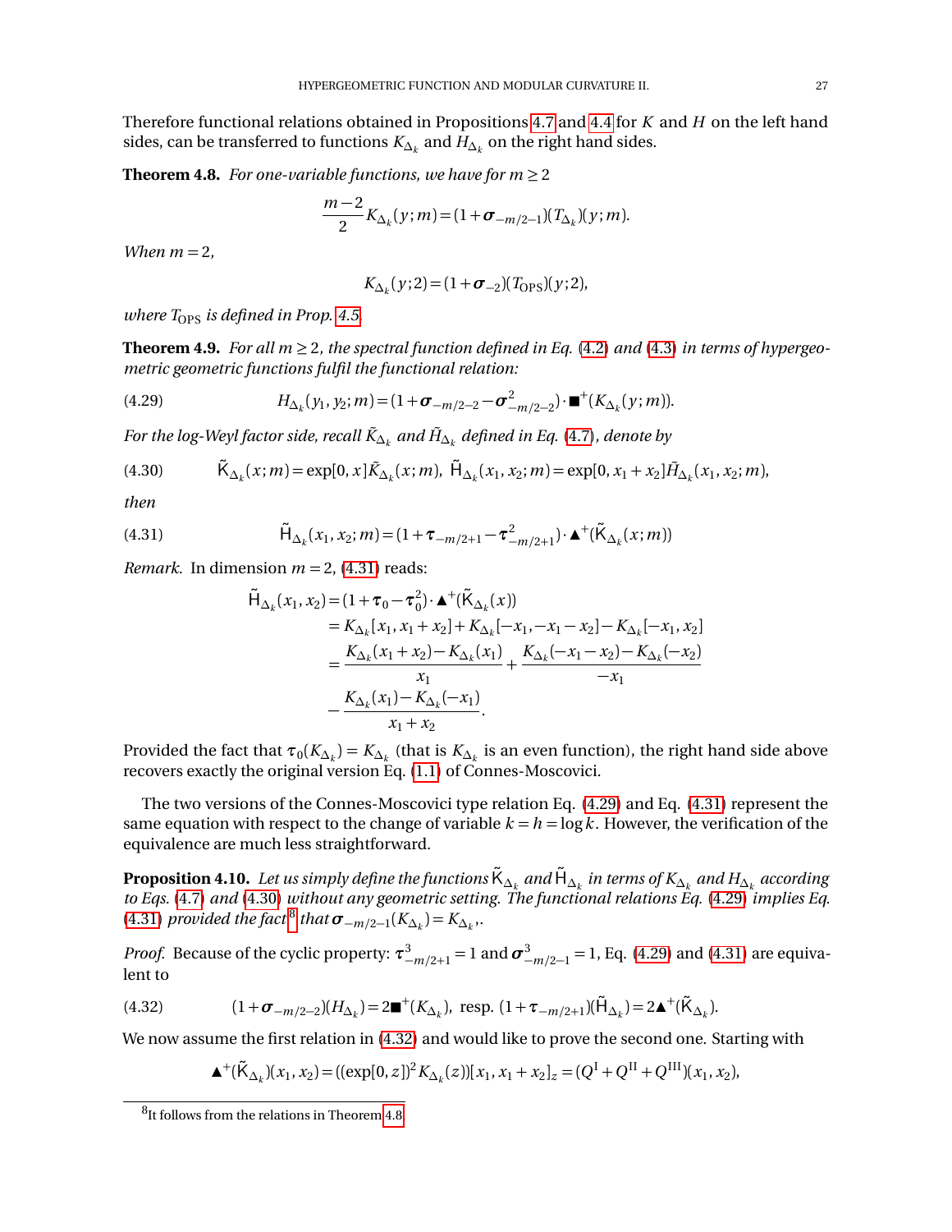Therefore functional relations obtained in Propositions 4.7 and 4.4 for $K$ and $H$ on the left hand sides, can be transferred to functions $K_{\Delta_k}$ and $H_{\Delta_k}$ on the right hand sides.

**Theorem 4.8.** *For one-variable functions, we have for $m \geq 2$*

$$\frac{m-2}{2} K_{\Delta_k}(y;m) = (1+\boldsymbol{\sigma}_{-m/2-1})(T_{\Delta_k})(y;m).$$

*When $m = 2$,*

$$K_{\Delta_k}(y;2) = (1+\boldsymbol{\sigma}_{-2})(T_{\text{OPS}})(y;2),$$

*where $T_{\text{OPS}}$ is defined in Prop. 4.5.*

**Theorem 4.9.** *For all $m \geq 2$, the spectral function defined in Eq. (4.2) and (4.3) in terms of hypergeometric geometric functions fulfil the functional relation:*

$$H_{\Delta_k}(y_1,y_2;m) = (1+\boldsymbol{\sigma}_{-m/2-2} - \boldsymbol{\sigma}^2_{-m/2-2}) \cdot \blacksquare^+(K_{\Delta_k}(y;m)). \tag{4.29}$$

*For the log-Weyl factor side, recall $\tilde{K}_{\Delta_k}$ and $\tilde{H}_{\Delta_k}$ defined in Eq. (4.7), denote by*

$$\tilde{\mathsf{K}}_{\Delta_k}(x;m) = \exp[0,x]\tilde{K}_{\Delta_k}(x;m),\ \ \tilde{\mathsf{H}}_{\Delta_k}(x_1,x_2;m) = \exp[0,x_1+x_2]\tilde{H}_{\Delta_k}(x_1,x_2;m), \tag{4.30}$$

*then*

$$\tilde{\mathsf{H}}_{\Delta_k}(x_1,x_2;m) = (1+\boldsymbol{\tau}_{-m/2+1} - \boldsymbol{\tau}^2_{-m/2+1}) \cdot \blacktriangle^+(\tilde{\mathsf{K}}_{\Delta_k}(x;m)) \tag{4.31}$$

*Remark.* In dimension $m = 2$, (4.31) reads:

$$\begin{aligned}
\tilde{\mathsf{H}}_{\Delta_k}(x_1,x_2) &= (1+\boldsymbol{\tau}_0 - \boldsymbol{\tau}_0^2) \cdot \blacktriangle^+(\tilde{\mathsf{K}}_{\Delta_k}(x)) \\
&= K_{\Delta_k}[x_1, x_1+x_2] + K_{\Delta_k}[-x_1, -x_1-x_2] - K_{\Delta_k}[-x_1, x_2] \\
&= \frac{K_{\Delta_k}(x_1+x_2) - K_{\Delta_k}(x_1)}{x_1} + \frac{K_{\Delta_k}(-x_1-x_2) - K_{\Delta_k}(-x_2)}{-x_1} \\
&\quad - \frac{K_{\Delta_k}(x_1) - K_{\Delta_k}(-x_1)}{x_1+x_2}.
\end{aligned}$$

Provided the fact that $\boldsymbol{\tau}_0(K_{\Delta_k}) = K_{\Delta_k}$ (that is $K_{\Delta_k}$ is an even function), the right hand side above recovers exactly the original version Eq. (1.1) of Connes-Moscovici.

The two versions of the Connes-Moscovici type relation Eq. (4.29) and Eq. (4.31) represent the same equation with respect to the change of variable $k = h = \log k$. However, the verification of the equivalence are much less straightforward.

**Proposition 4.10.** *Let us simply define the functions $\tilde{\mathsf{K}}_{\Delta_k}$ and $\tilde{\mathsf{H}}_{\Delta_k}$ in terms of $K_{\Delta_k}$ and $H_{\Delta_k}$ according to Eqs. (4.7) and (4.30) without any geometric setting. The functional relations Eq. (4.29) implies Eq. (4.31) provided the fact*[8] *that $\boldsymbol{\sigma}_{-m/2-1}(K_{\Delta_k}) = K_{\Delta_k}$,.*

*Proof.* Because of the cyclic property: $\boldsymbol{\tau}^3_{-m/2+1} = 1$ and $\boldsymbol{\sigma}^3_{-m/2-1} = 1$, Eq. (4.29) and (4.31) are equivalent to

$$(1+\boldsymbol{\sigma}_{-m/2-2})(H_{\Delta_k}) = 2\blacksquare^+(K_{\Delta_k}),\ \text{resp.}\ (1+\boldsymbol{\tau}_{-m/2+1})(\tilde{\mathsf{H}}_{\Delta_k}) = 2\blacktriangle^+(\tilde{\mathsf{K}}_{\Delta_k}). \tag{4.32}$$

We now assume the first relation in (4.32) and would like to prove the second one. Starting with

$$\blacktriangle^+(\tilde{\mathsf{K}}_{\Delta_k})(x_1,x_2) = ((\exp[0,z])^2 K_{\Delta_k}(z))[x_1, x_1+x_2]_z = (Q^{\text{I}} + Q^{\text{II}} + Q^{\text{III}})(x_1,x_2),$$

[8] It follows from the relations in Theorem 4.8.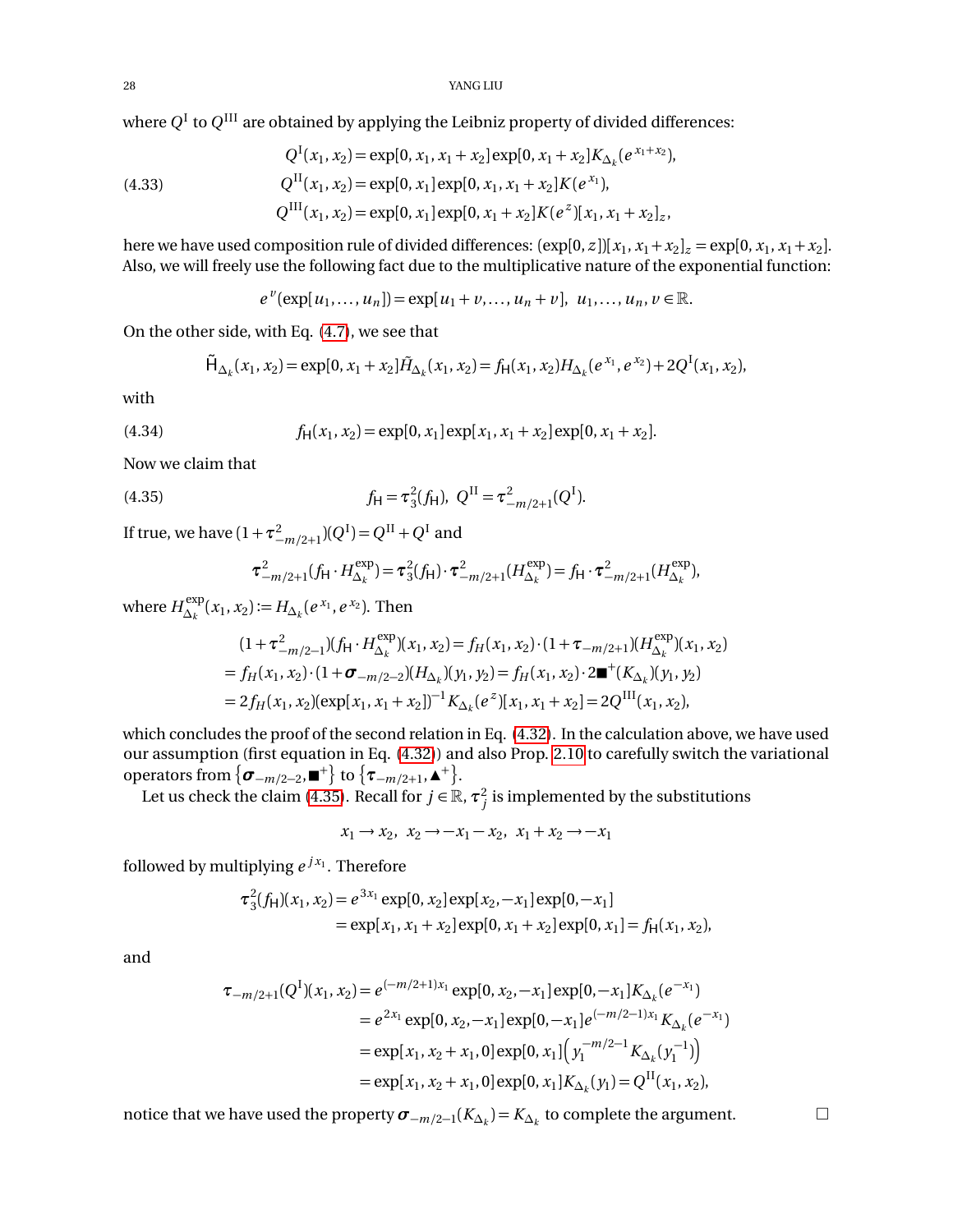where $Q^{\mathrm{I}}$ to $Q^{\mathrm{III}}$ are obtained by applying the Leibniz property of divided differences:

$$
\begin{aligned}
Q^{\mathrm{I}}(x_1, x_2) &= \exp[0, x_1, x_1 + x_2] \exp[0, x_1 + x_2] K_{\Delta_k}(e^{x_1+x_2}), \\
Q^{\mathrm{II}}(x_1, x_2) &= \exp[0, x_1] \exp[0, x_1, x_1 + x_2] K(e^{x_1}), \\
Q^{\mathrm{III}}(x_1, x_2) &= \exp[0, x_1] \exp[0, x_1 + x_2] K(e^{z})[x_1, x_1 + x_2]_z,
\end{aligned} \tag{4.33}
$$

here we have used composition rule of divided differences: $(\exp[0, z])[x_1, x_1 + x_2]_z = \exp[0, x_1, x_1 + x_2]$. Also, we will freely use the following fact due to the multiplicative nature of the exponential function:

$$
e^{v}(\exp[u_1, \ldots, u_n]) = \exp[u_1 + v, \ldots, u_n + v], \;\; u_1, \ldots, u_n, v \in \mathbb{R}.
$$

On the other side, with Eq. (4.7), we see that

$$
\tilde{\mathsf{H}}_{\Delta_k}(x_1, x_2) = \exp[0, x_1 + x_2] \tilde{H}_{\Delta_k}(x_1, x_2) = f_{\mathsf{H}}(x_1, x_2) H_{\Delta_k}(e^{x_1}, e^{x_2}) + 2Q^{\mathrm{I}}(x_1, x_2),
$$

with

$$
f_{\mathsf{H}}(x_1, x_2) = \exp[0, x_1] \exp[x_1, x_1 + x_2] \exp[0, x_1 + x_2]. \tag{4.34}
$$

Now we claim that

$$
f_{\mathsf{H}} = \boldsymbol{\tau}_3^2(f_{\mathsf{H}}), \;\; Q^{\mathrm{II}} = \boldsymbol{\tau}^2_{-m/2+1}(Q^{\mathrm{I}}). \tag{4.35}
$$

If true, we have $(1 + \boldsymbol{\tau}^2_{-m/2+1})(Q^{\mathrm{I}}) = Q^{\mathrm{II}} + Q^{\mathrm{I}}$ and

$$
\boldsymbol{\tau}^2_{-m/2+1}(f_{\mathsf{H}} \cdot H^{\exp}_{\Delta_k}) = \boldsymbol{\tau}_3^2(f_{\mathsf{H}}) \cdot \boldsymbol{\tau}^2_{-m/2+1}(H^{\exp}_{\Delta_k}) = f_{\mathsf{H}} \cdot \boldsymbol{\tau}^2_{-m/2+1}(H^{\exp}_{\Delta_k}),
$$

where $H^{\exp}_{\Delta_k}(x_1, x_2) := H_{\Delta_k}(e^{x_1}, e^{x_2})$. Then

$$
\begin{aligned}
&(1 + \boldsymbol{\tau}^2_{-m/2-1})(f_{\mathsf{H}} \cdot H^{\exp}_{\Delta_k})(x_1, x_2) = f_H(x_1, x_2) \cdot (1 + \boldsymbol{\tau}_{-m/2+1})(H^{\exp}_{\Delta_k})(x_1, x_2) \\
&= f_H(x_1, x_2) \cdot (1 + \boldsymbol{\sigma}_{-m/2-2})(H_{\Delta_k})(y_1, y_2) = f_H(x_1, x_2) \cdot 2\blacksquare^{+}(K_{\Delta_k})(y_1, y_2) \\
&= 2 f_H(x_1, x_2)(\exp[x_1, x_1 + x_2])^{-1} K_{\Delta_k}(e^{z})[x_1, x_1 + x_2] = 2Q^{\mathrm{III}}(x_1, x_2),
\end{aligned}
$$

which concludes the proof of the second relation in Eq. (4.32). In the calculation above, we have used our assumption (first equation in Eq. (4.32)) and also Prop. 2.10 to carefully switch the variational operators from $\{\boldsymbol{\sigma}_{-m/2-2}, \blacksquare^{+}\}$ to $\{\boldsymbol{\tau}_{-m/2+1}, \blacktriangle^{+}\}$.

Let us check the claim (4.35). Recall for $j \in \mathbb{R}$, $\boldsymbol{\tau}_j^2$ is implemented by the substitutions

$$
x_1 \to x_2, \;\; x_2 \to -x_1 - x_2, \;\; x_1 + x_2 \to -x_1
$$

followed by multiplying $e^{jx_1}$. Therefore

$$
\begin{aligned}
\boldsymbol{\tau}_3^2(f_{\mathsf{H}})(x_1, x_2) &= e^{3x_1} \exp[0, x_2] \exp[x_2, -x_1] \exp[0, -x_1] \\
&= \exp[x_1, x_1 + x_2] \exp[0, x_1 + x_2] \exp[0, x_1] = f_{\mathsf{H}}(x_1, x_2),
\end{aligned}
$$

and

$$
\begin{aligned}
\boldsymbol{\tau}_{-m/2+1}(Q^{\mathrm{I}})(x_1, x_2) &= e^{(-m/2+1)x_1} \exp[0, x_2, -x_1] \exp[0, -x_1] K_{\Delta_k}(e^{-x_1}) \\
&= e^{2x_1} \exp[0, x_2, -x_1] \exp[0, -x_1] e^{(-m/2-1)x_1} K_{\Delta_k}(e^{-x_1}) \\
&= \exp[x_1, x_2 + x_1, 0] \exp[0, x_1] \Big( y_1^{-m/2-1} K_{\Delta_k}(y_1^{-1}) \Big) \\
&= \exp[x_1, x_2 + x_1, 0] \exp[0, x_1] K_{\Delta_k}(y_1) = Q^{\mathrm{II}}(x_1, x_2),
\end{aligned}
$$

notice that we have used the property $\boldsymbol{\sigma}_{-m/2-1}(K_{\Delta_k}) = K_{\Delta_k}$ to complete the argument. □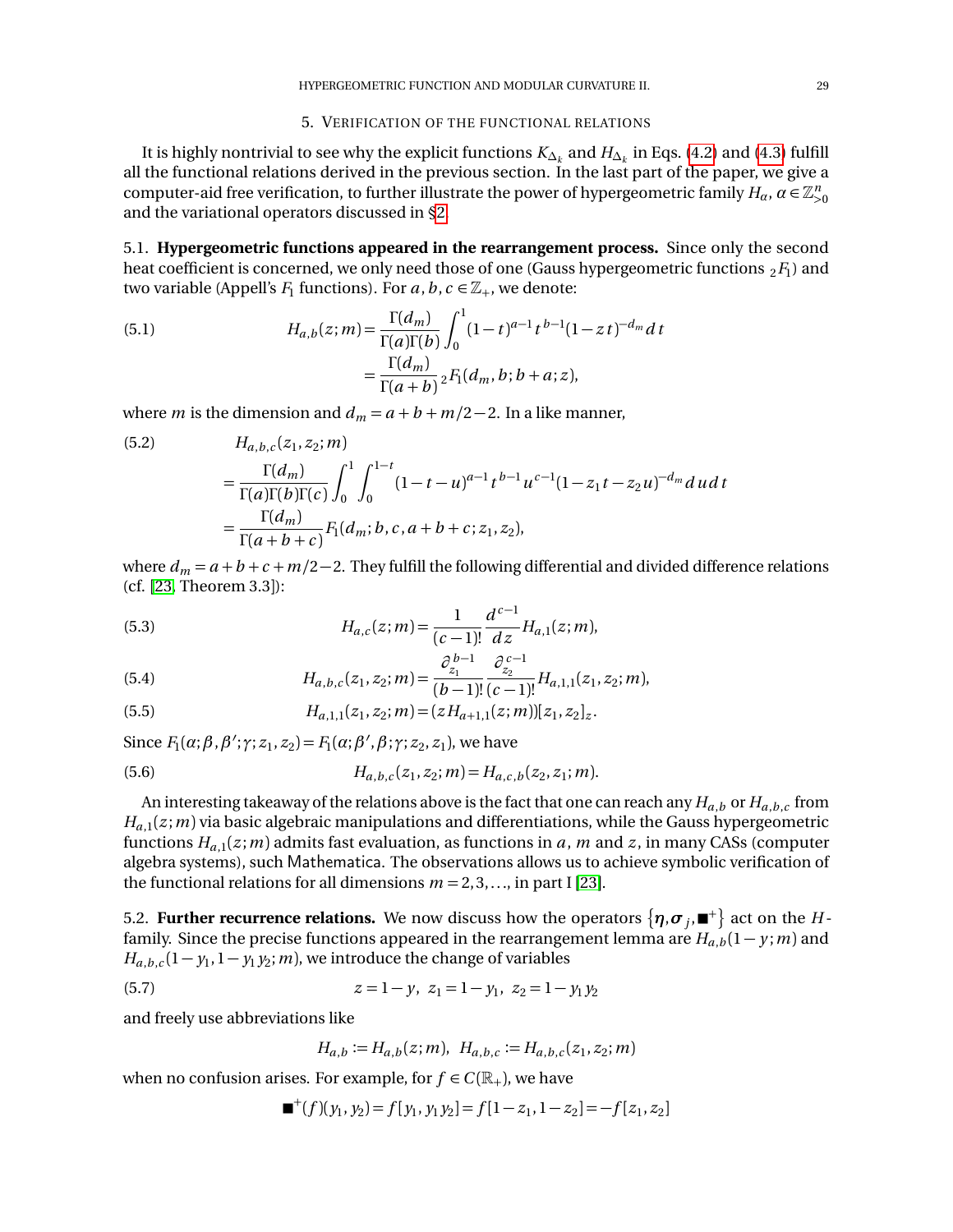## 5. Verification of the functional relations

It is highly nontrivial to see why the explicit functions $K_{\Delta_k}$ and $H_{\Delta_k}$ in Eqs. (4.2) and (4.3) fulfill all the functional relations derived in the previous section. In the last part of the paper, we give a computer-aid free verification, to further illustrate the power of hypergeometric family $H_\alpha$, $\alpha \in \mathbb{Z}^n_{>0}$ and the variational operators discussed in §2.

5.1. **Hypergeometric functions appeared in the rearrangement process.** Since only the second heat coefficient is concerned, we only need those of one (Gauss hypergeometric functions ${}_2F_1$) and two variable (Appell's $F_1$ functions). For $a, b, c \in \mathbb{Z}_+$, we denote:

$$
\begin{aligned}
H_{a,b}(z;m) &= \frac{\Gamma(d_m)}{\Gamma(a)\Gamma(b)} \int_0^1 (1-t)^{a-1} t^{b-1} (1-zt)^{-d_m} dt \\
&= \frac{\Gamma(d_m)}{\Gamma(a+b)} {}_2F_1(d_m, b; b+a; z),
\end{aligned}
\tag{5.1}
$$

where $m$ is the dimension and $d_m = a+b+m/2-2$. In a like manner,

$$
\begin{aligned}
&H_{a,b,c}(z_1,z_2;m) \\
&= \frac{\Gamma(d_m)}{\Gamma(a)\Gamma(b)\Gamma(c)} \int_0^1 \int_0^{1-t} (1-t-u)^{a-1} t^{b-1} u^{c-1} (1-z_1t-z_2u)^{-d_m} du\, dt \\
&= \frac{\Gamma(d_m)}{\Gamma(a+b+c)} F_1(d_m; b, c, a+b+c; z_1, z_2),
\end{aligned}
\tag{5.2}
$$

where $d_m = a+b+c+m/2-2$. They fulfill the following differential and divided difference relations (cf. [23, Theorem 3.3]):

$$
H_{a,c}(z;m) = \frac{1}{(c-1)!} \frac{d^{c-1}}{dz} H_{a,1}(z;m),
\tag{5.3}
$$

$$
H_{a,b,c}(z_1,z_2;m) = \frac{\partial_{z_1}^{b-1}}{(b-1)!} \frac{\partial_{z_2}^{c-1}}{(c-1)!} H_{a,1,1}(z_1,z_2;m),
\tag{5.4}
$$

$$
H_{a,1,1}(z_1,z_2;m) = (zH_{a+1,1}(z;m))[z_1,z_2]_z.
\tag{5.5}
$$

Since $F_1(\alpha;\beta,\beta';\gamma;z_1,z_2) = F_1(\alpha;\beta',\beta;\gamma;z_2,z_1)$, we have

$$
H_{a,b,c}(z_1,z_2;m) = H_{a,c,b}(z_2,z_1;m).
\tag{5.6}
$$

An interesting takeaway of the relations above is the fact that one can reach any $H_{a,b}$ or $H_{a,b,c}$ from $H_{a,1}(z;m)$ via basic algebraic manipulations and differentiations, while the Gauss hypergeometric functions $H_{a,1}(z;m)$ admits fast evaluation, as functions in $a$, $m$ and $z$, in many CASs (computer algebra systems), such Mathematica. The observations allows us to achieve symbolic verification of the functional relations for all dimensions $m = 2,3,\ldots$, in part I [23].

5.2. **Further recurrence relations.** We now discuss how the operators $\{\boldsymbol{\eta}, \boldsymbol{\sigma}_j, \blacksquare^+\}$ act on the $H$-family. Since the precise functions appeared in the rearrangement lemma are $H_{a,b}(1-y;m)$ and $H_{a,b,c}(1-y_1, 1-y_1y_2;m)$, we introduce the change of variables

$$
z = 1-y, \;\; z_1 = 1-y_1, \;\; z_2 = 1-y_1y_2
\tag{5.7}
$$

and freely use abbreviations like

$$
H_{a,b} := H_{a,b}(z;m), \;\; H_{a,b,c} := H_{a,b,c}(z_1,z_2;m)
$$

when no confusion arises. For example, for $f \in C(\mathbb{R}_+)$, we have

$$
\blacksquare^+(f)(y_1,y_2) = f[y_1, y_1y_2] = f[1-z_1, 1-z_2] = -f[z_1,z_2]
$$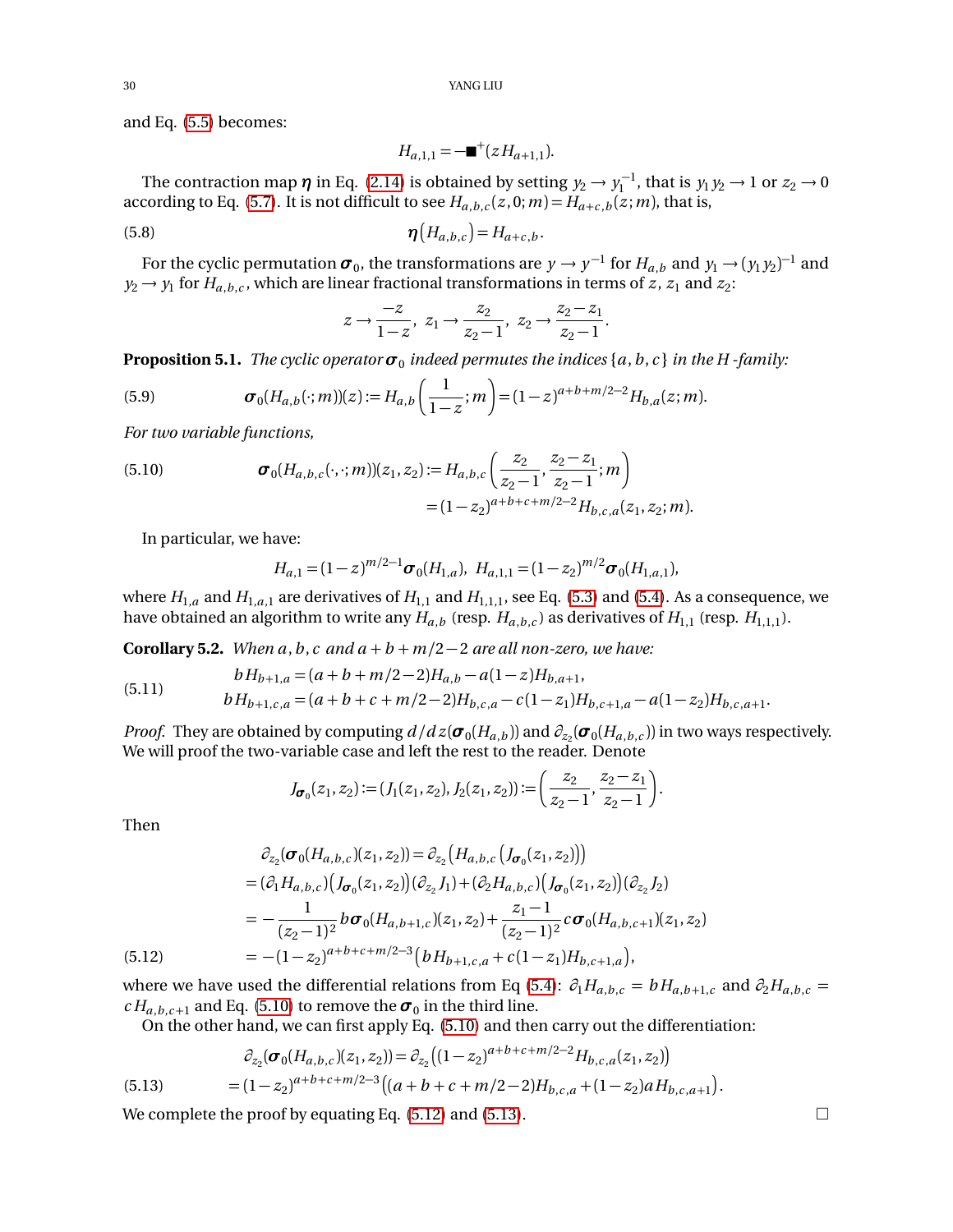and Eq. (5.5) becomes:

$$H_{a,1,1} = -\blacksquare^{+}(z H_{a+1,1}).$$

The contraction map $\boldsymbol{\eta}$ in Eq. (2.14) is obtained by setting $y_2 \to y_1^{-1}$, that is $y_1 y_2 \to 1$ or $z_2 \to 0$ according to Eq. (5.7). It is not difficult to see $H_{a,b,c}(z,0;m) = H_{a+c,b}(z;m)$, that is,

$$\boldsymbol{\eta}\big(H_{a,b,c}\big) = H_{a+c,b}. \tag{5.8}$$

For the cyclic permutation $\boldsymbol{\sigma}_0$, the transformations are $y \to y^{-1}$ for $H_{a,b}$ and $y_1 \to (y_1 y_2)^{-1}$ and $y_2 \to y_1$ for $H_{a,b,c}$, which are linear fractional transformations in terms of $z$, $z_1$ and $z_2$:

$$z \to \frac{-z}{1-z}, \;\; z_1 \to \frac{z_2}{z_2-1}, \;\; z_2 \to \frac{z_2 - z_1}{z_2 - 1}.$$

**Proposition 5.1.** *The cyclic operator $\boldsymbol{\sigma}_0$ indeed permutes the indices $\{a,b,c\}$ in the $H$-family:*

$$\boldsymbol{\sigma}_0(H_{a,b}(\cdot;m))(z) := H_{a,b}\left(\frac{1}{1-z};m\right) = (1-z)^{a+b+m/2-2} H_{b,a}(z;m). \tag{5.9}$$

*For two variable functions,*

$$\begin{aligned}\boldsymbol{\sigma}_0(H_{a,b,c}(\cdot,\cdot;m))(z_1,z_2) &:= H_{a,b,c}\left(\frac{z_2}{z_2-1}, \frac{z_2-z_1}{z_2-1};m\right)\\ &= (1-z_2)^{a+b+c+m/2-2} H_{b,c,a}(z_1,z_2;m).\end{aligned} \tag{5.10}$$

In particular, we have:

$$H_{a,1} = (1-z)^{m/2-1}\boldsymbol{\sigma}_0(H_{1,a}), \;\; H_{a,1,1} = (1-z_2)^{m/2}\boldsymbol{\sigma}_0(H_{1,a,1}),$$

where $H_{1,a}$ and $H_{1,a,1}$ are derivatives of $H_{1,1}$ and $H_{1,1,1}$, see Eq. (5.3) and (5.4). As a consequence, we have obtained an algorithm to write any $H_{a,b}$ (resp. $H_{a,b,c}$) as derivatives of $H_{1,1}$ (resp. $H_{1,1,1}$).

**Corollary 5.2.** *When $a, b, c$ and $a+b+m/2-2$ are all non-zero, we have:*

$$\begin{aligned} bH_{b+1,a} &= (a+b+m/2-2)H_{a,b} - a(1-z)H_{b,a+1},\\ bH_{b+1,c,a} &= (a+b+c+m/2-2)H_{b,c,a} - c(1-z_1)H_{b,c+1,a} - a(1-z_2)H_{b,c,a+1}.\end{aligned} \tag{5.11}$$

*Proof.* They are obtained by computing $d/dz(\boldsymbol{\sigma}_0(H_{a,b}))$ and $\partial_{z_2}(\boldsymbol{\sigma}_0(H_{a,b,c}))$ in two ways respectively. We will proof the two-variable case and left the rest to the reader. Denote

$$J_{\boldsymbol{\sigma}_0}(z_1,z_2) := (J_1(z_1,z_2), J_2(z_1,z_2)) := \left(\frac{z_2}{z_2-1}, \frac{z_2-z_1}{z_2-1}\right).$$

Then

$$\begin{aligned}&\partial_{z_2}(\boldsymbol{\sigma}_0(H_{a,b,c})(z_1,z_2)) = \partial_{z_2}\big(H_{a,b,c}\big(J_{\boldsymbol{\sigma}_0}(z_1,z_2)\big)\big)\\ &= (\partial_1 H_{a,b,c})\big(J_{\boldsymbol{\sigma}_0}(z_1,z_2)\big)(\partial_{z_2}J_1) + (\partial_2 H_{a,b,c})\big(J_{\boldsymbol{\sigma}_0}(z_1,z_2)\big)(\partial_{z_2}J_2)\\ &= -\frac{1}{(z_2-1)^2} b\boldsymbol{\sigma}_0(H_{a,b+1,c})(z_1,z_2) + \frac{z_1-1}{(z_2-1)^2} c\boldsymbol{\sigma}_0(H_{a,b,c+1})(z_1,z_2)\\ &= -(1-z_2)^{a+b+c+m/2-3}\big(bH_{b+1,c,a} + c(1-z_1)H_{b,c+1,a}\big),\end{aligned} \tag{5.12}$$

where we have used the differential relations from Eq (5.4): $\partial_1 H_{a,b,c} = bH_{a,b+1,c}$ and $\partial_2 H_{a,b,c} = cH_{a,b,c+1}$ and Eq. (5.10) to remove the $\boldsymbol{\sigma}_0$ in the third line.

On the other hand, we can first apply Eq. (5.10) and then carry out the differentiation:

$$\begin{aligned}&\partial_{z_2}(\boldsymbol{\sigma}_0(H_{a,b,c})(z_1,z_2)) = \partial_{z_2}\big((1-z_2)^{a+b+c+m/2-2}H_{b,c,a}(z_1,z_2)\big)\\ &= (1-z_2)^{a+b+c+m/2-3}\big((a+b+c+m/2-2)H_{b,c,a} + (1-z_2)aH_{b,c,a+1}\big).\end{aligned} \tag{5.13}$$

We complete the proof by equating Eq. (5.12) and (5.13). □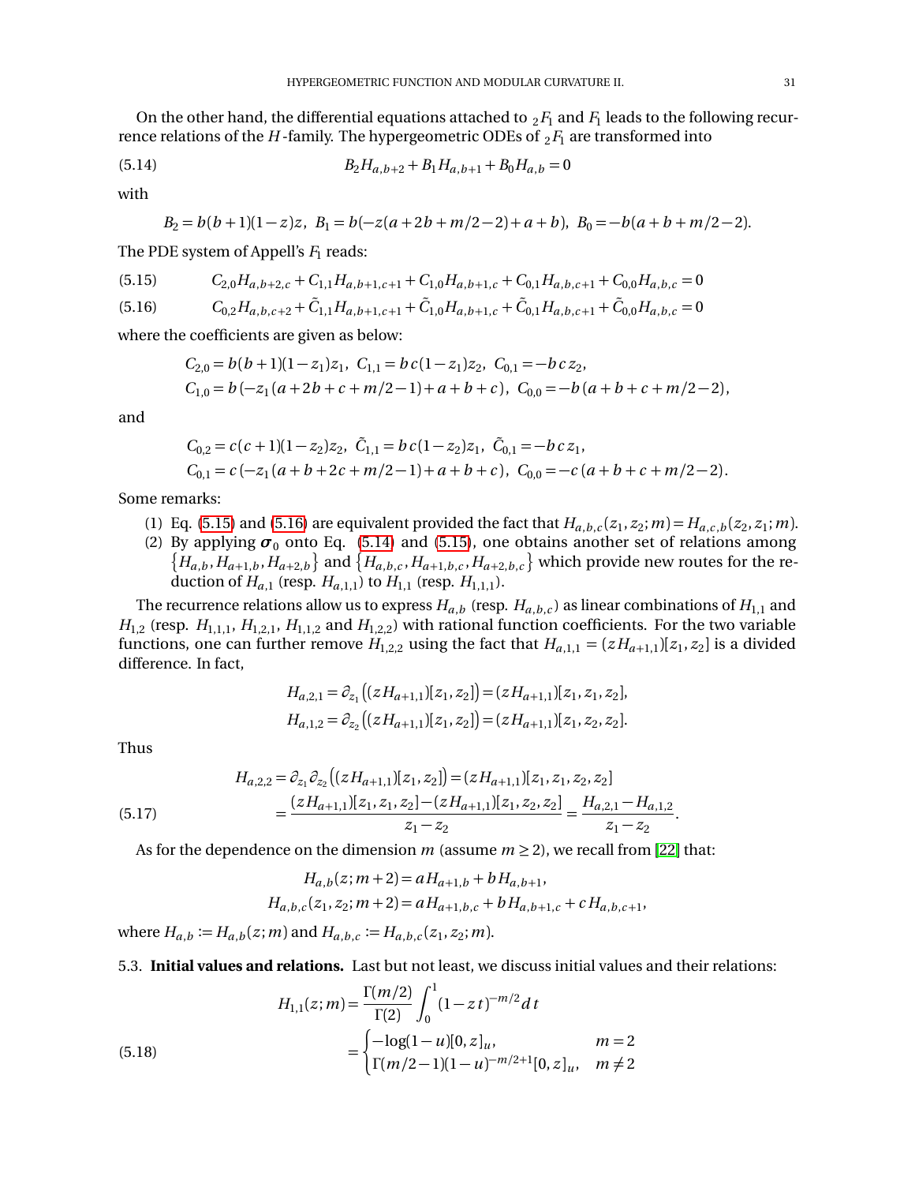On the other hand, the differential equations attached to ${}_2F_1$ and $F_1$ leads to the following recurrence relations of the $H$-family. The hypergeometric ODEs of ${}_2F_1$ are transformed into

$$B_2 H_{a,b+2} + B_1 H_{a,b+1} + B_0 H_{a,b} = 0 \tag{5.14}$$

with

$$B_2 = b(b+1)(1-z)z,\ \ B_1 = b(-z(a+2b+m/2-2)+a+b),\ \ B_0 = -b(a+b+m/2-2).$$

The PDE system of Appell's $F_1$ reads:

$$C_{2,0}H_{a,b+2,c} + C_{1,1}H_{a,b+1,c+1} + C_{1,0}H_{a,b+1,c} + C_{0,1}H_{a,b,c+1} + C_{0,0}H_{a,b,c} = 0 \tag{5.15}$$

$$C_{0,2}H_{a,b,c+2} + \tilde{C}_{1,1}H_{a,b+1,c+1} + \tilde{C}_{1,0}H_{a,b+1,c} + \tilde{C}_{0,1}H_{a,b,c+1} + \tilde{C}_{0,0}H_{a,b,c} = 0 \tag{5.16}$$

where the coefficients are given as below:

$$\begin{aligned}
&C_{2,0} = b(b+1)(1-z_1)z_1,\ \ C_{1,1} = bc(1-z_1)z_2,\ \ C_{0,1} = -bcz_2,\\
&C_{1,0} = b(-z_1(a+2b+c+m/2-1)+a+b+c),\ \ C_{0,0} = -b(a+b+c+m/2-2),
\end{aligned}$$

and

$$\begin{aligned}
&C_{0,2} = c(c+1)(1-z_2)z_2,\ \ \tilde{C}_{1,1} = bc(1-z_2)z_1,\ \ \tilde{C}_{0,1} = -bcz_1,\\
&C_{0,1} = c(-z_1(a+b+2c+m/2-1)+a+b+c),\ \ C_{0,0} = -c(a+b+c+m/2-2).
\end{aligned}$$

Some remarks:

1. Eq. (5.15) and (5.16) are equivalent provided the fact that $H_{a,b,c}(z_1,z_2;m) = H_{a,c,b}(z_2,z_1;m)$.
2. By applying $\boldsymbol{\sigma}_0$ onto Eq. (5.14) and (5.15), one obtains another set of relations among $\{H_{a,b}, H_{a+1,b}, H_{a+2,b}\}$ and $\{H_{a,b,c}, H_{a+1,b,c}, H_{a+2,b,c}\}$ which provide new routes for the reduction of $H_{a,1}$ (resp. $H_{a,1,1}$) to $H_{1,1}$ (resp. $H_{1,1,1}$).

The recurrence relations allow us to express $H_{a,b}$ (resp. $H_{a,b,c}$) as linear combinations of $H_{1,1}$ and $H_{1,2}$ (resp. $H_{1,1,1}$, $H_{1,2,1}$, $H_{1,1,2}$ and $H_{1,2,2}$) with rational function coefficients. For the two variable functions, one can further remove $H_{1,2,2}$ using the fact that $H_{a,1,1} = (zH_{a+1,1})[z_1,z_2]$ is a divided difference. In fact,

$$\begin{aligned}
H_{a,2,1} &= \partial_{z_1}\big((zH_{a+1,1})[z_1,z_2]\big) = (zH_{a+1,1})[z_1,z_1,z_2],\\
H_{a,1,2} &= \partial_{z_2}\big((zH_{a+1,1})[z_1,z_2]\big) = (zH_{a+1,1})[z_1,z_2,z_2].
\end{aligned}$$

Thus

$$\begin{aligned}
H_{a,2,2} &= \partial_{z_1}\partial_{z_2}\big((zH_{a+1,1})[z_1,z_2]\big) = (zH_{a+1,1})[z_1,z_1,z_2,z_2]\\
&= \frac{(zH_{a+1,1})[z_1,z_1,z_2] - (zH_{a+1,1})[z_1,z_2,z_2]}{z_1-z_2} = \frac{H_{a,2,1}-H_{a,1,2}}{z_1-z_2}.
\end{aligned} \tag{5.17}$$

As for the dependence on the dimension $m$ (assume $m \geq 2$), we recall from [22] that:

$$\begin{aligned}
H_{a,b}(z;m+2) &= aH_{a+1,b} + bH_{a,b+1},\\
H_{a,b,c}(z_1,z_2;m+2) &= aH_{a+1,b,c} + bH_{a,b+1,c} + cH_{a,b,c+1},
\end{aligned}$$

where $H_{a,b} := H_{a,b}(z;m)$ and $H_{a,b,c} := H_{a,b,c}(z_1,z_2;m)$.

5.3. **Initial values and relations.** Last but not least, we discuss initial values and their relations:

$$\begin{aligned}
H_{1,1}(z;m) &= \frac{\Gamma(m/2)}{\Gamma(2)}\int_0^1 (1-zt)^{-m/2}\,dt\\
&= \begin{cases} -\log(1-u)[0,z]_u, & m=2\\ \Gamma(m/2-1)(1-u)^{-m/2+1}[0,z]_u, & m\neq 2 \end{cases}
\end{aligned} \tag{5.18}$$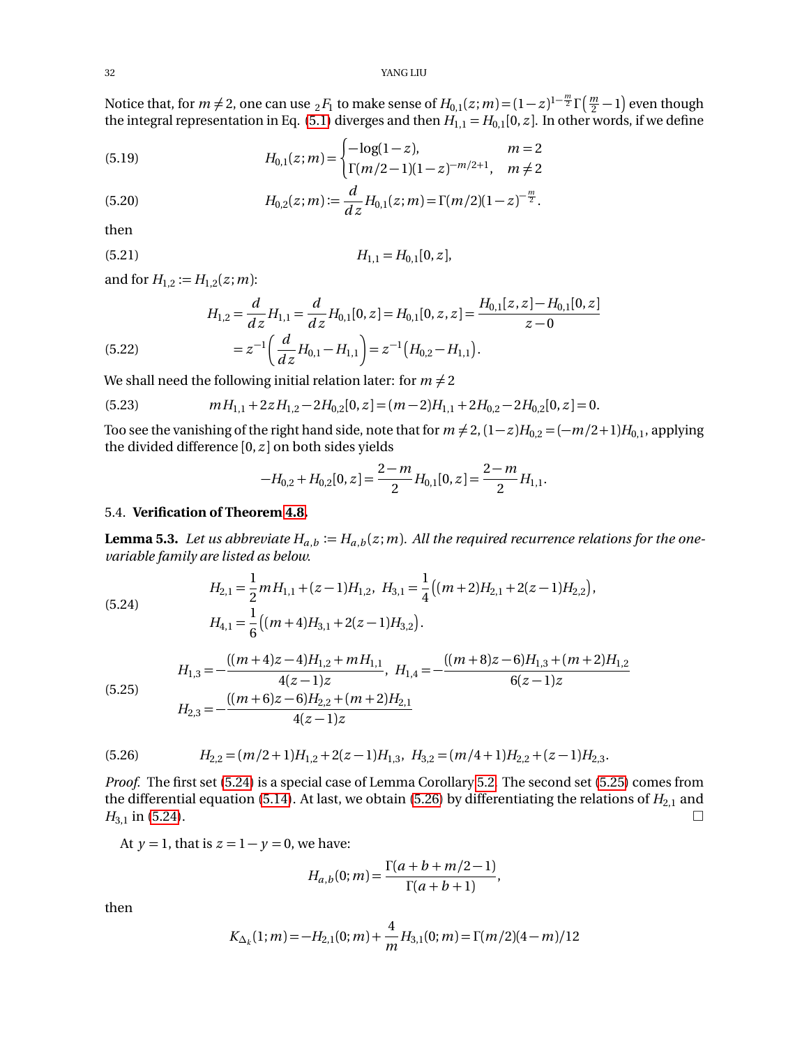Notice that, for $m \neq 2$, one can use ${}_2F_1$ to make sense of $H_{0,1}(z;m) = (1-z)^{1-\frac{m}{2}}\Gamma\left(\frac{m}{2}-1\right)$ even though the integral representation in Eq. (5.1) diverges and then $H_{1,1} = H_{0,1}[0,z]$. In other words, if we define

$$
H_{0,1}(z;m) = \begin{cases} -\log(1-z), & m=2 \\ \Gamma(m/2-1)(1-z)^{-m/2+1}, & m \neq 2 \end{cases} \tag{5.19}
$$

$$
H_{0,2}(z;m) := \frac{d}{dz} H_{0,1}(z;m) = \Gamma(m/2)(1-z)^{-\frac{m}{2}}. \tag{5.20}
$$

then

$$
H_{1,1} = H_{0,1}[0,z], \tag{5.21}
$$

and for $H_{1,2} := H_{1,2}(z;m)$:

$$
\begin{aligned}
H_{1,2} &= \frac{d}{dz} H_{1,1} = \frac{d}{dz} H_{0,1}[0,z] = H_{0,1}[0,z,z] = \frac{H_{0,1}[z,z] - H_{0,1}[0,z]}{z-0} \\
&= z^{-1}\left(\frac{d}{dz} H_{0,1} - H_{1,1}\right) = z^{-1}\left(H_{0,2} - H_{1,1}\right).
\end{aligned} \tag{5.22}
$$

We shall need the following initial relation later: for $m \neq 2$

$$
mH_{1,1} + 2zH_{1,2} - 2H_{0,2}[0,z] = (m-2)H_{1,1} + 2H_{0,2} - 2H_{0,2}[0,z] = 0. \tag{5.23}
$$

Too see the vanishing of the right hand side, note that for $m \neq 2$, $(1-z)H_{0,2} = (-m/2+1)H_{0,1}$, applying the divided difference $[0,z]$ on both sides yields

$$
-H_{0,2} + H_{0,2}[0,z] = \frac{2-m}{2} H_{0,1}[0,z] = \frac{2-m}{2} H_{1,1}.
$$

### 5.4. **Verification of Theorem 4.8.**

**Lemma 5.3.** *Let us abbreviate $H_{a,b} := H_{a,b}(z;m)$. All the required recurrence relations for the one-variable family are listed as below.*

$$
\begin{aligned}
&H_{2,1} = \frac{1}{2} m H_{1,1} + (z-1)H_{1,2}, \ \ H_{3,1} = \frac{1}{4}\left((m+2)H_{2,1} + 2(z-1)H_{2,2}\right), \\
&H_{4,1} = \frac{1}{6}\left((m+4)H_{3,1} + 2(z-1)H_{3,2}\right).
\end{aligned} \tag{5.24}
$$

$$
\begin{aligned}
&H_{1,3} = -\frac{((m+4)z-4)H_{1,2} + mH_{1,1}}{4(z-1)z}, \ \ H_{1,4} = -\frac{((m+8)z-6)H_{1,3} + (m+2)H_{1,2}}{6(z-1)z} \\
&H_{2,3} = -\frac{((m+6)z-6)H_{2,2} + (m+2)H_{2,1}}{4(z-1)z}
\end{aligned} \tag{5.25}
$$

$$
H_{2,2} = (m/2+1)H_{1,2} + 2(z-1)H_{1,3}, \ \ H_{3,2} = (m/4+1)H_{2,2} + (z-1)H_{2,3}. \tag{5.26}
$$

*Proof.* The first set (5.24) is a special case of Lemma Corollary 5.2. The second set (5.25) comes from the differential equation (5.14). At last, we obtain (5.26) by differentiating the relations of $H_{2,1}$ and $H_{3,1}$ in (5.24). □

At $y = 1$, that is $z = 1 - y = 0$, we have:

$$
H_{a,b}(0;m) = \frac{\Gamma(a+b+m/2-1)}{\Gamma(a+b+1)},
$$

then

$$
K_{\Delta_k}(1;m) = -H_{2,1}(0;m) + \frac{4}{m} H_{3,1}(0;m) = \Gamma(m/2)(4-m)/12
$$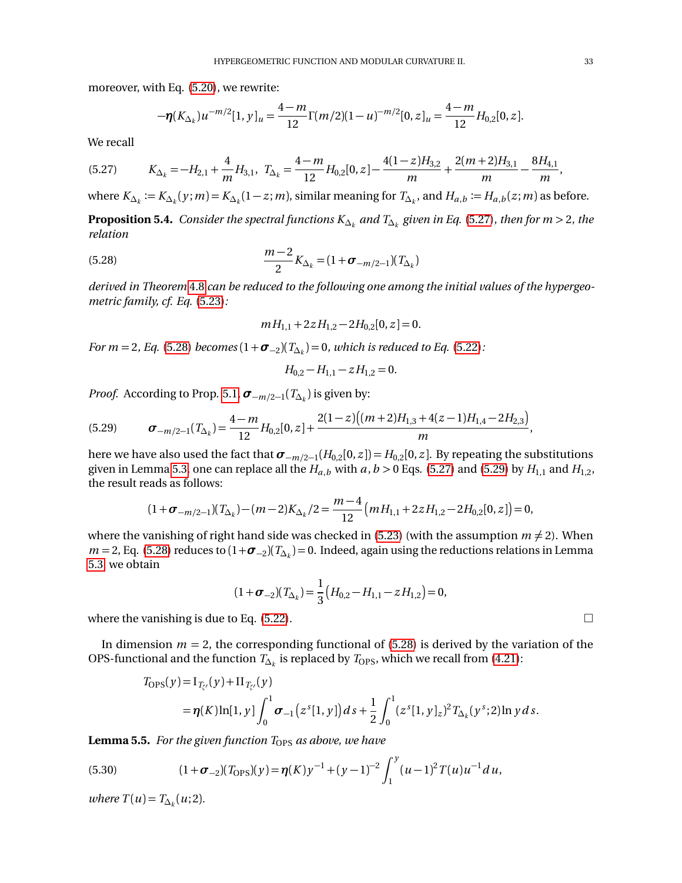moreover, with Eq. (5.20), we rewrite:

$$-\boldsymbol{\eta}(K_{\Delta_k})u^{-m/2}[1,y]_u = \frac{4-m}{12}\Gamma(m/2)(1-u)^{-m/2}[0,z]_u = \frac{4-m}{12}H_{0,2}[0,z].$$

We recall

$$K_{\Delta_k} = -H_{2,1} + \frac{4}{m}H_{3,1},\ \ T_{\Delta_k} = \frac{4-m}{12}H_{0,2}[0,z] - \frac{4(1-z)H_{3,2}}{m} + \frac{2(m+2)H_{3,1}}{m} - \frac{8H_{4,1}}{m}, \tag{5.27}$$

where $K_{\Delta_k} := K_{\Delta_k}(y;m) = K_{\Delta_k}(1-z;m)$, similar meaning for $T_{\Delta_k}$, and $H_{a,b} := H_{a,b}(z;m)$ as before.

**Proposition 5.4.** *Consider the spectral functions $K_{\Delta_k}$ and $T_{\Delta_k}$ given in Eq. (5.27), then for $m>2$, the relation*

$$\frac{m-2}{2}K_{\Delta_k} = (1+\boldsymbol{\sigma}_{-m/2-1})(T_{\Delta_k}) \tag{5.28}$$

*derived in Theorem 4.8 can be reduced to the following one among the initial values of the hypergeometric family, cf. Eq. (5.23):*

$$mH_{1,1} + 2zH_{1,2} - 2H_{0,2}[0,z] = 0.$$

*For $m=2$, Eq. (5.28) becomes $(1+\boldsymbol{\sigma}_{-2})(T_{\Delta_k}) = 0$, which is reduced to Eq. (5.22):*

$$H_{0,2} - H_{1,1} - zH_{1,2} = 0.$$

*Proof.* According to Prop. 5.1, $\boldsymbol{\sigma}_{-m/2-1}(T_{\Delta_k})$ is given by:

$$\boldsymbol{\sigma}_{-m/2-1}(T_{\Delta_k}) = \frac{4-m}{12}H_{0,2}[0,z] + \frac{2(1-z)\big((m+2)H_{1,3} + 4(z-1)H_{1,4} - 2H_{2,3}\big)}{m}, \tag{5.29}$$

here we have also used the fact that $\boldsymbol{\sigma}_{-m/2-1}(H_{0,2}[0,z]) = H_{0,2}[0,z]$. By repeating the substitutions given in Lemma 5.3, one can replace all the $H_{a,b}$ with $a,b>0$ Eqs. (5.27) and (5.29) by $H_{1,1}$ and $H_{1,2}$, the result reads as follows:

$$(1+\boldsymbol{\sigma}_{-m/2-1})(T_{\Delta_k}) - (m-2)K_{\Delta_k}/2 = \frac{m-4}{12}\big(mH_{1,1} + 2zH_{1,2} - 2H_{0,2}[0,z]\big) = 0,$$

where the vanishing of right hand side was checked in (5.23) (with the assumption $m \neq 2$). When $m=2$, Eq. (5.28) reduces to $(1+\boldsymbol{\sigma}_{-2})(T_{\Delta_k}) = 0$. Indeed, again using the reductions relations in Lemma 5.3, we obtain

$$(1+\boldsymbol{\sigma}_{-2})(T_{\Delta_k}) = \frac{1}{3}\big(H_{0,2} - H_{1,1} - zH_{1,2}\big) = 0,$$

where the vanishing is due to Eq. (5.22). □

In dimension $m=2$, the corresponding functional of (5.28) is derived by the variation of the OPS-functional and the function $T_{\Delta_k}$ is replaced by $T_{\mathrm{OPS}}$, which we recall from (4.21):

$$\begin{aligned}
T_{\mathrm{OPS}}(y) &= \mathrm{I}_{T_{\zeta'}}(y) + \mathrm{II}_{T_{\zeta'}}(y) \\
&= \boldsymbol{\eta}(K)\ln[1,y]\int_0^1 \boldsymbol{\sigma}_{-1}\big(z^s[1,y]\big)\,ds + \frac{1}{2}\int_0^1 (z^s[1,y]_z)^2 T_{\Delta_k}(y^s;2)\ln y\,ds.
\end{aligned}$$

**Lemma 5.5.** *For the given function $T_{\mathrm{OPS}}$ as above, we have*

$$(1+\boldsymbol{\sigma}_{-2})(T_{\mathrm{OPS}})(y) = \boldsymbol{\eta}(K)y^{-1} + (y-1)^{-2}\int_1^y (u-1)^2 T(u)u^{-1}\,du, \tag{5.30}$$

*where $T(u) = T_{\Delta_k}(u;2)$.*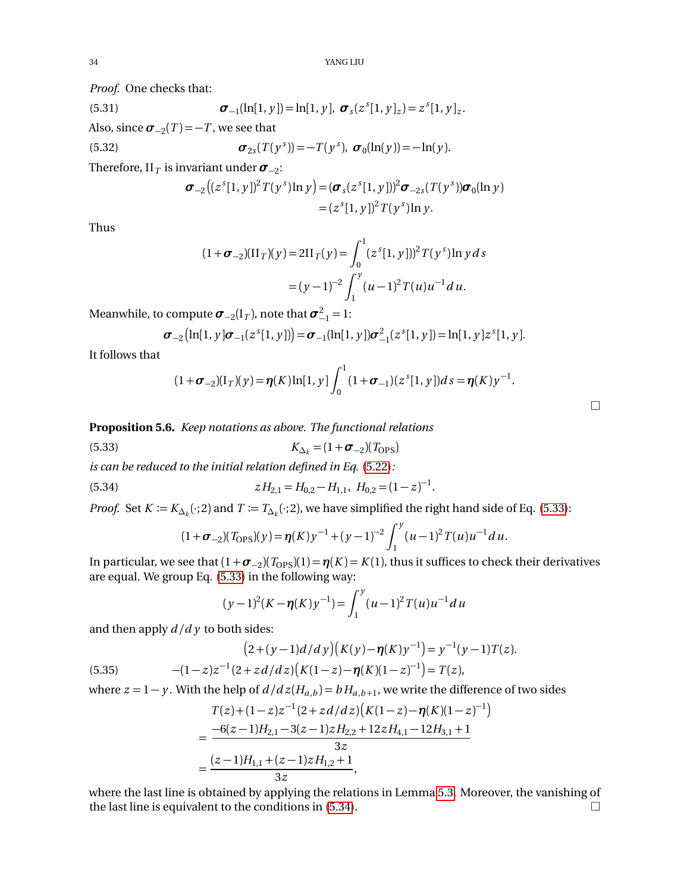*Proof.* One checks that:

$$\boldsymbol{\sigma}_{-1}(\ln[1,y]) = \ln[1,y],\ \ \boldsymbol{\sigma}_s(z^s[1,y]_z) = z^s[1,y]_z. \tag{5.31}$$

Also, since $\boldsymbol{\sigma}_{-2}(T) = -T$, we see that

$$\boldsymbol{\sigma}_{2s}(T(y^s)) = -T(y^s),\ \ \boldsymbol{\sigma}_0(\ln(y)) = -\ln(y). \tag{5.32}$$

Therefore, $\mathrm{II}_T$ is invariant under $\boldsymbol{\sigma}_{-2}$:

$$\begin{aligned}\boldsymbol{\sigma}_{-2}\left((z^s[1,y])^2 T(y^s)\ln y\right) &= (\boldsymbol{\sigma}_s(z^s[1,y]))^2 \boldsymbol{\sigma}_{-2s}(T(y^s))\boldsymbol{\sigma}_0(\ln y)\\ &= (z^s[1,y])^2 T(y^s)\ln y.\end{aligned}$$

Thus

$$\begin{aligned}(1+\boldsymbol{\sigma}_{-2})(\mathrm{II}_T)(y) = 2\mathrm{II}_T(y) &= \int_0^1 (z^s[1,y]))^2 T(y^s)\ln y\, ds\\ &= (y-1)^{-2}\int_1^y (u-1)^2 T(u) u^{-1}\, du.\end{aligned}$$

Meanwhile, to compute $\boldsymbol{\sigma}_{-2}(\mathrm{I}_T)$, note that $\boldsymbol{\sigma}_{-1}^2 = 1$:

$$\boldsymbol{\sigma}_{-2}\left(\ln[1,y]\boldsymbol{\sigma}_{-1}(z^s[1,y])\right) = \boldsymbol{\sigma}_{-1}(\ln[1,y])\boldsymbol{\sigma}_{-1}^2(z^s[1,y]) = \ln[1,y]z^s[1,y].$$

It follows that

$$(1+\boldsymbol{\sigma}_{-2})(\mathrm{I}_T)(y) = \boldsymbol{\eta}(K)\ln[1,y]\int_0^1 (1+\boldsymbol{\sigma}_{-1})(z^s[1,y])ds = \boldsymbol{\eta}(K)y^{-1}.$$

□

**Proposition 5.6.** *Keep notations as above. The functional relations*

$$K_{\Delta_k} = (1+\boldsymbol{\sigma}_{-2})(T_{\mathrm{OPS}}) \tag{5.33}$$

*is can be reduced to the initial relation defined in Eq. (5.22):*

$$zH_{2,1} = H_{0,2} - H_{1,1},\ \ H_{0,2} = (1-z)^{-1}. \tag{5.34}$$

*Proof.* Set $K := K_{\Delta_k}(\cdot;2)$ and $T := T_{\Delta_k}(\cdot;2)$, we have simplified the right hand side of Eq. (5.33):

$$(1+\boldsymbol{\sigma}_{-2})(T_{\mathrm{OPS}})(y) = \boldsymbol{\eta}(K)y^{-1} + (y-1)^{-2}\int_1^y (u-1)^2 T(u)u^{-1}\, du.$$

In particular, we see that $(1+\boldsymbol{\sigma}_{-2})(T_{\mathrm{OPS}})(1) = \boldsymbol{\eta}(K) = K(1)$, thus it suffices to check their derivatives are equal. We group Eq. (5.33) in the following way:

$$(y-1)^2(K - \boldsymbol{\eta}(K)y^{-1}) = \int_1^y (u-1)^2 T(u)u^{-1}\, du$$

and then apply $d/dy$ to both sides:

$$\begin{aligned}\left(2+(y-1)d/dy\right)\left(K(y) - \boldsymbol{\eta}(K)y^{-1}\right) &= y^{-1}(y-1)T(z).\\ -(1-z)z^{-1}(2+zd/dz)\left(K(1-z) - \boldsymbol{\eta}(K)(1-z)^{-1}\right) &= T(z),\end{aligned} \tag{5.35}$$

where $z = 1-y$. With the help of $d/dz(H_{a,b}) = bH_{a,b+1}$, we write the difference of two sides

$$\begin{aligned}& T(z) + (1-z)z^{-1}(2+zd/dz)\left(K(1-z) - \boldsymbol{\eta}(K)(1-z)^{-1}\right)\\ =\ & \frac{-6(z-1)H_{2,1} - 3(z-1)zH_{2,2} + 12zH_{4,1} - 12H_{3,1} + 1}{3z}\\ =\ & \frac{(z-1)H_{1,1} + (z-1)zH_{1,2} + 1}{3z},\end{aligned}$$

where the last line is obtained by applying the relations in Lemma 5.3. Moreover, the vanishing of the last line is equivalent to the conditions in (5.34). □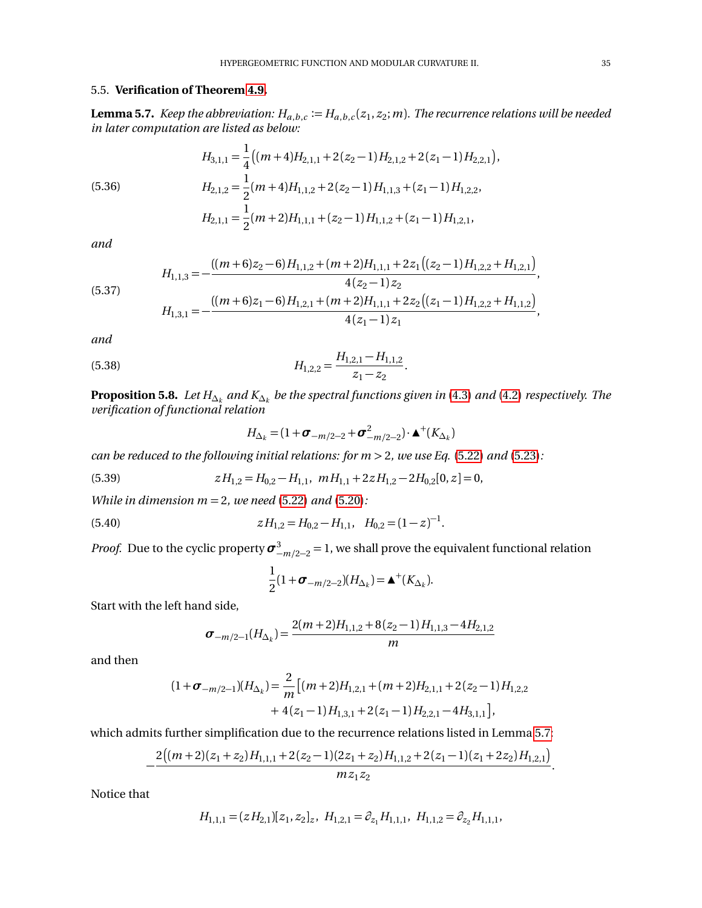### 5.5. **Verification of Theorem 4.9.**

**Lemma 5.7.** *Keep the abbreviation: $H_{a,b,c} := H_{a,b,c}(z_1,z_2;m)$. The recurrence relations will be needed in later computation are listed as below:*

$$
\begin{aligned}
H_{3,1,1} &= \frac{1}{4}\big((m+4)H_{2,1,1} + 2(z_2-1)H_{2,1,2} + 2(z_1-1)H_{2,2,1}\big), \\
H_{2,1,2} &= \frac{1}{2}(m+4)H_{1,1,2} + 2(z_2-1)H_{1,1,3} + (z_1-1)H_{1,2,2}, \\
H_{2,1,1} &= \frac{1}{2}(m+2)H_{1,1,1} + (z_2-1)H_{1,1,2} + (z_1-1)H_{1,2,1},
\end{aligned}
\tag{5.36}
$$

*and*

$$
\begin{aligned}
H_{1,1,3} &= -\frac{((m+6)z_2-6)H_{1,1,2} + (m+2)H_{1,1,1} + 2z_1\big((z_2-1)H_{1,2,2} + H_{1,2,1}\big)}{4(z_2-1)z_2}, \\
H_{1,3,1} &= -\frac{((m+6)z_1-6)H_{1,2,1} + (m+2)H_{1,1,1} + 2z_2\big((z_1-1)H_{1,2,2} + H_{1,1,2}\big)}{4(z_1-1)z_1},
\end{aligned}
\tag{5.37}
$$

*and*

$$
H_{1,2,2} = \frac{H_{1,2,1} - H_{1,1,2}}{z_1 - z_2}.
\tag{5.38}
$$

**Proposition 5.8.** *Let $H_{\Delta_k}$ and $K_{\Delta_k}$ be the spectral functions given in (4.3) and (4.2) respectively. The verification of functional relation*

$$
H_{\Delta_k} = (1 + \boldsymbol{\sigma}_{-m/2-2} + \boldsymbol{\sigma}^2_{-m/2-2}) \cdot \blacktriangle^+(K_{\Delta_k})
$$

*can be reduced to the following initial relations: for $m > 2$, we use Eq. (5.22) and (5.23):*

$$
zH_{1,2} = H_{0,2} - H_{1,1}, \quad mH_{1,1} + 2zH_{1,2} - 2H_{0,2}[0,z] = 0,
\tag{5.39}
$$

*While in dimension $m = 2$, we need (5.22) and (5.20):*

$$
zH_{1,2} = H_{0,2} - H_{1,1}, \quad H_{0,2} = (1-z)^{-1}.
\tag{5.40}
$$

*Proof.* Due to the cyclic property $\boldsymbol{\sigma}^3_{-m/2-2} = 1$, we shall prove the equivalent functional relation

$$
\frac{1}{2}(1 + \boldsymbol{\sigma}_{-m/2-2})(H_{\Delta_k}) = \blacktriangle^+(K_{\Delta_k}).
$$

Start with the left hand side,

$$
\boldsymbol{\sigma}_{-m/2-1}(H_{\Delta_k}) = \frac{2(m+2)H_{1,1,2} + 8(z_2-1)H_{1,1,3} - 4H_{2,1,2}}{m}
$$

and then

$$
\begin{aligned}
(1 + \boldsymbol{\sigma}_{-m/2-1})(H_{\Delta_k}) = \frac{2}{m}\big[&(m+2)H_{1,2,1} + (m+2)H_{2,1,1} + 2(z_2-1)H_{1,2,2} \\
&+ 4(z_1-1)H_{1,3,1} + 2(z_1-1)H_{2,2,1} - 4H_{3,1,1}\big],
\end{aligned}
$$

which admits further simplification due to the recurrence relations listed in Lemma 5.7:

$$
-\frac{2\big((m+2)(z_1+z_2)H_{1,1,1} + 2(z_2-1)(2z_1+z_2)H_{1,1,2} + 2(z_1-1)(z_1+2z_2)H_{1,2,1}\big)}{mz_1z_2}.
$$

Notice that

$$
H_{1,1,1} = (zH_{2,1})[z_1,z_2]_z, \quad H_{1,2,1} = \partial_{z_1}H_{1,1,1}, \quad H_{1,1,2} = \partial_{z_2}H_{1,1,1},
$$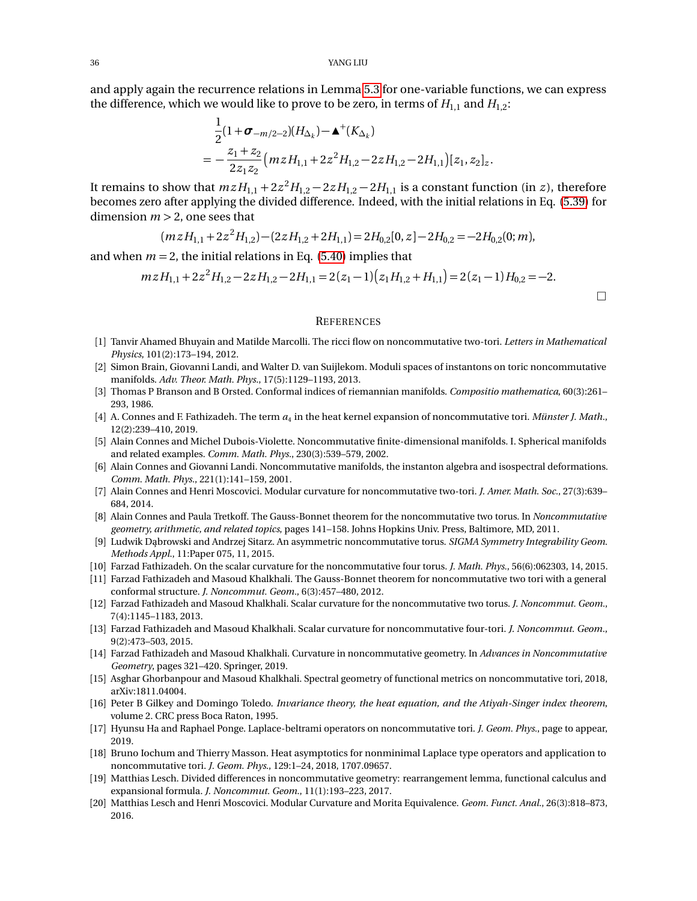and apply again the recurrence relations in Lemma 5.3 for one-variable functions, we can express the difference, which we would like to prove to be zero, in terms of $H_{1,1}$ and $H_{1,2}$:

$$
\begin{aligned}
&\frac{1}{2}(1+\boldsymbol{\sigma}_{-m/2-2})(H_{\Delta_k}) - \blacktriangle^{+}(K_{\Delta_k}) \\
=& -\frac{z_1+z_2}{2z_1z_2}\left(mzH_{1,1}+2z^2H_{1,2}-2zH_{1,2}-2H_{1,1}\right)[z_1,z_2]_z.
\end{aligned}
$$

It remains to show that $mzH_{1,1}+2z^2H_{1,2}-2zH_{1,2}-2H_{1,1}$ is a constant function (in $z$), therefore becomes zero after applying the divided difference. Indeed, with the initial relations in Eq. (5.39) for dimension $m>2$, one sees that

$$
(mzH_{1,1}+2z^2H_{1,2})-(2zH_{1,2}+2H_{1,1}) = 2H_{0,2}[0,z]-2H_{0,2} = -2H_{0,2}(0;m),
$$

and when $m=2$, the initial relations in Eq. (5.40) implies that

$$
mzH_{1,1}+2z^2H_{1,2}-2zH_{1,2}-2H_{1,1} = 2(z_1-1)\left(z_1H_{1,2}+H_{1,1}\right) = 2(z_1-1)H_{0,2} = -2.
$$

□

## References

[1] Tanvir Ahamed Bhuyain and Matilde Marcolli. The ricci flow on noncommutative two-tori. *Letters in Mathematical Physics*, 101(2):173–194, 2012.

[2] Simon Brain, Giovanni Landi, and Walter D. van Suijlekom. Moduli spaces of instantons on toric noncommutative manifolds. *Adv. Theor. Math. Phys.*, 17(5):1129–1193, 2013.

[3] Thomas P Branson and B Orsted. Conformal indices of riemannian manifolds. *Compositio mathematica*, 60(3):261–293, 1986.

[4] A. Connes and F. Fathizadeh. The term $a_4$ in the heat kernel expansion of noncommutative tori. *Münster J. Math.*, 12(2):239–410, 2019.

[5] Alain Connes and Michel Dubois-Violette. Noncommutative finite-dimensional manifolds. I. Spherical manifolds and related examples. *Comm. Math. Phys.*, 230(3):539–579, 2002.

[6] Alain Connes and Giovanni Landi. Noncommutative manifolds, the instanton algebra and isospectral deformations. *Comm. Math. Phys.*, 221(1):141–159, 2001.

[7] Alain Connes and Henri Moscovici. Modular curvature for noncommutative two-tori. *J. Amer. Math. Soc.*, 27(3):639–684, 2014.

[8] Alain Connes and Paula Tretkoff. The Gauss-Bonnet theorem for the noncommutative two torus. In *Noncommutative geometry, arithmetic, and related topics*, pages 141–158. Johns Hopkins Univ. Press, Baltimore, MD, 2011.

[9] Ludwik Dąbrowski and Andrzej Sitarz. An asymmetric noncommutative torus. *SIGMA Symmetry Integrability Geom. Methods Appl.*, 11:Paper 075, 11, 2015.

[10] Farzad Fathizadeh. On the scalar curvature for the noncommutative four torus. *J. Math. Phys.*, 56(6):062303, 14, 2015.

[11] Farzad Fathizadeh and Masoud Khalkhali. The Gauss-Bonnet theorem for noncommutative two tori with a general conformal structure. *J. Noncommut. Geom.*, 6(3):457–480, 2012.

[12] Farzad Fathizadeh and Masoud Khalkhali. Scalar curvature for the noncommutative two torus. *J. Noncommut. Geom.*, 7(4):1145–1183, 2013.

[13] Farzad Fathizadeh and Masoud Khalkhali. Scalar curvature for noncommutative four-tori. *J. Noncommut. Geom.*, 9(2):473–503, 2015.

[14] Farzad Fathizadeh and Masoud Khalkhali. Curvature in noncommutative geometry. In *Advances in Noncommutative Geometry*, pages 321–420. Springer, 2019.

[15] Asghar Ghorbanpour and Masoud Khalkhali. Spectral geometry of functional metrics on noncommutative tori, 2018, arXiv:1811.04004.

[16] Peter B Gilkey and Domingo Toledo. *Invariance theory, the heat equation, and the Atiyah-Singer index theorem*, volume 2. CRC press Boca Raton, 1995.

[17] Hyunsu Ha and Raphael Ponge. Laplace-beltrami operators on noncommutative tori. *J. Geom. Phys.*, page to appear, 2019.

[18] Bruno Iochum and Thierry Masson. Heat asymptotics for nonminimal Laplace type operators and application to noncommutative tori. *J. Geom. Phys.*, 129:1–24, 2018, 1707.09657.

[19] Matthias Lesch. Divided differences in noncommutative geometry: rearrangement lemma, functional calculus and expansional formula. *J. Noncommut. Geom.*, 11(1):193–223, 2017.

[20] Matthias Lesch and Henri Moscovici. Modular Curvature and Morita Equivalence. *Geom. Funct. Anal.*, 26(3):818–873, 2016.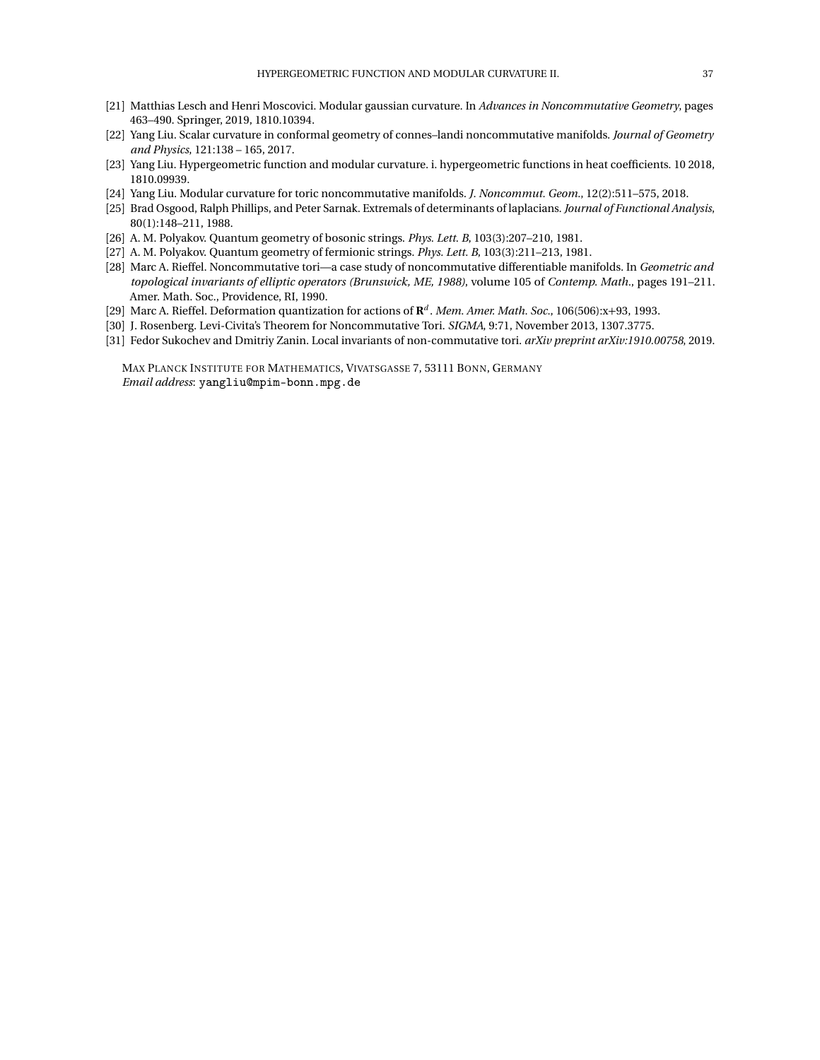[21] Matthias Lesch and Henri Moscovici. Modular gaussian curvature. In *Advances in Noncommutative Geometry*, pages 463–490. Springer, 2019, 1810.10394.

[22] Yang Liu. Scalar curvature in conformal geometry of connes–landi noncommutative manifolds. *Journal of Geometry and Physics*, 121:138 – 165, 2017.

[23] Yang Liu. Hypergeometric function and modular curvature. i. hypergeometric functions in heat coefficients. 10 2018, 1810.09939.

[24] Yang Liu. Modular curvature for toric noncommutative manifolds. *J. Noncommut. Geom.*, 12(2):511–575, 2018.

[25] Brad Osgood, Ralph Phillips, and Peter Sarnak. Extremals of determinants of laplacians. *Journal of Functional Analysis*, 80(1):148–211, 1988.

[26] A. M. Polyakov. Quantum geometry of bosonic strings. *Phys. Lett. B*, 103(3):207–210, 1981.

[27] A. M. Polyakov. Quantum geometry of fermionic strings. *Phys. Lett. B*, 103(3):211–213, 1981.

[28] Marc A. Rieffel. Noncommutative tori—a case study of noncommutative differentiable manifolds. In *Geometric and topological invariants of elliptic operators (Brunswick, ME, 1988)*, volume 105 of *Contemp. Math.*, pages 191–211. Amer. Math. Soc., Providence, RI, 1990.

[29] Marc A. Rieffel. Deformation quantization for actions of $\mathbf{R}^d$. *Mem. Amer. Math. Soc.*, 106(506):x+93, 1993.

[30] J. Rosenberg. Levi-Civita's Theorem for Noncommutative Tori. *SIGMA*, 9:71, November 2013, 1307.3775.

[31] Fedor Sukochev and Dmitriy Zanin. Local invariants of non-commutative tori. *arXiv preprint arXiv:1910.00758*, 2019.

MAX PLANCK INSTITUTE FOR MATHEMATICS, VIVATSGASSE 7, 53111 BONN, GERMANY
*Email address*: `yangliu@mpim-bonn.mpg.de`